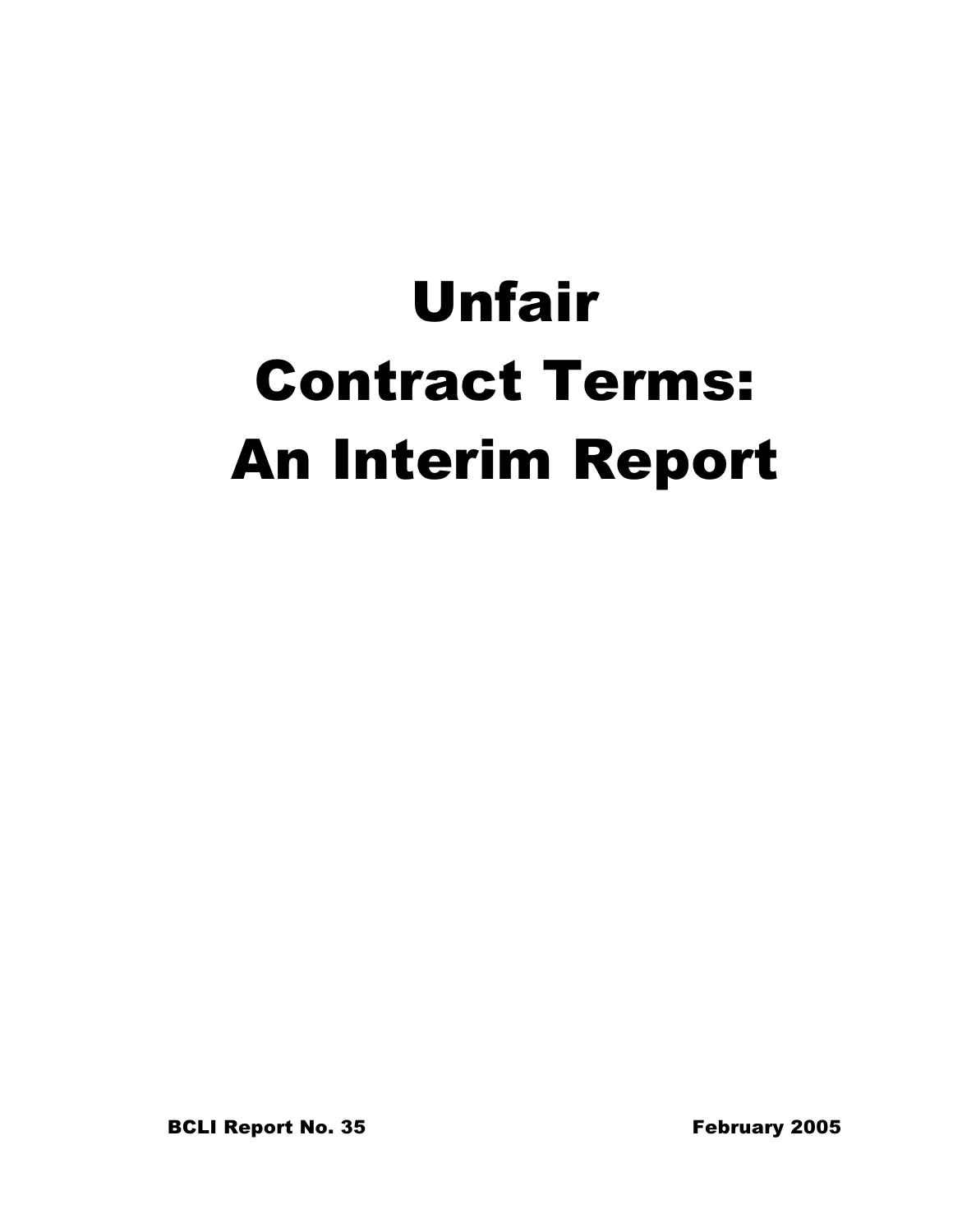# Unfair Contract Terms: An Interim Report

**BCLI Report No. 35** **February 2005**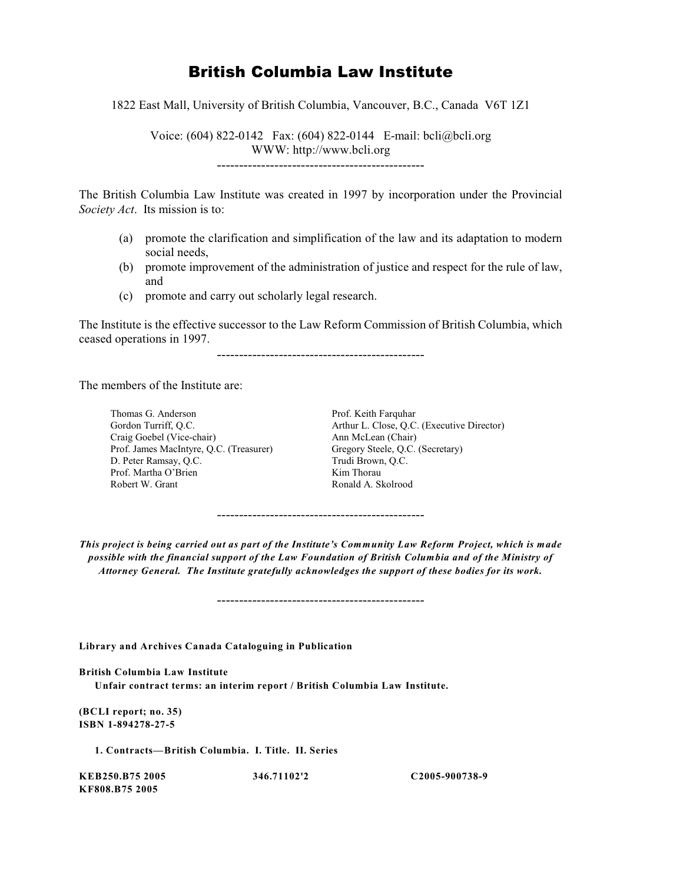# British Columbia Law Institute

1822 East Mall, University of British Columbia, Vancouver, B.C., Canada V6T 1Z1

Voice: (604) 822-0142 Fax: (604) 822-0144 E-mail: bcli@bcli.org
WWW: http://www.bcli.org

-----------------------------------------------

The British Columbia Law Institute was created in 1997 by incorporation under the Provincial *Society Act*. Its mission is to:

(a) promote the clarification and simplification of the law and its adaptation to modern social needs,
(b) promote improvement of the administration of justice and respect for the rule of law, and
(c) promote and carry out scholarly legal research.

The Institute is the effective successor to the Law Reform Commission of British Columbia, which ceased operations in 1997.

-----------------------------------------------

The members of the Institute are:

Thomas G. Anderson
Gordon Turriff, Q.C.
Craig Goebel (Vice-chair)
Prof. James MacIntyre, Q.C. (Treasurer)
D. Peter Ramsay, Q.C.
Prof. Martha O'Brien
Robert W. Grant
Prof. Keith Farquhar
Arthur L. Close, Q.C. (Executive Director)
Ann McLean (Chair)
Gregory Steele, Q.C. (Secretary)
Trudi Brown, Q.C.
Kim Thorau
Ronald A. Skolrood

-----------------------------------------------

***This project is being carried out as part of the Institute's Community Law Reform Project, which is made possible with the financial support of the Law Foundation of British Columbia and of the Ministry of Attorney General. The Institute gratefully acknowledges the support of these bodies for its work.***

-----------------------------------------------

**Library and Archives Canada Cataloguing in Publication**

**British Columbia Law Institute**
**Unfair contract terms: an interim report / British Columbia Law Institute.**

**(BCLI report; no. 35)**
**ISBN 1-894278-27-5**

**1. Contracts—British Columbia. I. Title. II. Series**

**KEB250.B75 2005** **346.71102'2** **C2005-900738-9**
**KF808.B75 2005**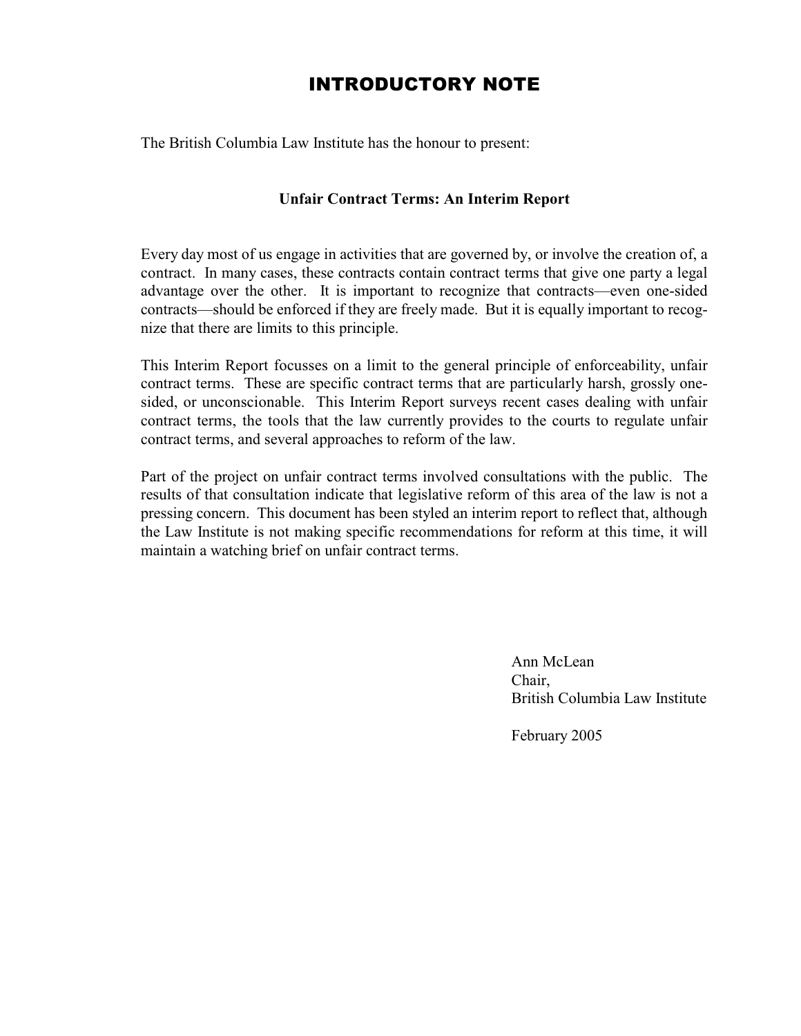# INTRODUCTORY NOTE

The British Columbia Law Institute has the honour to present:

**Unfair Contract Terms: An Interim Report**

Every day most of us engage in activities that are governed by, or involve the creation of, a contract. In many cases, these contracts contain contract terms that give one party a legal advantage over the other. It is important to recognize that contracts—even one-sided contracts—should be enforced if they are freely made. But it is equally important to recognize that there are limits to this principle.

This Interim Report focusses on a limit to the general principle of enforceability, unfair contract terms. These are specific contract terms that are particularly harsh, grossly one-sided, or unconscionable. This Interim Report surveys recent cases dealing with unfair contract terms, the tools that the law currently provides to the courts to regulate unfair contract terms, and several approaches to reform of the law.

Part of the project on unfair contract terms involved consultations with the public. The results of that consultation indicate that legislative reform of this area of the law is not a pressing concern. This document has been styled an interim report to reflect that, although the Law Institute is not making specific recommendations for reform at this time, it will maintain a watching brief on unfair contract terms.

Ann McLean
Chair,
British Columbia Law Institute

February 2005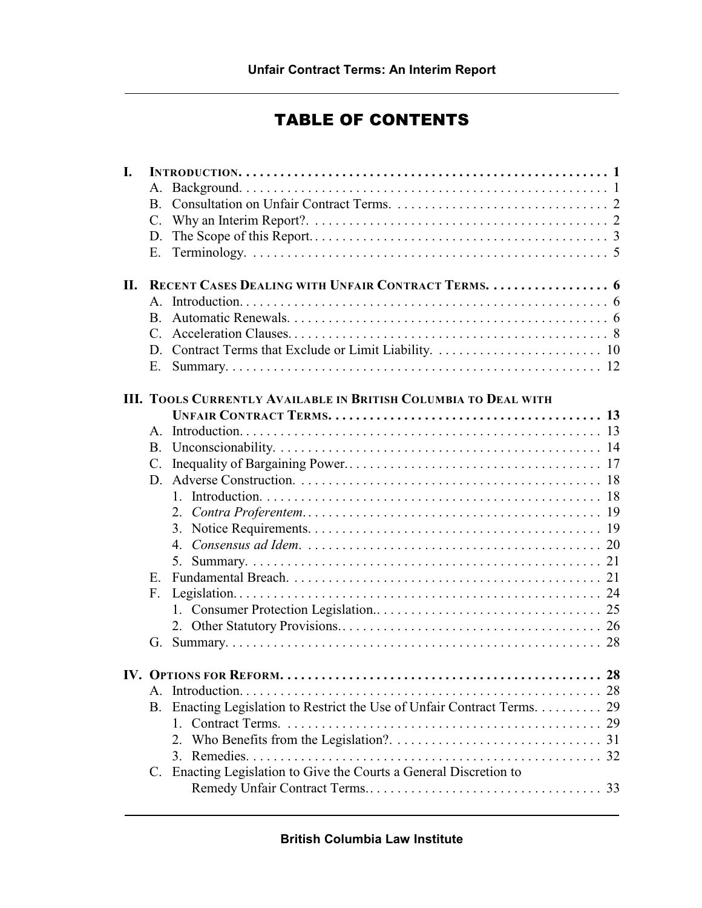# TABLE OF CONTENTS

**I. INTRODUCTION. . . . . . . . . . . . . . . . . . . . . . . . . . . . . . . . . . . . . . . . . . . . . . . . . . . . . . 1**
- A. Background. . . . . . . . . . . . . . . . . . . . . . . . . . . . . . . . . . . . . . . . . . . . . . . . . . . . . . 1
- B. Consultation on Unfair Contract Terms. . . . . . . . . . . . . . . . . . . . . . . . . . . . . . . . 2
- C. Why an Interim Report?. . . . . . . . . . . . . . . . . . . . . . . . . . . . . . . . . . . . . . . . . . . . 2
- D. The Scope of this Report. . . . . . . . . . . . . . . . . . . . . . . . . . . . . . . . . . . . . . . . . . . . 3
- E. Terminology. . . . . . . . . . . . . . . . . . . . . . . . . . . . . . . . . . . . . . . . . . . . . . . . . . . . . . 5

**II. RECENT CASES DEALING WITH UNFAIR CONTRACT TERMS. . . . . . . . . . . . . . . . . . 6**
- A. Introduction. . . . . . . . . . . . . . . . . . . . . . . . . . . . . . . . . . . . . . . . . . . . . . . . . . . . . . 6
- B. Automatic Renewals. . . . . . . . . . . . . . . . . . . . . . . . . . . . . . . . . . . . . . . . . . . . . . . . 6
- C. Acceleration Clauses. . . . . . . . . . . . . . . . . . . . . . . . . . . . . . . . . . . . . . . . . . . . . . . . 8
- D. Contract Terms that Exclude or Limit Liability. . . . . . . . . . . . . . . . . . . . . . . . . 10
- E. Summary. . . . . . . . . . . . . . . . . . . . . . . . . . . . . . . . . . . . . . . . . . . . . . . . . . . . . . . 12

**III. TOOLS CURRENTLY AVAILABLE IN BRITISH COLUMBIA TO DEAL WITH UNFAIR CONTRACT TERMS. . . . . . . . . . . . . . . . . . . . . . . . . . . . . . . . . . . . . . . . 13**
- A. Introduction. . . . . . . . . . . . . . . . . . . . . . . . . . . . . . . . . . . . . . . . . . . . . . . . . . . . . 13
- B. Unconscionability. . . . . . . . . . . . . . . . . . . . . . . . . . . . . . . . . . . . . . . . . . . . . . . . . 14
- C. Inequality of Bargaining Power.. . . . . . . . . . . . . . . . . . . . . . . . . . . . . . . . . . . . . . 17
- D. Adverse Construction. . . . . . . . . . . . . . . . . . . . . . . . . . . . . . . . . . . . . . . . . . . . . . 18
  - 1. Introduction. . . . . . . . . . . . . . . . . . . . . . . . . . . . . . . . . . . . . . . . . . . . . . . . . . 18
  - 2. *Contra Proferentem*. . . . . . . . . . . . . . . . . . . . . . . . . . . . . . . . . . . . . . . . . . . . 19
  - 3. Notice Requirements. . . . . . . . . . . . . . . . . . . . . . . . . . . . . . . . . . . . . . . . . . . . 19
  - 4. *Consensus ad Idem*. . . . . . . . . . . . . . . . . . . . . . . . . . . . . . . . . . . . . . . . . . . . 20
  - 5. Summary. . . . . . . . . . . . . . . . . . . . . . . . . . . . . . . . . . . . . . . . . . . . . . . . . . . . 21
- E. Fundamental Breach. . . . . . . . . . . . . . . . . . . . . . . . . . . . . . . . . . . . . . . . . . . . . . . 21
- F. Legislation.. . . . . . . . . . . . . . . . . . . . . . . . . . . . . . . . . . . . . . . . . . . . . . . . . . . . . . 24
  - 1. Consumer Protection Legislation.. . . . . . . . . . . . . . . . . . . . . . . . . . . . . . . . . 25
  - 2. Other Statutory Provisions.. . . . . . . . . . . . . . . . . . . . . . . . . . . . . . . . . . . . . . 26
- G. Summary. . . . . . . . . . . . . . . . . . . . . . . . . . . . . . . . . . . . . . . . . . . . . . . . . . . . . . . 28

**IV. OPTIONS FOR REFORM. . . . . . . . . . . . . . . . . . . . . . . . . . . . . . . . . . . . . . . . . . . . . . . 28**
- A. Introduction. . . . . . . . . . . . . . . . . . . . . . . . . . . . . . . . . . . . . . . . . . . . . . . . . . . . . 28
- B. Enacting Legislation to Restrict the Use of Unfair Contract Terms. . . . . . . . . . 29
  - 1. Contract Terms. . . . . . . . . . . . . . . . . . . . . . . . . . . . . . . . . . . . . . . . . . . . . . . . 29
  - 2. Who Benefits from the Legislation?. . . . . . . . . . . . . . . . . . . . . . . . . . . . . . . . 31
  - 3. Remedies. . . . . . . . . . . . . . . . . . . . . . . . . . . . . . . . . . . . . . . . . . . . . . . . . . . . 32
- C. Enacting Legislation to Give the Courts a General Discretion to Remedy Unfair Contract Terms.. . . . . . . . . . . . . . . . . . . . . . . . . . . . . . . . . . . 33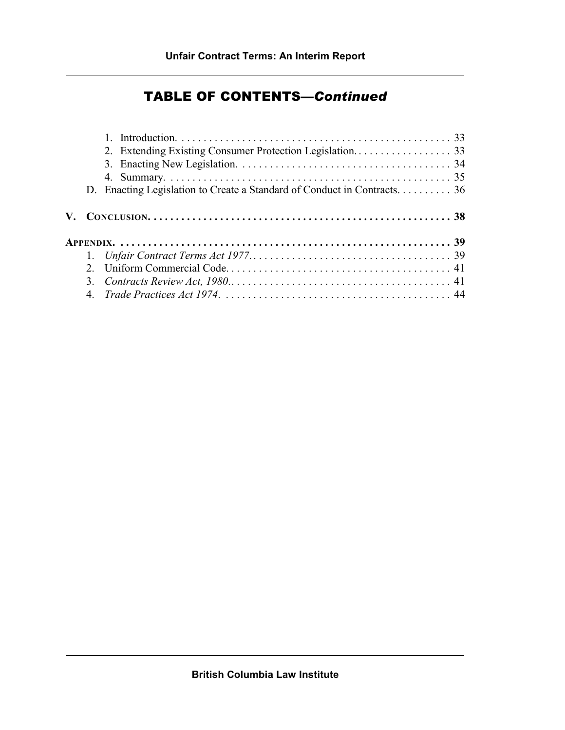## TABLE OF CONTENTS—*Continued*

1. Introduction. . . . . . . . . . . . . . . . . . . . . . . . . . . . . . . . . . . . . . . . . . . . . . . . . . 33
2. Extending Existing Consumer Protection Legislation. . . . . . . . . . . . . . . . . . 33
3. Enacting New Legislation. . . . . . . . . . . . . . . . . . . . . . . . . . . . . . . . . . . . . . . 34
4. Summary. . . . . . . . . . . . . . . . . . . . . . . . . . . . . . . . . . . . . . . . . . . . . . . . . . . . 35

D. Enacting Legislation to Create a Standard of Conduct in Contracts. . . . . . . . . . 36

**V. CONCLUSION. . . . . . . . . . . . . . . . . . . . . . . . . . . . . . . . . . . . . . . . . . . . . . . . . . . . . 38**

**APPENDIX. . . . . . . . . . . . . . . . . . . . . . . . . . . . . . . . . . . . . . . . . . . . . . . . . . . . . . . . . 39**

1. *Unfair Contract Terms Act 1977*. . . . . . . . . . . . . . . . . . . . . . . . . . . . . . . . . . . . . 39
2. Uniform Commercial Code. . . . . . . . . . . . . . . . . . . . . . . . . . . . . . . . . . . . . . . . . 41
3. *Contracts Review Act, 1980*. . . . . . . . . . . . . . . . . . . . . . . . . . . . . . . . . . . . . . . . 41
4. *Trade Practices Act 1974*. . . . . . . . . . . . . . . . . . . . . . . . . . . . . . . . . . . . . . . . . . 44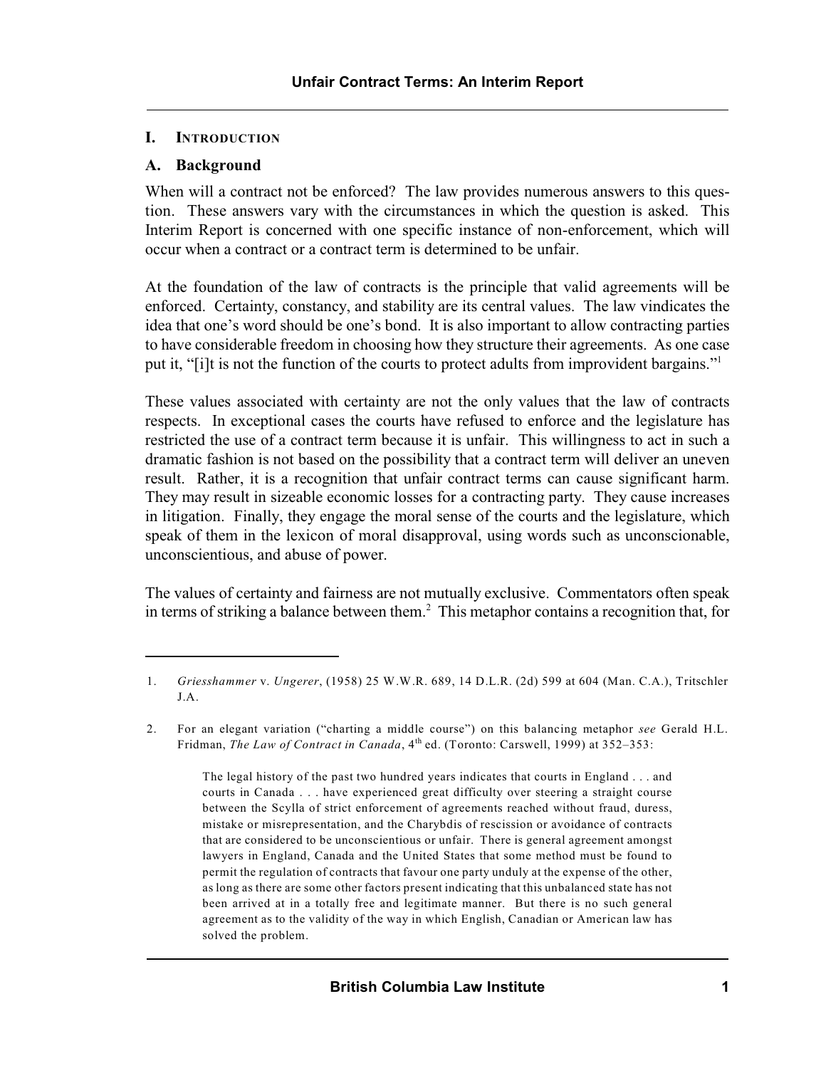## I. INTRODUCTION

### A. Background

When will a contract not be enforced? The law provides numerous answers to this question. These answers vary with the circumstances in which the question is asked. This Interim Report is concerned with one specific instance of non-enforcement, which will occur when a contract or a contract term is determined to be unfair.

At the foundation of the law of contracts is the principle that valid agreements will be enforced. Certainty, constancy, and stability are its central values. The law vindicates the idea that one's word should be one's bond. It is also important to allow contracting parties to have considerable freedom in choosing how they structure their agreements. As one case put it, "[i]t is not the function of the courts to protect adults from improvident bargains."[1]

These values associated with certainty are not the only values that the law of contracts respects. In exceptional cases the courts have refused to enforce and the legislature has restricted the use of a contract term because it is unfair. This willingness to act in such a dramatic fashion is not based on the possibility that a contract term will deliver an uneven result. Rather, it is a recognition that unfair contract terms can cause significant harm. They may result in sizeable economic losses for a contracting party. They cause increases in litigation. Finally, they engage the moral sense of the courts and the legislature, which speak of them in the lexicon of moral disapproval, using words such as unconscionable, unconscientious, and abuse of power.

The values of certainty and fairness are not mutually exclusive. Commentators often speak in terms of striking a balance between them.[2] This metaphor contains a recognition that, for

---

1. *Griesshammer* v. *Ungerer*, (1958) 25 W.W.R. 689, 14 D.L.R. (2d) 599 at 604 (Man. C.A.), Tritschler J.A.

2. For an elegant variation ("charting a middle course") on this balancing metaphor *see* Gerald H.L. Fridman, *The Law of Contract in Canada*, 4th ed. (Toronto: Carswell, 1999) at 352–353:

> The legal history of the past two hundred years indicates that courts in England . . . and courts in Canada . . . have experienced great difficulty over steering a straight course between the Scylla of strict enforcement of agreements reached without fraud, duress, mistake or misrepresentation, and the Charybdis of rescission or avoidance of contracts that are considered to be unconscientious or unfair. There is general agreement amongst lawyers in England, Canada and the United States that some method must be found to permit the regulation of contracts that favour one party unduly at the expense of the other, as long as there are some other factors present indicating that this unbalanced state has not been arrived at in a totally free and legitimate manner. But there is no such general agreement as to the validity of the way in which English, Canadian or American law has solved the problem.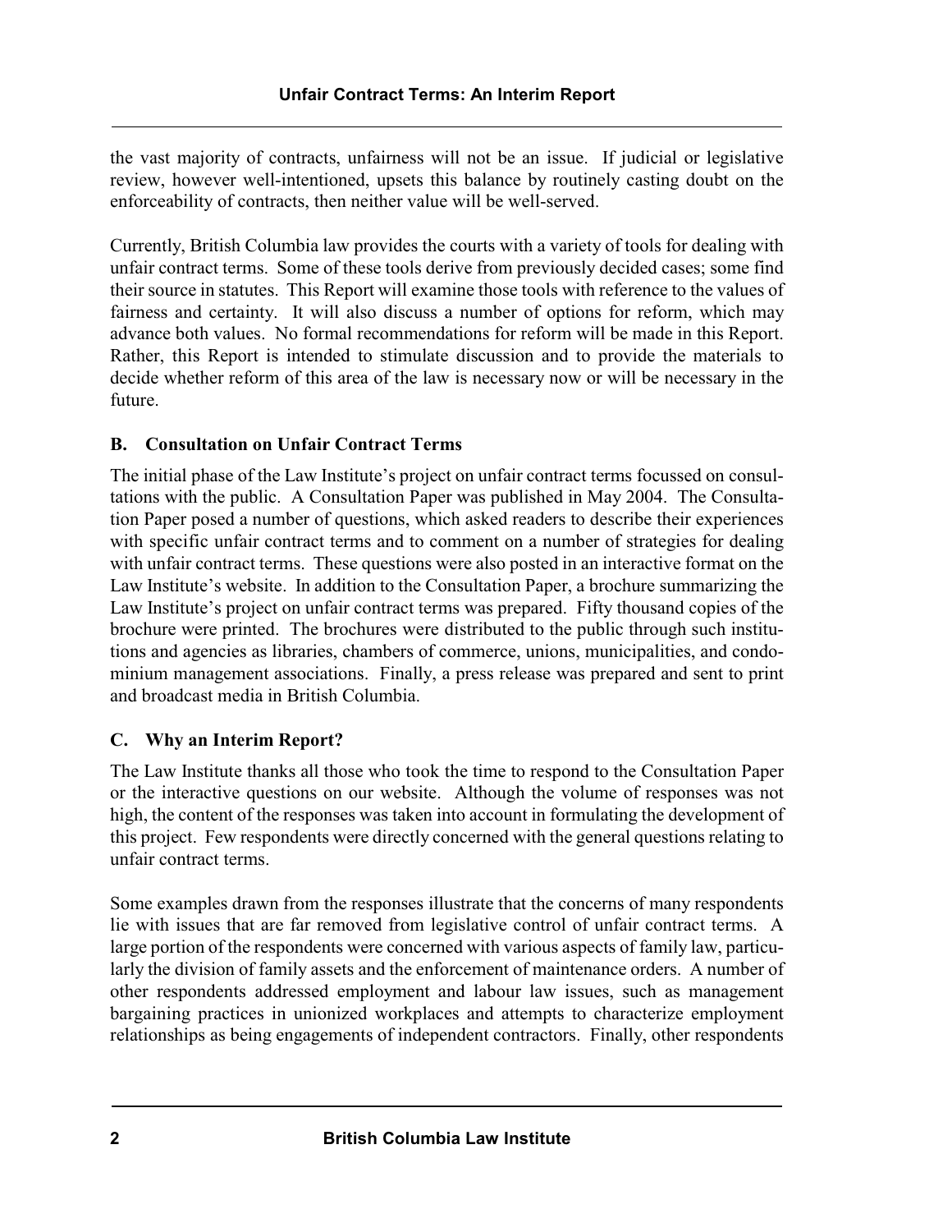the vast majority of contracts, unfairness will not be an issue. If judicial or legislative review, however well-intentioned, upsets this balance by routinely casting doubt on the enforceability of contracts, then neither value will be well-served.

Currently, British Columbia law provides the courts with a variety of tools for dealing with unfair contract terms. Some of these tools derive from previously decided cases; some find their source in statutes. This Report will examine those tools with reference to the values of fairness and certainty. It will also discuss a number of options for reform, which may advance both values. No formal recommendations for reform will be made in this Report. Rather, this Report is intended to stimulate discussion and to provide the materials to decide whether reform of this area of the law is necessary now or will be necessary in the future.

### B. Consultation on Unfair Contract Terms

The initial phase of the Law Institute's project on unfair contract terms focussed on consultations with the public. A Consultation Paper was published in May 2004. The Consultation Paper posed a number of questions, which asked readers to describe their experiences with specific unfair contract terms and to comment on a number of strategies for dealing with unfair contract terms. These questions were also posted in an interactive format on the Law Institute's website. In addition to the Consultation Paper, a brochure summarizing the Law Institute's project on unfair contract terms was prepared. Fifty thousand copies of the brochure were printed. The brochures were distributed to the public through such institutions and agencies as libraries, chambers of commerce, unions, municipalities, and condominium management associations. Finally, a press release was prepared and sent to print and broadcast media in British Columbia.

### C. Why an Interim Report?

The Law Institute thanks all those who took the time to respond to the Consultation Paper or the interactive questions on our website. Although the volume of responses was not high, the content of the responses was taken into account in formulating the development of this project. Few respondents were directly concerned with the general questions relating to unfair contract terms.

Some examples drawn from the responses illustrate that the concerns of many respondents lie with issues that are far removed from legislative control of unfair contract terms. A large portion of the respondents were concerned with various aspects of family law, particularly the division of family assets and the enforcement of maintenance orders. A number of other respondents addressed employment and labour law issues, such as management bargaining practices in unionized workplaces and attempts to characterize employment relationships as being engagements of independent contractors. Finally, other respondents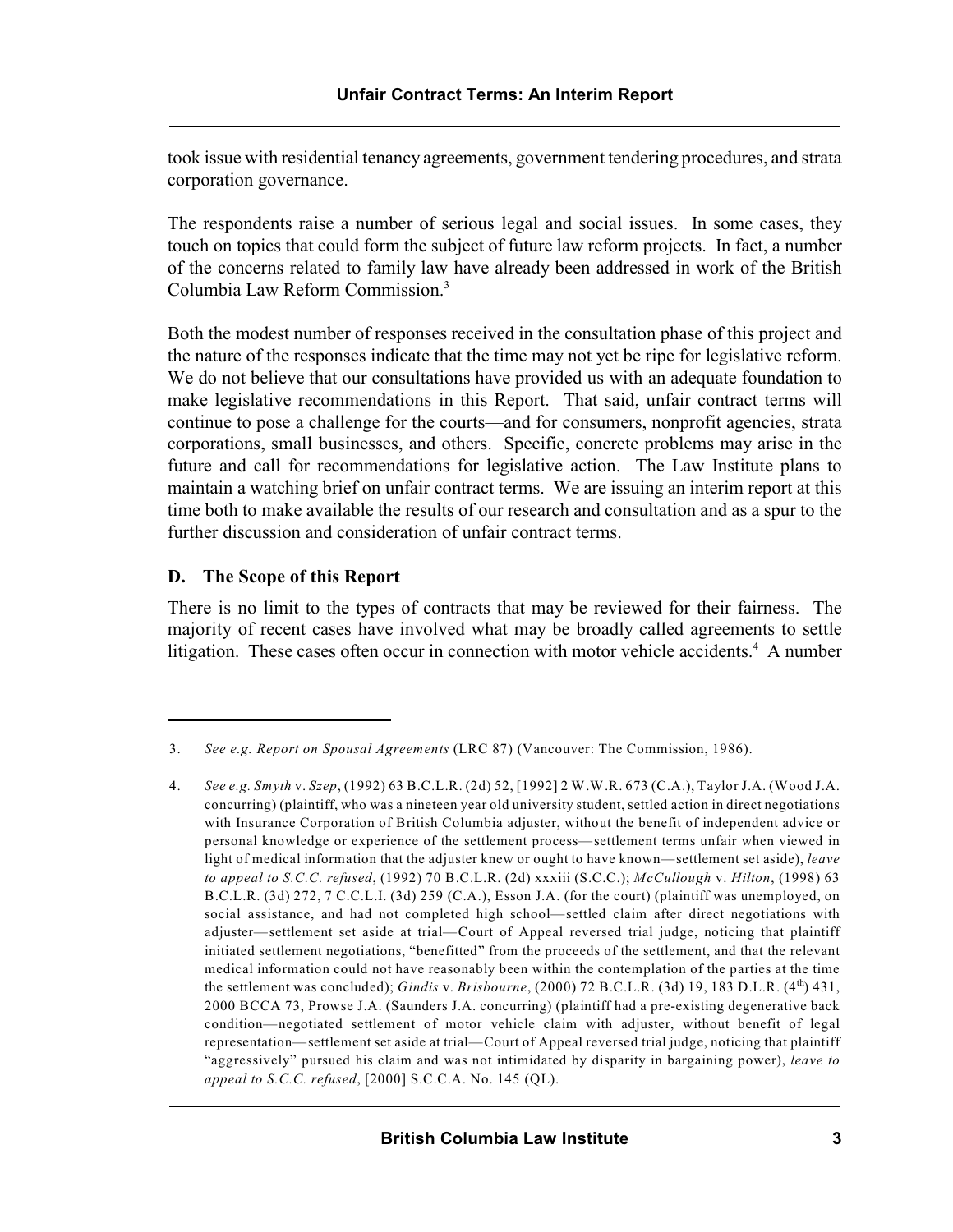took issue with residential tenancy agreements, government tendering procedures, and strata corporation governance.

The respondents raise a number of serious legal and social issues. In some cases, they touch on topics that could form the subject of future law reform projects. In fact, a number of the concerns related to family law have already been addressed in work of the British Columbia Law Reform Commission.[3]

Both the modest number of responses received in the consultation phase of this project and the nature of the responses indicate that the time may not yet be ripe for legislative reform. We do not believe that our consultations have provided us with an adequate foundation to make legislative recommendations in this Report. That said, unfair contract terms will continue to pose a challenge for the courts—and for consumers, nonprofit agencies, strata corporations, small businesses, and others. Specific, concrete problems may arise in the future and call for recommendations for legislative action. The Law Institute plans to maintain a watching brief on unfair contract terms. We are issuing an interim report at this time both to make available the results of our research and consultation and as a spur to the further discussion and consideration of unfair contract terms.

### D. The Scope of this Report

There is no limit to the types of contracts that may be reviewed for their fairness. The majority of recent cases have involved what may be broadly called agreements to settle litigation. These cases often occur in connection with motor vehicle accidents.[4] A number

---

3. *See e.g. Report on Spousal Agreements* (LRC 87) (Vancouver: The Commission, 1986).

4. *See e.g. Smyth* v. *Szep*, (1992) 63 B.C.L.R. (2d) 52, [1992] 2 W.W.R. 673 (C.A.), Taylor J.A. (Wood J.A. concurring) (plaintiff, who was a nineteen year old university student, settled action in direct negotiations with Insurance Corporation of British Columbia adjuster, without the benefit of independent advice or personal knowledge or experience of the settlement process—settlement terms unfair when viewed in light of medical information that the adjuster knew or ought to have known—settlement set aside), *leave to appeal to S.C.C. refused*, (1992) 70 B.C.L.R. (2d) xxxiii (S.C.C.); *McCullough* v. *Hilton*, (1998) 63 B.C.L.R. (3d) 272, 7 C.C.L.I. (3d) 259 (C.A.), Esson J.A. (for the court) (plaintiff was unemployed, on social assistance, and had not completed high school—settled claim after direct negotiations with adjuster—settlement set aside at trial—Court of Appeal reversed trial judge, noticing that plaintiff initiated settlement negotiations, "benefitted" from the proceeds of the settlement, and that the relevant medical information could not have reasonably been within the contemplation of the parties at the time the settlement was concluded); *Gindis* v. *Brisbourne*, (2000) 72 B.C.L.R. (3d) 19, 183 D.L.R. (4th) 431, 2000 BCCA 73, Prowse J.A. (Saunders J.A. concurring) (plaintiff had a pre-existing degenerative back condition—negotiated settlement of motor vehicle claim with adjuster, without benefit of legal representation—settlement set aside at trial—Court of Appeal reversed trial judge, noticing that plaintiff "aggressively" pursued his claim and was not intimidated by disparity in bargaining power), *leave to appeal to S.C.C. refused*, [2000] S.C.C.A. No. 145 (QL).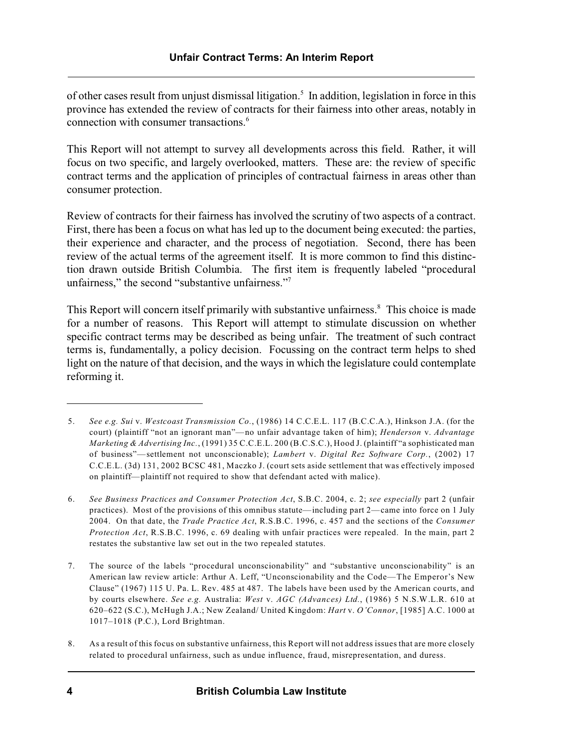of other cases result from unjust dismissal litigation.[5] In addition, legislation in force in this province has extended the review of contracts for their fairness into other areas, notably in connection with consumer transactions.[6]

This Report will not attempt to survey all developments across this field. Rather, it will focus on two specific, and largely overlooked, matters. These are: the review of specific contract terms and the application of principles of contractual fairness in areas other than consumer protection.

Review of contracts for their fairness has involved the scrutiny of two aspects of a contract. First, there has been a focus on what has led up to the document being executed: the parties, their experience and character, and the process of negotiation. Second, there has been review of the actual terms of the agreement itself. It is more common to find this distinction drawn outside British Columbia. The first item is frequently labeled "procedural unfairness," the second "substantive unfairness."[7]

This Report will concern itself primarily with substantive unfairness.[8] This choice is made for a number of reasons. This Report will attempt to stimulate discussion on whether specific contract terms may be described as being unfair. The treatment of such contract terms is, fundamentally, a policy decision. Focussing on the contract term helps to shed light on the nature of that decision, and the ways in which the legislature could contemplate reforming it.

---

5. *See e.g. Sui* v. *Westcoast Transmission Co.*, (1986) 14 C.C.E.L. 117 (B.C.C.A.), Hinkson J.A. (for the court) (plaintiff "not an ignorant man"—no unfair advantage taken of him); *Henderson* v. *Advantage Marketing & Advertising Inc.*, (1991) 35 C.C.E.L. 200 (B.C.S.C.), Hood J. (plaintiff "a sophisticated man of business"—settlement not unconscionable); *Lambert* v. *Digital Rez Software Corp.*, (2002) 17 C.C.E.L. (3d) 131, 2002 BCSC 481, Maczko J. (court sets aside settlement that was effectively imposed on plaintiff—plaintiff not required to show that defendant acted with malice).

6. *See Business Practices and Consumer Protection Act*, S.B.C. 2004, c. 2; *see especially* part 2 (unfair practices). Most of the provisions of this omnibus statute—including part 2—came into force on 1 July 2004. On that date, the *Trade Practice Act*, R.S.B.C. 1996, c. 457 and the sections of the *Consumer Protection Act*, R.S.B.C. 1996, c. 69 dealing with unfair practices were repealed. In the main, part 2 restates the substantive law set out in the two repealed statutes.

7. The source of the labels "procedural unconscionability" and "substantive unconscionability" is an American law review article: Arthur A. Leff, "Unconscionability and the Code—The Emperor's New Clause" (1967) 115 U. Pa. L. Rev. 485 at 487. The labels have been used by the American courts, and by courts elsewhere. *See e.g.* Australia: *West* v. *AGC (Advances) Ltd.*, (1986) 5 N.S.W.L.R. 610 at 620–622 (S.C.), McHugh J.A.; New Zealand/ United Kingdom: *Hart* v. *O'Connor*, [1985] A.C. 1000 at 1017–1018 (P.C.), Lord Brightman.

8. As a result of this focus on substantive unfairness, this Report will not address issues that are more closely related to procedural unfairness, such as undue influence, fraud, misrepresentation, and duress.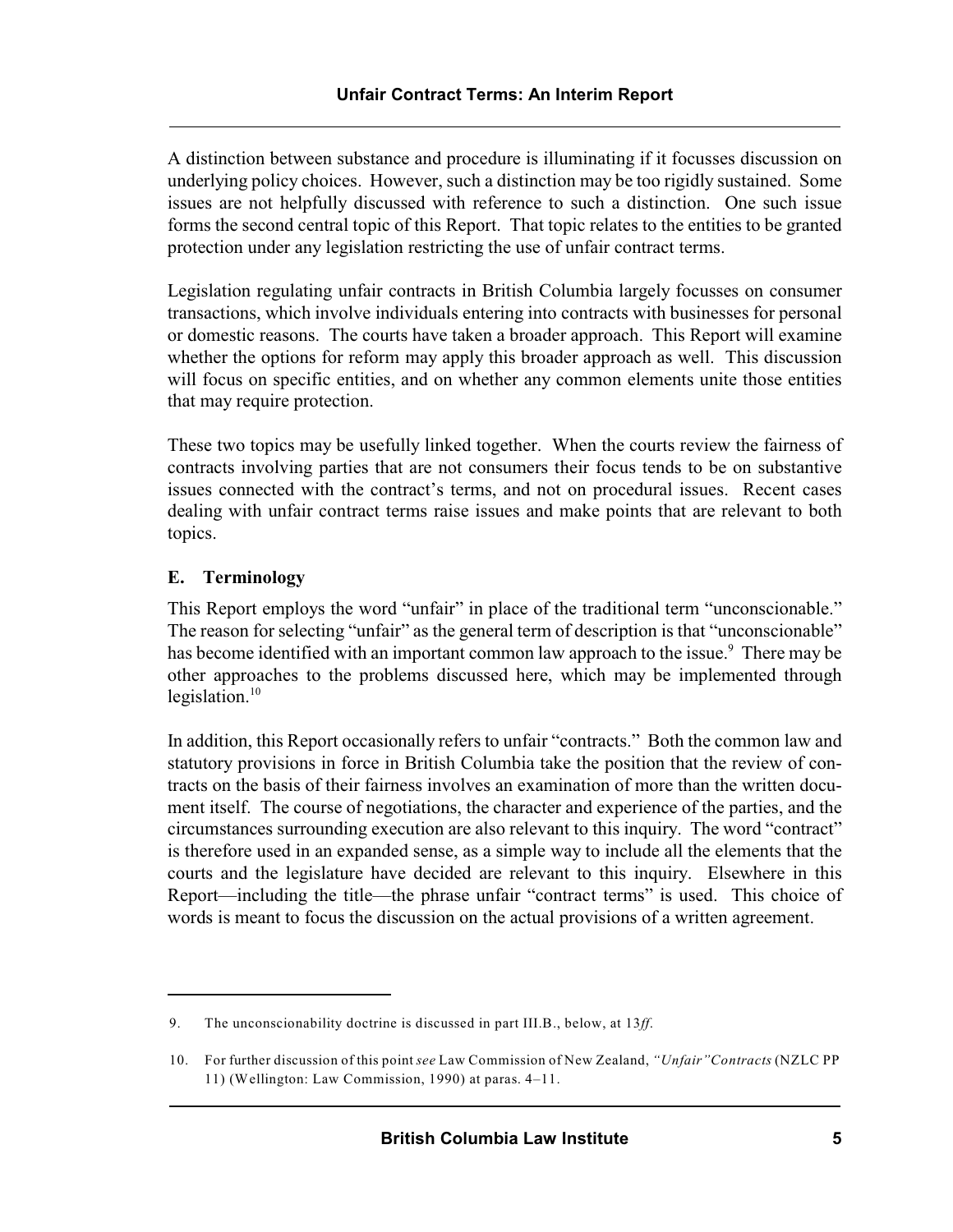A distinction between substance and procedure is illuminating if it focusses discussion on underlying policy choices. However, such a distinction may be too rigidly sustained. Some issues are not helpfully discussed with reference to such a distinction. One such issue forms the second central topic of this Report. That topic relates to the entities to be granted protection under any legislation restricting the use of unfair contract terms.

Legislation regulating unfair contracts in British Columbia largely focusses on consumer transactions, which involve individuals entering into contracts with businesses for personal or domestic reasons. The courts have taken a broader approach. This Report will examine whether the options for reform may apply this broader approach as well. This discussion will focus on specific entities, and on whether any common elements unite those entities that may require protection.

These two topics may be usefully linked together. When the courts review the fairness of contracts involving parties that are not consumers their focus tends to be on substantive issues connected with the contract's terms, and not on procedural issues. Recent cases dealing with unfair contract terms raise issues and make points that are relevant to both topics.

### E. Terminology

This Report employs the word "unfair" in place of the traditional term "unconscionable." The reason for selecting "unfair" as the general term of description is that "unconscionable" has become identified with an important common law approach to the issue.[9] There may be other approaches to the problems discussed here, which may be implemented through legislation.[10]

In addition, this Report occasionally refers to unfair "contracts." Both the common law and statutory provisions in force in British Columbia take the position that the review of contracts on the basis of their fairness involves an examination of more than the written document itself. The course of negotiations, the character and experience of the parties, and the circumstances surrounding execution are also relevant to this inquiry. The word "contract" is therefore used in an expanded sense, as a simple way to include all the elements that the courts and the legislature have decided are relevant to this inquiry. Elsewhere in this Report—including the title—the phrase unfair "contract terms" is used. This choice of words is meant to focus the discussion on the actual provisions of a written agreement.

---

9. The unconscionability doctrine is discussed in part III.B., below, at 13*ff*.

10. For further discussion of this point *see* Law Commission of New Zealand, *"Unfair" Contracts* (NZLC PP 11) (Wellington: Law Commission, 1990) at paras. 4–11.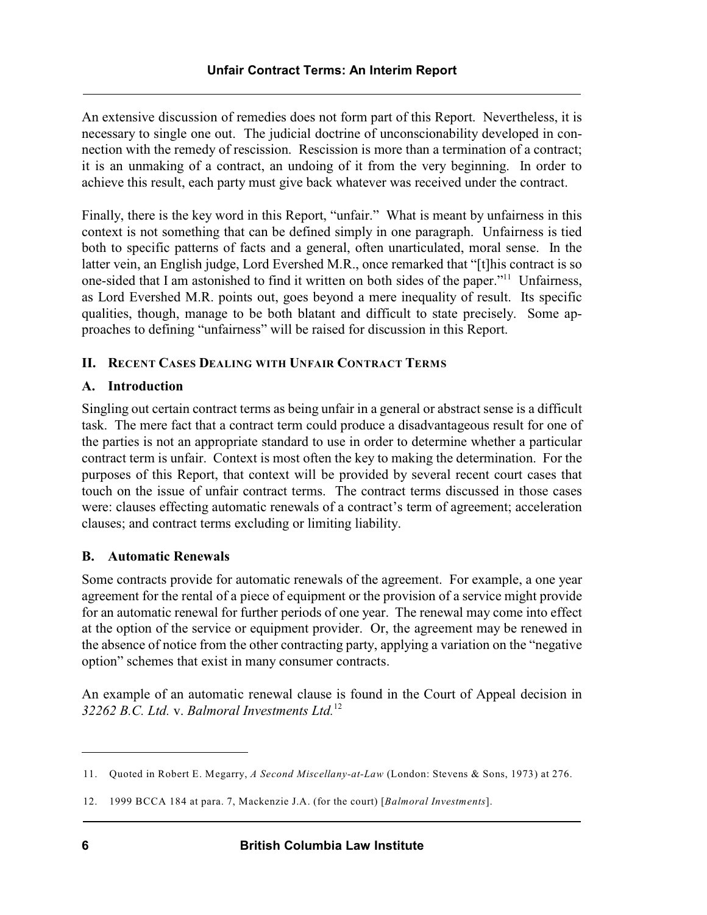An extensive discussion of remedies does not form part of this Report. Nevertheless, it is necessary to single one out. The judicial doctrine of unconscionability developed in connection with the remedy of rescission. Rescission is more than a termination of a contract; it is an unmaking of a contract, an undoing of it from the very beginning. In order to achieve this result, each party must give back whatever was received under the contract.

Finally, there is the key word in this Report, "unfair." What is meant by unfairness in this context is not something that can be defined simply in one paragraph. Unfairness is tied both to specific patterns of facts and a general, often unarticulated, moral sense. In the latter vein, an English judge, Lord Evershed M.R., once remarked that "[t]his contract is so one-sided that I am astonished to find it written on both sides of the paper."[11] Unfairness, as Lord Evershed M.R. points out, goes beyond a mere inequality of result. Its specific qualities, though, manage to be both blatant and difficult to state precisely. Some approaches to defining "unfairness" will be raised for discussion in this Report.

## II. Recent Cases Dealing with Unfair Contract Terms

### A. Introduction

Singling out certain contract terms as being unfair in a general or abstract sense is a difficult task. The mere fact that a contract term could produce a disadvantageous result for one of the parties is not an appropriate standard to use in order to determine whether a particular contract term is unfair. Context is most often the key to making the determination. For the purposes of this Report, that context will be provided by several recent court cases that touch on the issue of unfair contract terms. The contract terms discussed in those cases were: clauses effecting automatic renewals of a contract's term of agreement; acceleration clauses; and contract terms excluding or limiting liability.

### B. Automatic Renewals

Some contracts provide for automatic renewals of the agreement. For example, a one year agreement for the rental of a piece of equipment or the provision of a service might provide for an automatic renewal for further periods of one year. The renewal may come into effect at the option of the service or equipment provider. Or, the agreement may be renewed in the absence of notice from the other contracting party, applying a variation on the "negative option" schemes that exist in many consumer contracts.

An example of an automatic renewal clause is found in the Court of Appeal decision in *32262 B.C. Ltd.* v. *Balmoral Investments Ltd.*[12]

---

11. Quoted in Robert E. Megarry, *A Second Miscellany-at-Law* (London: Stevens & Sons, 1973) at 276.

12. 1999 BCCA 184 at para. 7, Mackenzie J.A. (for the court) [*Balmoral Investments*].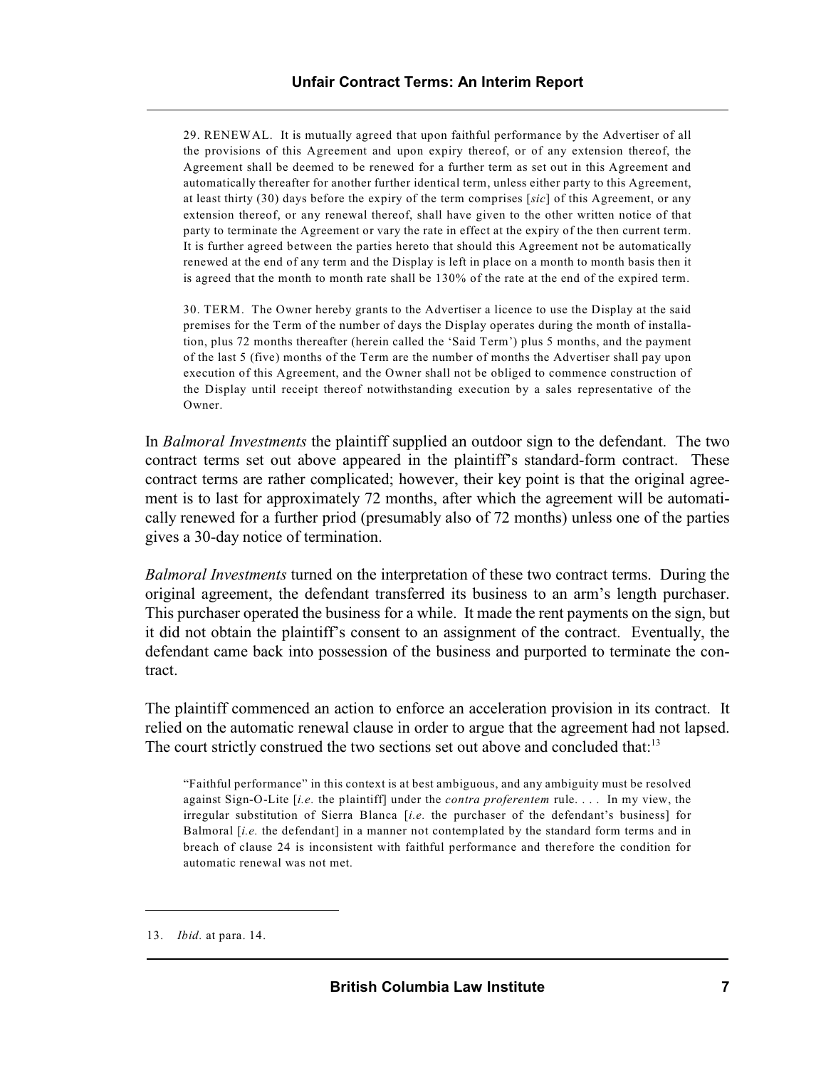> 29. RENEWAL. It is mutually agreed that upon faithful performance by the Advertiser of all the provisions of this Agreement and upon expiry thereof, or of any extension thereof, the Agreement shall be deemed to be renewed for a further term as set out in this Agreement and automatically thereafter for another further identical term, unless either party to this Agreement, at least thirty (30) days before the expiry of the term comprises [*sic*] of this Agreement, or any extension thereof, or any renewal thereof, shall have given to the other written notice of that party to terminate the Agreement or vary the rate in effect at the expiry of the then current term. It is further agreed between the parties hereto that should this Agreement not be automatically renewed at the end of any term and the Display is left in place on a month to month basis then it is agreed that the month to month rate shall be 130% of the rate at the end of the expired term.
>
> 30. TERM. The Owner hereby grants to the Advertiser a licence to use the Display at the said premises for the Term of the number of days the Display operates during the month of installation, plus 72 months thereafter (herein called the 'Said Term') plus 5 months, and the payment of the last 5 (five) months of the Term are the number of months the Advertiser shall pay upon execution of this Agreement, and the Owner shall not be obliged to commence construction of the Display until receipt thereof notwithstanding execution by a sales representative of the Owner.

In *Balmoral Investments* the plaintiff supplied an outdoor sign to the defendant. The two contract terms set out above appeared in the plaintiff's standard-form contract. These contract terms are rather complicated; however, their key point is that the original agreement is to last for approximately 72 months, after which the agreement will be automatically renewed for a further priod (presumably also of 72 months) unless one of the parties gives a 30-day notice of termination.

*Balmoral Investments* turned on the interpretation of these two contract terms. During the original agreement, the defendant transferred its business to an arm's length purchaser. This purchaser operated the business for a while. It made the rent payments on the sign, but it did not obtain the plaintiff's consent to an assignment of the contract. Eventually, the defendant came back into possession of the business and purported to terminate the contract.

The plaintiff commenced an action to enforce an acceleration provision in its contract. It relied on the automatic renewal clause in order to argue that the agreement had not lapsed. The court strictly construed the two sections set out above and concluded that:[13]

> "Faithful performance" in this context is at best ambiguous, and any ambiguity must be resolved against Sign-O-Lite [*i.e.* the plaintiff] under the *contra proferentem* rule. . . . In my view, the irregular substitution of Sierra Blanca [*i.e.* the purchaser of the defendant's business] for Balmoral [*i.e.* the defendant] in a manner not contemplated by the standard form terms and in breach of clause 24 is inconsistent with faithful performance and therefore the condition for automatic renewal was not met.

---

13. *Ibid.* at para. 14.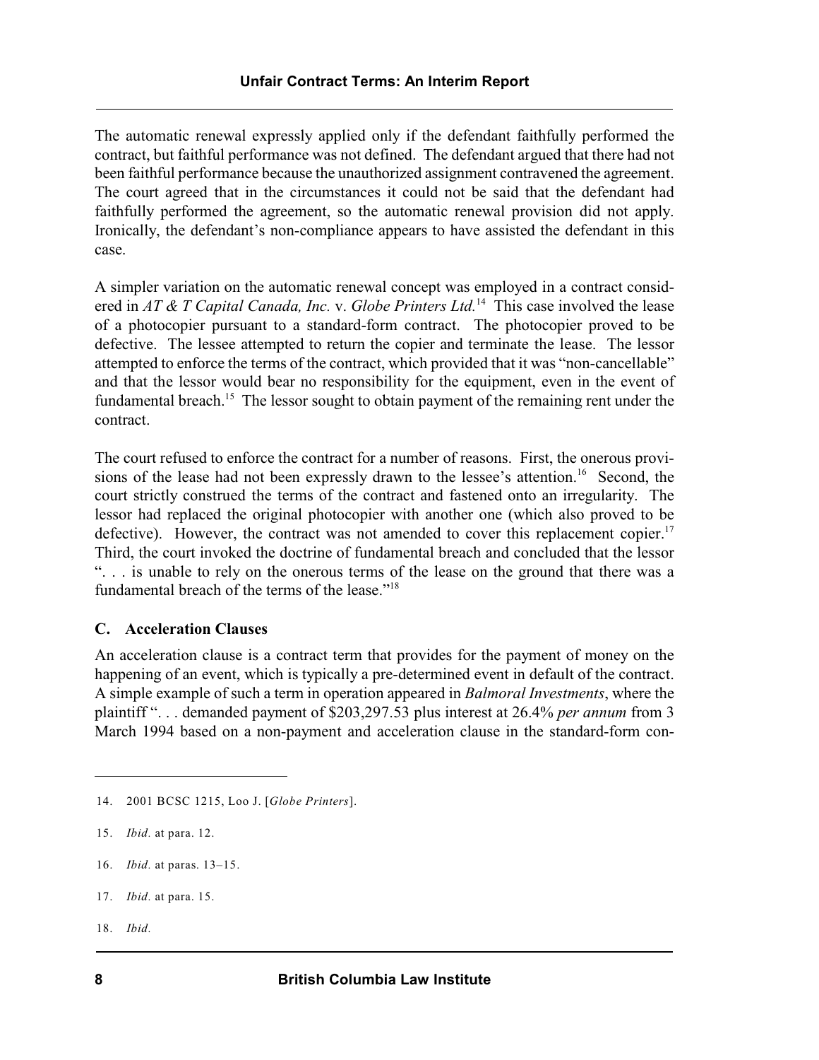The automatic renewal expressly applied only if the defendant faithfully performed the contract, but faithful performance was not defined. The defendant argued that there had not been faithful performance because the unauthorized assignment contravened the agreement. The court agreed that in the circumstances it could not be said that the defendant had faithfully performed the agreement, so the automatic renewal provision did not apply. Ironically, the defendant's non-compliance appears to have assisted the defendant in this case.

A simpler variation on the automatic renewal concept was employed in a contract considered in *AT & T Capital Canada, Inc.* v. *Globe Printers Ltd.*[14] This case involved the lease of a photocopier pursuant to a standard-form contract. The photocopier proved to be defective. The lessee attempted to return the copier and terminate the lease. The lessor attempted to enforce the terms of the contract, which provided that it was "non-cancellable" and that the lessor would bear no responsibility for the equipment, even in the event of fundamental breach.[15] The lessor sought to obtain payment of the remaining rent under the contract.

The court refused to enforce the contract for a number of reasons. First, the onerous provisions of the lease had not been expressly drawn to the lessee's attention.[16] Second, the court strictly construed the terms of the contract and fastened onto an irregularity. The lessor had replaced the original photocopier with another one (which also proved to be defective). However, the contract was not amended to cover this replacement copier.[17] Third, the court invoked the doctrine of fundamental breach and concluded that the lessor ". . . is unable to rely on the onerous terms of the lease on the ground that there was a fundamental breach of the terms of the lease."[18]

### C. Acceleration Clauses

An acceleration clause is a contract term that provides for the payment of money on the happening of an event, which is typically a pre-determined event in default of the contract. A simple example of such a term in operation appeared in *Balmoral Investments*, where the plaintiff ". . . demanded payment of $203,297.53 plus interest at 26.4% *per annum* from 3 March 1994 based on a non-payment and acceleration clause in the standard-form con-

---

14. 2001 BCSC 1215, Loo J. [*Globe Printers*].

15. *Ibid.* at para. 12.

16. *Ibid.* at paras. 13–15.

17. *Ibid.* at para. 15.

18. *Ibid.*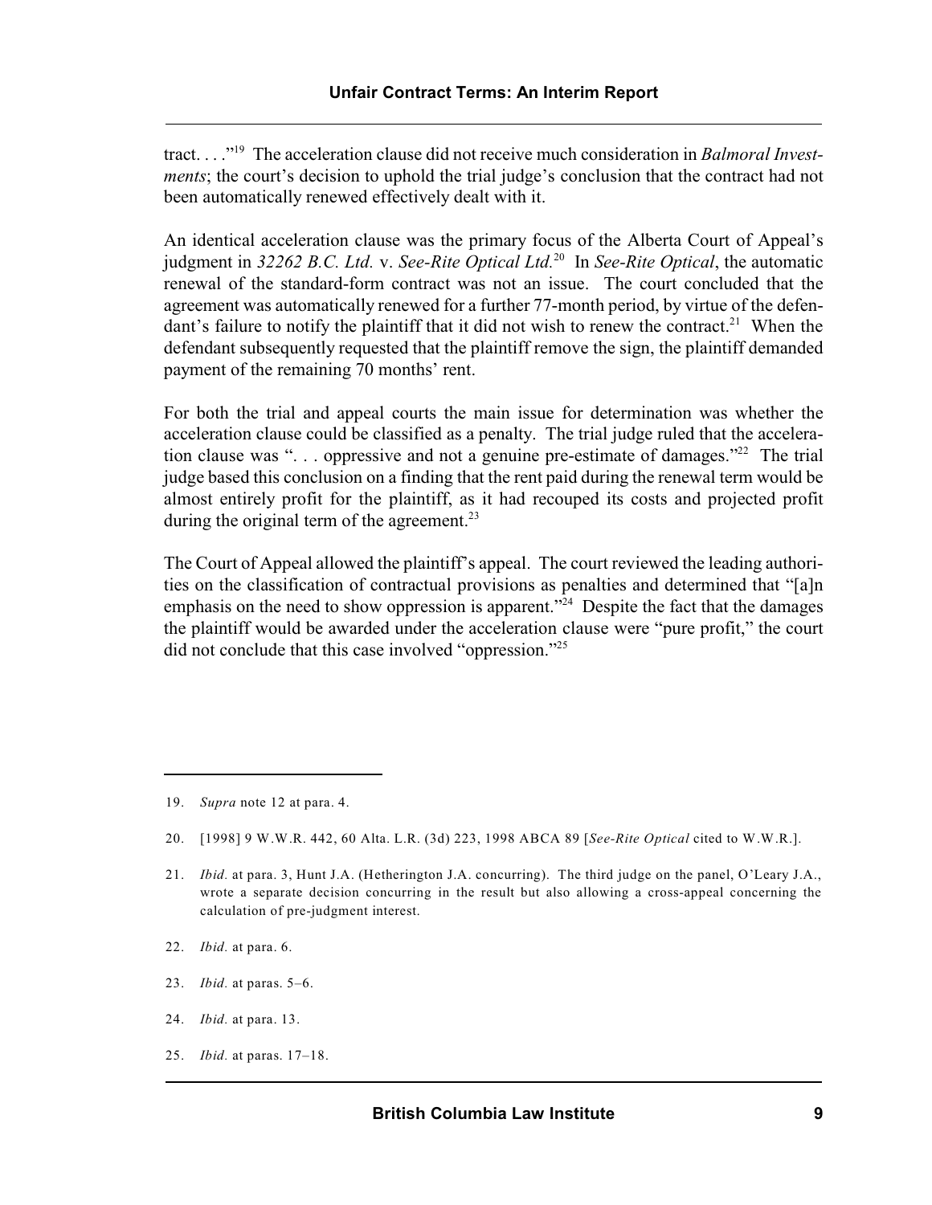tract. . . ."[19] The acceleration clause did not receive much consideration in *Balmoral Investments*; the court's decision to uphold the trial judge's conclusion that the contract had not been automatically renewed effectively dealt with it.

An identical acceleration clause was the primary focus of the Alberta Court of Appeal's judgment in *32262 B.C. Ltd.* v. *See-Rite Optical Ltd.*[20] In *See-Rite Optical*, the automatic renewal of the standard-form contract was not an issue. The court concluded that the agreement was automatically renewed for a further 77-month period, by virtue of the defendant's failure to notify the plaintiff that it did not wish to renew the contract.[21] When the defendant subsequently requested that the plaintiff remove the sign, the plaintiff demanded payment of the remaining 70 months' rent.

For both the trial and appeal courts the main issue for determination was whether the acceleration clause could be classified as a penalty. The trial judge ruled that the acceleration clause was ". . . oppressive and not a genuine pre-estimate of damages."[22] The trial judge based this conclusion on a finding that the rent paid during the renewal term would be almost entirely profit for the plaintiff, as it had recouped its costs and projected profit during the original term of the agreement.[23]

The Court of Appeal allowed the plaintiff's appeal. The court reviewed the leading authorities on the classification of contractual provisions as penalties and determined that "[a]n emphasis on the need to show oppression is apparent."[24] Despite the fact that the damages the plaintiff would be awarded under the acceleration clause were "pure profit," the court did not conclude that this case involved "oppression."[25]

---

19. *Supra* note 12 at para. 4.

20. [1998] 9 W.W.R. 442, 60 Alta. L.R. (3d) 223, 1998 ABCA 89 [*See-Rite Optical* cited to W.W.R.].

21. *Ibid.* at para. 3, Hunt J.A. (Hetherington J.A. concurring). The third judge on the panel, O'Leary J.A., wrote a separate decision concurring in the result but also allowing a cross-appeal concerning the calculation of pre-judgment interest.

22. *Ibid.* at para. 6.

23. *Ibid.* at paras. 5–6.

24. *Ibid.* at para. 13.

25. *Ibid.* at paras. 17–18.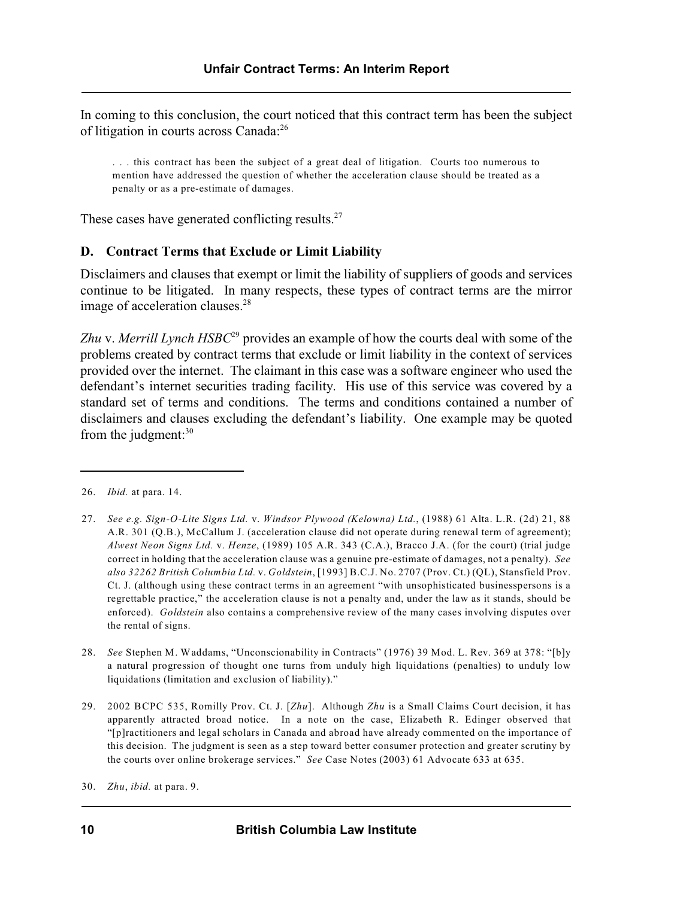In coming to this conclusion, the court noticed that this contract term has been the subject of litigation in courts across Canada:[26]

> . . . this contract has been the subject of a great deal of litigation. Courts too numerous to mention have addressed the question of whether the acceleration clause should be treated as a penalty or as a pre-estimate of damages.

These cases have generated conflicting results.[27]

### D. Contract Terms that Exclude or Limit Liability

Disclaimers and clauses that exempt or limit the liability of suppliers of goods and services continue to be litigated. In many respects, these types of contract terms are the mirror image of acceleration clauses.[28]

*Zhu* v. *Merrill Lynch HSBC*[29] provides an example of how the courts deal with some of the problems created by contract terms that exclude or limit liability in the context of services provided over the internet. The claimant in this case was a software engineer who used the defendant's internet securities trading facility. His use of this service was covered by a standard set of terms and conditions. The terms and conditions contained a number of disclaimers and clauses excluding the defendant's liability. One example may be quoted from the judgment:[30]

---

26. *Ibid.* at para. 14.

27. *See e.g. Sign-O-Lite Signs Ltd.* v. *Windsor Plywood (Kelowna) Ltd.*, (1988) 61 Alta. L.R. (2d) 21, 88 A.R. 301 (Q.B.), McCallum J. (acceleration clause did not operate during renewal term of agreement); *Alwest Neon Signs Ltd.* v. *Henze*, (1989) 105 A.R. 343 (C.A.), Bracco J.A. (for the court) (trial judge correct in holding that the acceleration clause was a genuine pre-estimate of damages, not a penalty). *See also 32262 British Columbia Ltd.* v. *Goldstein*, [1993] B.C.J. No. 2707 (Prov. Ct.) (QL), Stansfield Prov. Ct. J. (although using these contract terms in an agreement "with unsophisticated businesspersons is a regrettable practice," the acceleration clause is not a penalty and, under the law as it stands, should be enforced). *Goldstein* also contains a comprehensive review of the many cases involving disputes over the rental of signs.

28. *See* Stephen M. Waddams, "Unconscionability in Contracts" (1976) 39 Mod. L. Rev. 369 at 378: "[b]y a natural progression of thought one turns from unduly high liquidations (penalties) to unduly low liquidations (limitation and exclusion of liability)."

29. 2002 BCPC 535, Romilly Prov. Ct. J. [*Zhu*]. Although *Zhu* is a Small Claims Court decision, it has apparently attracted broad notice. In a note on the case, Elizabeth R. Edinger observed that "[p]ractitioners and legal scholars in Canada and abroad have already commented on the importance of this decision. The judgment is seen as a step toward better consumer protection and greater scrutiny by the courts over online brokerage services." *See* Case Notes (2003) 61 Advocate 633 at 635.

30. *Zhu*, *ibid.* at para. 9.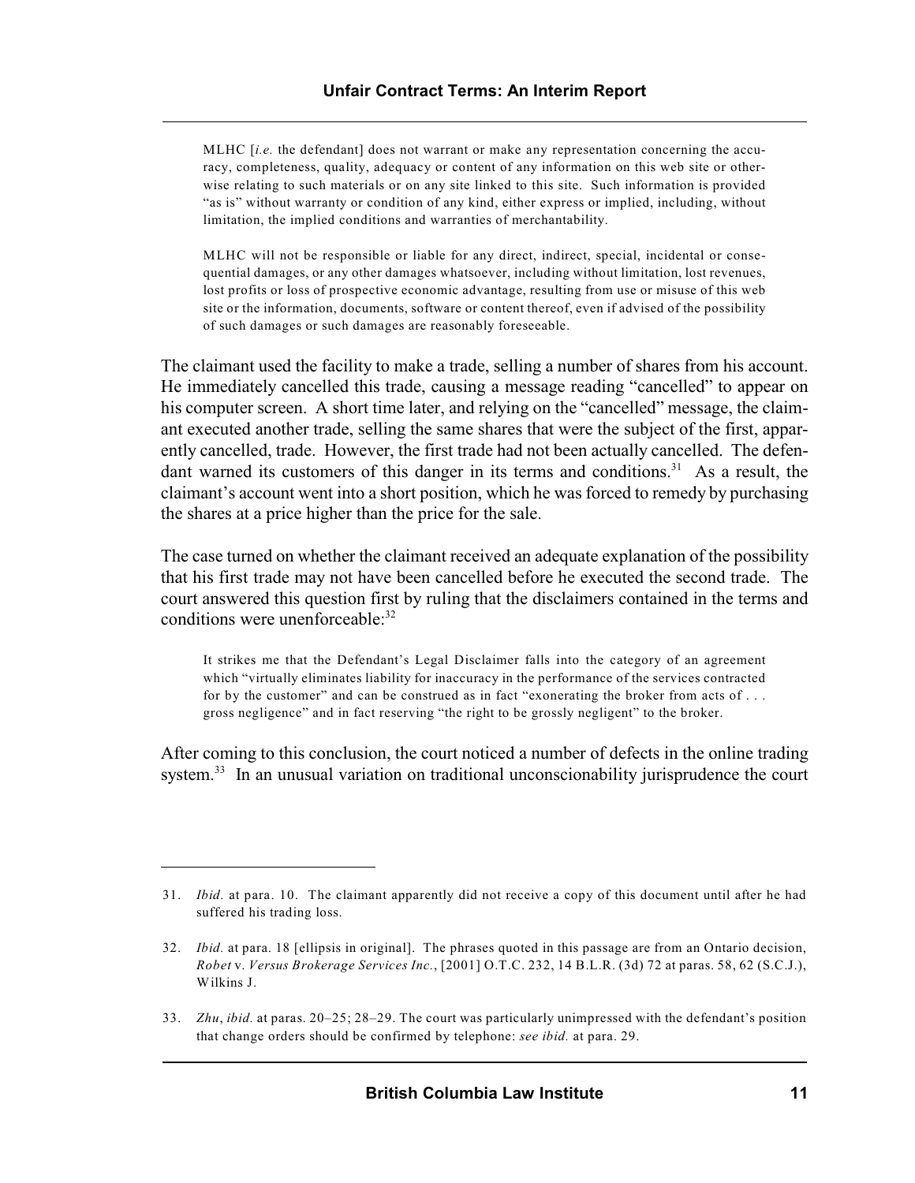> MLHC [*i.e.* the defendant] does not warrant or make any representation concerning the accuracy, completeness, quality, adequacy or content of any information on this web site or otherwise relating to such materials or on any site linked to this site. Such information is provided "as is" without warranty or condition of any kind, either express or implied, including, without limitation, the implied conditions and warranties of merchantability.
>
> MLHC will not be responsible or liable for any direct, indirect, special, incidental or consequential damages, or any other damages whatsoever, including without limitation, lost revenues, lost profits or loss of prospective economic advantage, resulting from use or misuse of this web site or the information, documents, software or content thereof, even if advised of the possibility of such damages or such damages are reasonably foreseeable.

The claimant used the facility to make a trade, selling a number of shares from his account. He immediately cancelled this trade, causing a message reading "cancelled" to appear on his computer screen. A short time later, and relying on the "cancelled" message, the claimant executed another trade, selling the same shares that were the subject of the first, apparently cancelled, trade. However, the first trade had not been actually cancelled. The defendant warned its customers of this danger in its terms and conditions.[31] As a result, the claimant's account went into a short position, which he was forced to remedy by purchasing the shares at a price higher than the price for the sale.

The case turned on whether the claimant received an adequate explanation of the possibility that his first trade may not have been cancelled before he executed the second trade. The court answered this question first by ruling that the disclaimers contained in the terms and conditions were unenforceable:[32]

> It strikes me that the Defendant's Legal Disclaimer falls into the category of an agreement which "virtually eliminates liability for inaccuracy in the performance of the services contracted for by the customer" and can be construed as in fact "exonerating the broker from acts of . . . gross negligence" and in fact reserving "the right to be grossly negligent" to the broker.

After coming to this conclusion, the court noticed a number of defects in the online trading system.[33] In an unusual variation on traditional unconscionability jurisprudence the court

---

31. *Ibid.* at para. 10. The claimant apparently did not receive a copy of this document until after he had suffered his trading loss.

32. *Ibid.* at para. 18 [ellipsis in original]. The phrases quoted in this passage are from an Ontario decision, *Robet* v. *Versus Brokerage Services Inc.*, [2001] O.T.C. 232, 14 B.L.R. (3d) 72 at paras. 58, 62 (S.C.J.), Wilkins J.

33. *Zhu*, *ibid.* at paras. 20–25; 28–29. The court was particularly unimpressed with the defendant's position that change orders should be confirmed by telephone: *see ibid.* at para. 29.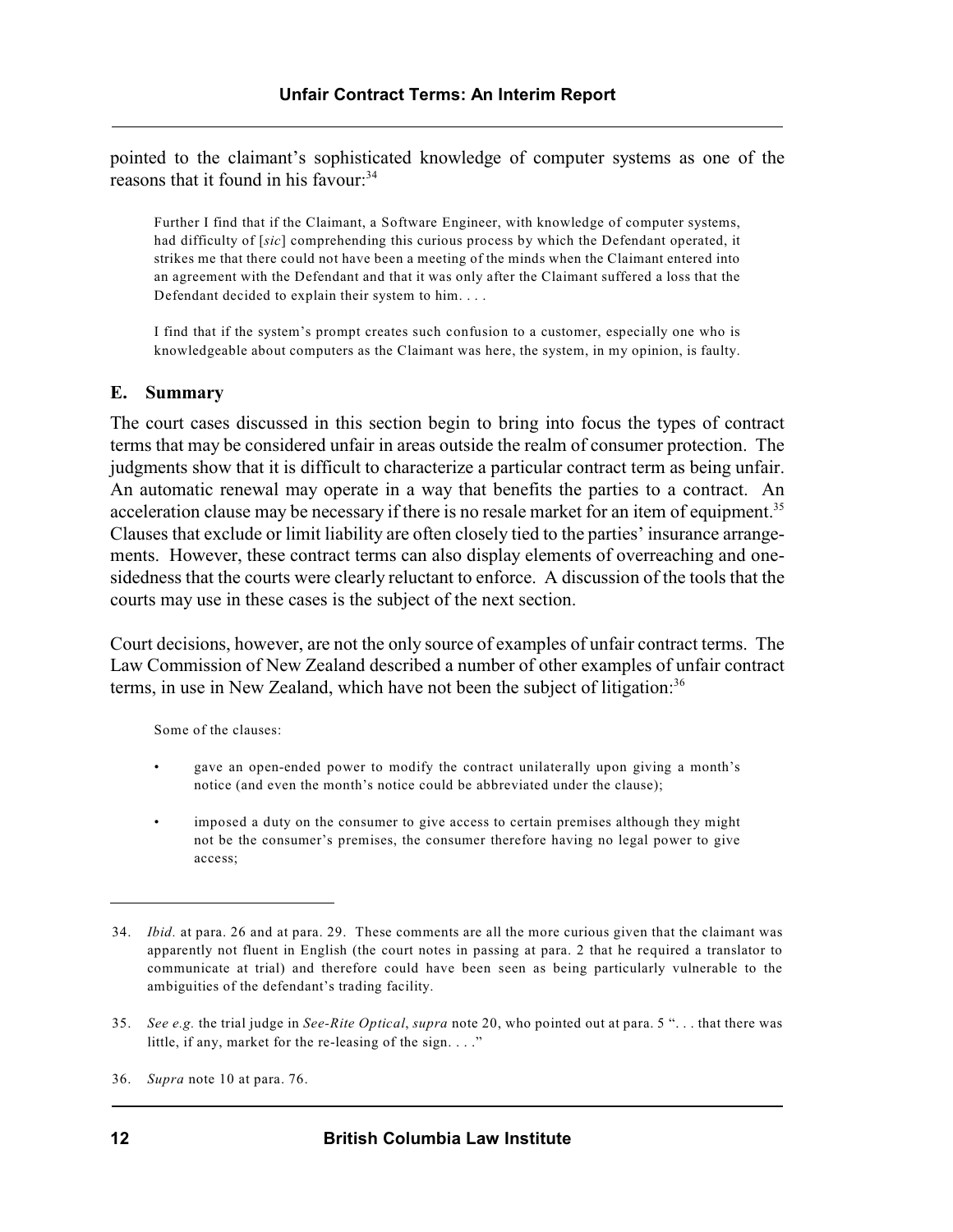pointed to the claimant's sophisticated knowledge of computer systems as one of the reasons that it found in his favour:[34]

> Further I find that if the Claimant, a Software Engineer, with knowledge of computer systems, had difficulty of [*sic*] comprehending this curious process by which the Defendant operated, it strikes me that there could not have been a meeting of the minds when the Claimant entered into an agreement with the Defendant and that it was only after the Claimant suffered a loss that the Defendant decided to explain their system to him. . . .
>
> I find that if the system's prompt creates such confusion to a customer, especially one who is knowledgeable about computers as the Claimant was here, the system, in my opinion, is faulty.

### E. Summary

The court cases discussed in this section begin to bring into focus the types of contract terms that may be considered unfair in areas outside the realm of consumer protection. The judgments show that it is difficult to characterize a particular contract term as being unfair. An automatic renewal may operate in a way that benefits the parties to a contract. An acceleration clause may be necessary if there is no resale market for an item of equipment.[35] Clauses that exclude or limit liability are often closely tied to the parties' insurance arrangements. However, these contract terms can also display elements of overreaching and one-sidedness that the courts were clearly reluctant to enforce. A discussion of the tools that the courts may use in these cases is the subject of the next section.

Court decisions, however, are not the only source of examples of unfair contract terms. The Law Commission of New Zealand described a number of other examples of unfair contract terms, in use in New Zealand, which have not been the subject of litigation:[36]

> Some of the clauses:
>
> - gave an open-ended power to modify the contract unilaterally upon giving a month's notice (and even the month's notice could be abbreviated under the clause);
>
> - imposed a duty on the consumer to give access to certain premises although they might not be the consumer's premises, the consumer therefore having no legal power to give access;

---

34. *Ibid.* at para. 26 and at para. 29. These comments are all the more curious given that the claimant was apparently not fluent in English (the court notes in passing at para. 2 that he required a translator to communicate at trial) and therefore could have been seen as being particularly vulnerable to the ambiguities of the defendant's trading facility.

35. *See e.g.* the trial judge in *See-Rite Optical*, *supra* note 20, who pointed out at para. 5 ". . . that there was little, if any, market for the re-leasing of the sign. . . ."

36. *Supra* note 10 at para. 76.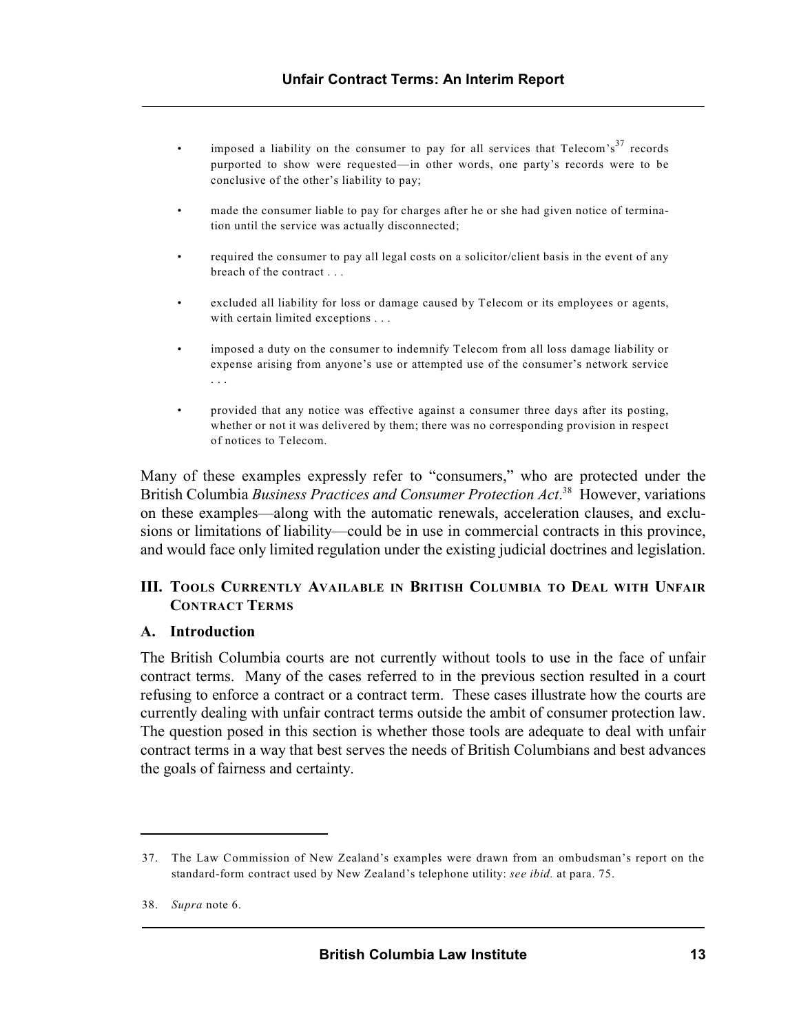- imposed a liability on the consumer to pay for all services that Telecom's[37] records purported to show were requested—in other words, one party's records were to be conclusive of the other's liability to pay;

- made the consumer liable to pay for charges after he or she had given notice of termination until the service was actually disconnected;

- required the consumer to pay all legal costs on a solicitor/client basis in the event of any breach of the contract . . .

- excluded all liability for loss or damage caused by Telecom or its employees or agents, with certain limited exceptions . . .

- imposed a duty on the consumer to indemnify Telecom from all loss damage liability or expense arising from anyone's use or attempted use of the consumer's network service . . .

- provided that any notice was effective against a consumer three days after its posting, whether or not it was delivered by them; there was no corresponding provision in respect of notices to Telecom.

Many of these examples expressly refer to "consumers," who are protected under the British Columbia *Business Practices and Consumer Protection Act*.[38] However, variations on these examples—along with the automatic renewals, acceleration clauses, and exclusions or limitations of liability—could be in use in commercial contracts in this province, and would face only limited regulation under the existing judicial doctrines and legislation.

## III. Tools Currently Available in British Columbia to Deal with Unfair Contract Terms

### A. Introduction

The British Columbia courts are not currently without tools to use in the face of unfair contract terms. Many of the cases referred to in the previous section resulted in a court refusing to enforce a contract or a contract term. These cases illustrate how the courts are currently dealing with unfair contract terms outside the ambit of consumer protection law. The question posed in this section is whether those tools are adequate to deal with unfair contract terms in a way that best serves the needs of British Columbians and best advances the goals of fairness and certainty.

---

37. The Law Commission of New Zealand's examples were drawn from an ombudsman's report on the standard-form contract used by New Zealand's telephone utility: *see ibid.* at para. 75.

38. *Supra* note 6.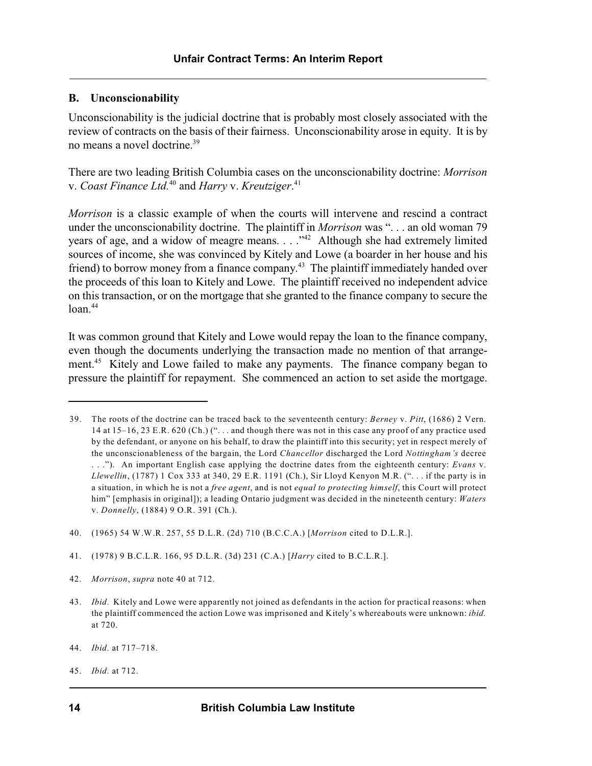### B. Unconscionability

Unconscionability is the judicial doctrine that is probably most closely associated with the review of contracts on the basis of their fairness. Unconscionability arose in equity. It is by no means a novel doctrine.[39]

There are two leading British Columbia cases on the unconscionability doctrine: *Morrison* v. *Coast Finance Ltd.*[40] and *Harry* v. *Kreutziger*.[41]

*Morrison* is a classic example of when the courts will intervene and rescind a contract under the unconscionability doctrine. The plaintiff in *Morrison* was ". . . an old woman 79 years of age, and a widow of meagre means. . . ."[42] Although she had extremely limited sources of income, she was convinced by Kitely and Lowe (a boarder in her house and his friend) to borrow money from a finance company.[43] The plaintiff immediately handed over the proceeds of this loan to Kitely and Lowe. The plaintiff received no independent advice on this transaction, or on the mortgage that she granted to the finance company to secure the loan.[44]

It was common ground that Kitely and Lowe would repay the loan to the finance company, even though the documents underlying the transaction made no mention of that arrangement.[45] Kitely and Lowe failed to make any payments. The finance company began to pressure the plaintiff for repayment. She commenced an action to set aside the mortgage.

---

39. The roots of the doctrine can be traced back to the seventeenth century: *Berney* v. *Pitt*, (1686) 2 Vern. 14 at 15–16, 23 E.R. 620 (Ch.) (". . . and though there was not in this case any proof of any practice used by the defendant, or anyone on his behalf, to draw the plaintiff into this security; yet in respect merely of the unconscionableness of the bargain, the Lord *Chancellor* discharged the Lord *Nottingham's* decree . . ."). An important English case applying the doctrine dates from the eighteenth century: *Evans* v. *Llewellin*, (1787) 1 Cox 333 at 340, 29 E.R. 1191 (Ch.), Sir Lloyd Kenyon M.R. (". . . if the party is in a situation, in which he is not a *free agent*, and is not *equal to protecting himself*, this Court will protect him" [emphasis in original]); a leading Ontario judgment was decided in the nineteenth century: *Waters* v. *Donnelly*, (1884) 9 O.R. 391 (Ch.).

40. (1965) 54 W.W.R. 257, 55 D.L.R. (2d) 710 (B.C.C.A.) [*Morrison* cited to D.L.R.].

41. (1978) 9 B.C.L.R. 166, 95 D.L.R. (3d) 231 (C.A.) [*Harry* cited to B.C.L.R.].

42. *Morrison*, *supra* note 40 at 712.

43. *Ibid.* Kitely and Lowe were apparently not joined as defendants in the action for practical reasons: when the plaintiff commenced the action Lowe was imprisoned and Kitely's whereabouts were unknown: *ibid.* at 720.

44. *Ibid.* at 717–718.

45. *Ibid.* at 712.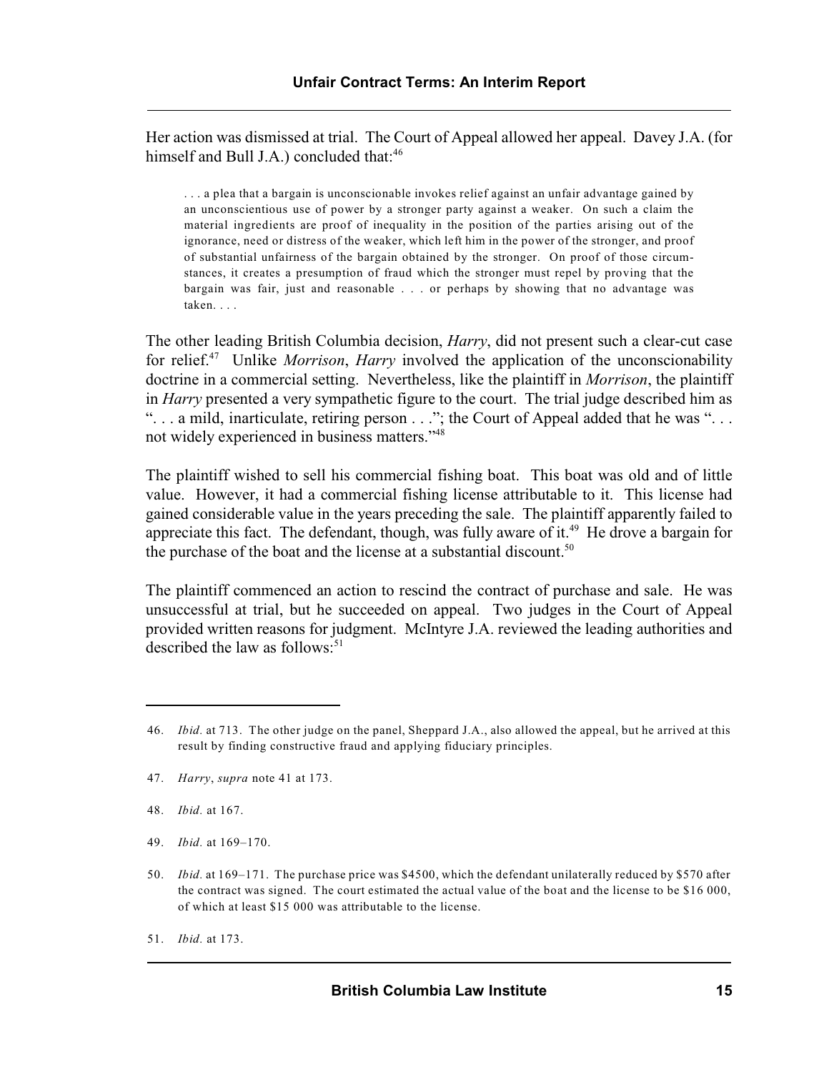Her action was dismissed at trial. The Court of Appeal allowed her appeal. Davey J.A. (for himself and Bull J.A.) concluded that:[46]

> . . . a plea that a bargain is unconscionable invokes relief against an unfair advantage gained by an unconscientious use of power by a stronger party against a weaker. On such a claim the material ingredients are proof of inequality in the position of the parties arising out of the ignorance, need or distress of the weaker, which left him in the power of the stronger, and proof of substantial unfairness of the bargain obtained by the stronger. On proof of those circumstances, it creates a presumption of fraud which the stronger must repel by proving that the bargain was fair, just and reasonable . . . or perhaps by showing that no advantage was taken. . . .

The other leading British Columbia decision, *Harry*, did not present such a clear-cut case for relief.[47] Unlike *Morrison*, *Harry* involved the application of the unconscionability doctrine in a commercial setting. Nevertheless, like the plaintiff in *Morrison*, the plaintiff in *Harry* presented a very sympathetic figure to the court. The trial judge described him as ". . . a mild, inarticulate, retiring person . . ."; the Court of Appeal added that he was ". . . not widely experienced in business matters."[48]

The plaintiff wished to sell his commercial fishing boat. This boat was old and of little value. However, it had a commercial fishing license attributable to it. This license had gained considerable value in the years preceding the sale. The plaintiff apparently failed to appreciate this fact. The defendant, though, was fully aware of it.[49] He drove a bargain for the purchase of the boat and the license at a substantial discount.[50]

The plaintiff commenced an action to rescind the contract of purchase and sale. He was unsuccessful at trial, but he succeeded on appeal. Two judges in the Court of Appeal provided written reasons for judgment. McIntyre J.A. reviewed the leading authorities and described the law as follows:[51]

---

46. *Ibid.* at 713. The other judge on the panel, Sheppard J.A., also allowed the appeal, but he arrived at this result by finding constructive fraud and applying fiduciary principles.

47. *Harry*, *supra* note 41 at 173.

48. *Ibid.* at 167.

49. *Ibid.* at 169–170.

50. *Ibid.* at 169–171. The purchase price was $4500, which the defendant unilaterally reduced by $570 after the contract was signed. The court estimated the actual value of the boat and the license to be $16 000, of which at least $15 000 was attributable to the license.

51. *Ibid.* at 173.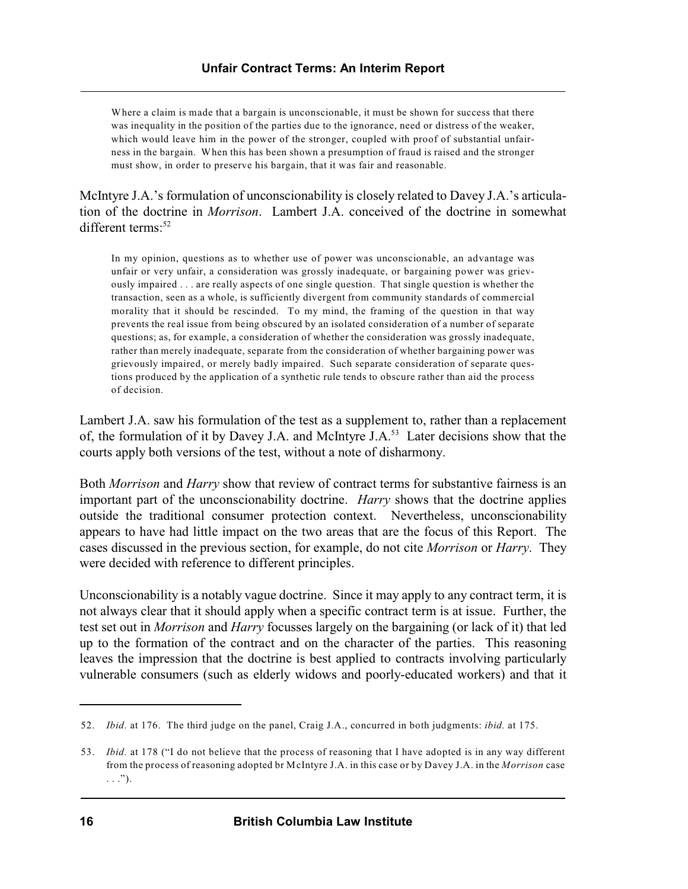> Where a claim is made that a bargain is unconscionable, it must be shown for success that there was inequality in the position of the parties due to the ignorance, need or distress of the weaker, which would leave him in the power of the stronger, coupled with proof of substantial unfairness in the bargain. When this has been shown a presumption of fraud is raised and the stronger must show, in order to preserve his bargain, that it was fair and reasonable.

McIntyre J.A.'s formulation of unconscionability is closely related to Davey J.A.'s articulation of the doctrine in *Morrison*. Lambert J.A. conceived of the doctrine in somewhat different terms:[52]

> In my opinion, questions as to whether use of power was unconscionable, an advantage was unfair or very unfair, a consideration was grossly inadequate, or bargaining power was grievously impaired . . . are really aspects of one single question. That single question is whether the transaction, seen as a whole, is sufficiently divergent from community standards of commercial morality that it should be rescinded. To my mind, the framing of the question in that way prevents the real issue from being obscured by an isolated consideration of a number of separate questions; as, for example, a consideration of whether the consideration was grossly inadequate, rather than merely inadequate, separate from the consideration of whether bargaining power was grievously impaired, or merely badly impaired. Such separate consideration of separate questions produced by the application of a synthetic rule tends to obscure rather than aid the process of decision.

Lambert J.A. saw his formulation of the test as a supplement to, rather than a replacement of, the formulation of it by Davey J.A. and McIntyre J.A.[53] Later decisions show that the courts apply both versions of the test, without a note of disharmony.

Both *Morrison* and *Harry* show that review of contract terms for substantive fairness is an important part of the unconscionability doctrine. *Harry* shows that the doctrine applies outside the traditional consumer protection context. Nevertheless, unconscionability appears to have had little impact on the two areas that are the focus of this Report. The cases discussed in the previous section, for example, do not cite *Morrison* or *Harry*. They were decided with reference to different principles.

Unconscionability is a notably vague doctrine. Since it may apply to any contract term, it is not always clear that it should apply when a specific contract term is at issue. Further, the test set out in *Morrison* and *Harry* focusses largely on the bargaining (or lack of it) that led up to the formation of the contract and on the character of the parties. This reasoning leaves the impression that the doctrine is best applied to contracts involving particularly vulnerable consumers (such as elderly widows and poorly-educated workers) and that it

---

52. *Ibid.* at 176. The third judge on the panel, Craig J.A., concurred in both judgments: *ibid.* at 175.

53. *Ibid.* at 178 ("I do not believe that the process of reasoning that I have adopted is in any way different from the process of reasoning adopted br McIntyre J.A. in this case or by Davey J.A. in the *Morrison* case . . .").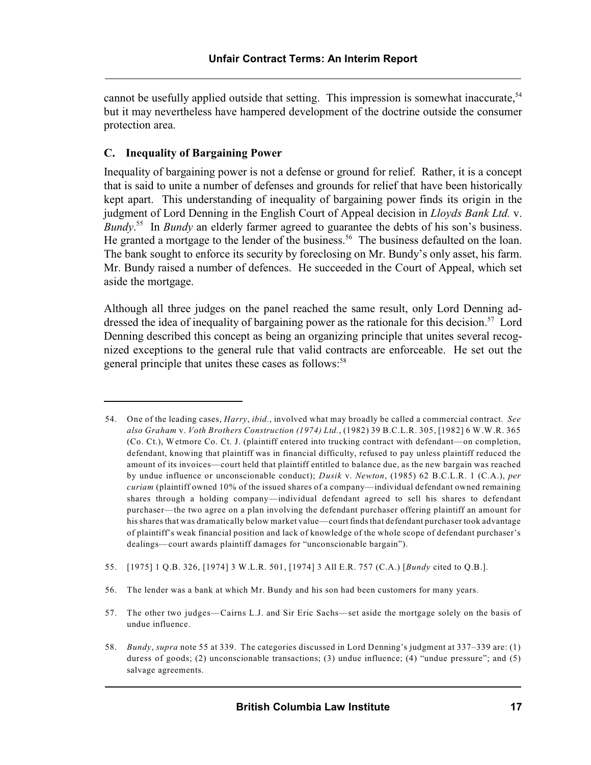cannot be usefully applied outside that setting. This impression is somewhat inaccurate,[54] but it may nevertheless have hampered development of the doctrine outside the consumer protection area.

### C. Inequality of Bargaining Power

Inequality of bargaining power is not a defense or ground for relief. Rather, it is a concept that is said to unite a number of defenses and grounds for relief that have been historically kept apart. This understanding of inequality of bargaining power finds its origin in the judgment of Lord Denning in the English Court of Appeal decision in *Lloyds Bank Ltd.* v. *Bundy*.[55] In *Bundy* an elderly farmer agreed to guarantee the debts of his son's business. He granted a mortgage to the lender of the business.[56] The business defaulted on the loan. The bank sought to enforce its security by foreclosing on Mr. Bundy's only asset, his farm. Mr. Bundy raised a number of defences. He succeeded in the Court of Appeal, which set aside the mortgage.

Although all three judges on the panel reached the same result, only Lord Denning addressed the idea of inequality of bargaining power as the rationale for this decision.[57] Lord Denning described this concept as being an organizing principle that unites several recognized exceptions to the general rule that valid contracts are enforceable. He set out the general principle that unites these cases as follows:[58]

---

54. One of the leading cases, *Harry*, *ibid.*, involved what may broadly be called a commercial contract. *See also Graham* v. *Voth Brothers Construction (1974) Ltd.*, (1982) 39 B.C.L.R. 305, [1982] 6 W.W.R. 365 (Co. Ct.), Wetmore Co. Ct. J. (plaintiff entered into trucking contract with defendant—on completion, defendant, knowing that plaintiff was in financial difficulty, refused to pay unless plaintiff reduced the amount of its invoices—court held that plaintiff entitled to balance due, as the new bargain was reached by undue influence or unconscionable conduct); *Dusik* v. *Newton*, (1985) 62 B.C.L.R. 1 (C.A.), *per curiam* (plaintiff owned 10% of the issued shares of a company—individual defendant owned remaining shares through a holding company—individual defendant agreed to sell his shares to defendant purchaser—the two agree on a plan involving the defendant purchaser offering plaintiff an amount for his shares that was dramatically below market value—court finds that defendant purchaser took advantage of plaintiff's weak financial position and lack of knowledge of the whole scope of defendant purchaser's dealings—court awards plaintiff damages for "unconscionable bargain").

55. [1975] 1 Q.B. 326, [1974] 3 W.L.R. 501, [1974] 3 All E.R. 757 (C.A.) [*Bundy* cited to Q.B.].

56. The lender was a bank at which Mr. Bundy and his son had been customers for many years.

57. The other two judges—Cairns L.J. and Sir Eric Sachs—set aside the mortgage solely on the basis of undue influence.

58. *Bundy*, *supra* note 55 at 339. The categories discussed in Lord Denning's judgment at 337–339 are: (1) duress of goods; (2) unconscionable transactions; (3) undue influence; (4) "undue pressure"; and (5) salvage agreements.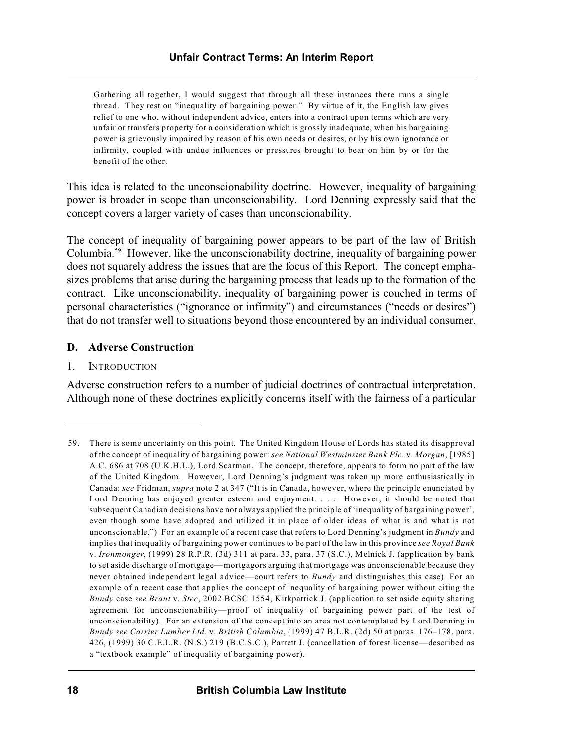> Gathering all together, I would suggest that through all these instances there runs a single thread. They rest on "inequality of bargaining power." By virtue of it, the English law gives relief to one who, without independent advice, enters into a contract upon terms which are very unfair or transfers property for a consideration which is grossly inadequate, when his bargaining power is grievously impaired by reason of his own needs or desires, or by his own ignorance or infirmity, coupled with undue influences or pressures brought to bear on him by or for the benefit of the other.

This idea is related to the unconscionability doctrine. However, inequality of bargaining power is broader in scope than unconscionability. Lord Denning expressly said that the concept covers a larger variety of cases than unconscionability.

The concept of inequality of bargaining power appears to be part of the law of British Columbia.[59] However, like the unconscionability doctrine, inequality of bargaining power does not squarely address the issues that are the focus of this Report. The concept emphasizes problems that arise during the bargaining process that leads up to the formation of the contract. Like unconscionability, inequality of bargaining power is couched in terms of personal characteristics ("ignorance or infirmity") and circumstances ("needs or desires") that do not transfer well to situations beyond those encountered by an individual consumer.

### D. Adverse Construction

#### 1. Introduction

Adverse construction refers to a number of judicial doctrines of contractual interpretation. Although none of these doctrines explicitly concerns itself with the fairness of a particular

---

59. There is some uncertainty on this point. The United Kingdom House of Lords has stated its disapproval of the concept of inequality of bargaining power: *see National Westminster Bank Plc.* v. *Morgan*, [1985] A.C. 686 at 708 (U.K.H.L.), Lord Scarman. The concept, therefore, appears to form no part of the law of the United Kingdom. However, Lord Denning's judgment was taken up more enthusiastically in Canada: *see* Fridman, *supra* note 2 at 347 ("It is in Canada, however, where the principle enunciated by Lord Denning has enjoyed greater esteem and enjoyment. . . . However, it should be noted that subsequent Canadian decisions have not always applied the principle of 'inequality of bargaining power', even though some have adopted and utilized it in place of older ideas of what is and what is not unconscionable.") For an example of a recent case that refers to Lord Denning's judgment in *Bundy* and implies that inequality of bargaining power continues to be part of the law in this province *see Royal Bank* v. *Ironmonger*, (1999) 28 R.P.R. (3d) 311 at para. 33, para. 37 (S.C.), Melnick J. (application by bank to set aside discharge of mortgage—mortgagors arguing that mortgage was unconscionable because they never obtained independent legal advice—court refers to *Bundy* and distinguishes this case). For an example of a recent case that applies the concept of inequality of bargaining power without citing the *Bundy* case *see Braut* v. *Stec*, 2002 BCSC 1554, Kirkpatrick J. (application to set aside equity sharing agreement for unconscionability—proof of inequality of bargaining power part of the test of unconscionability). For an extension of the concept into an area not contemplated by Lord Denning in *Bundy see Carrier Lumber Ltd.* v. *British Columbia*, (1999) 47 B.L.R. (2d) 50 at paras. 176–178, para. 426, (1999) 30 C.E.L.R. (N.S.) 219 (B.C.S.C.), Parrett J. (cancellation of forest license—described as a "textbook example" of inequality of bargaining power).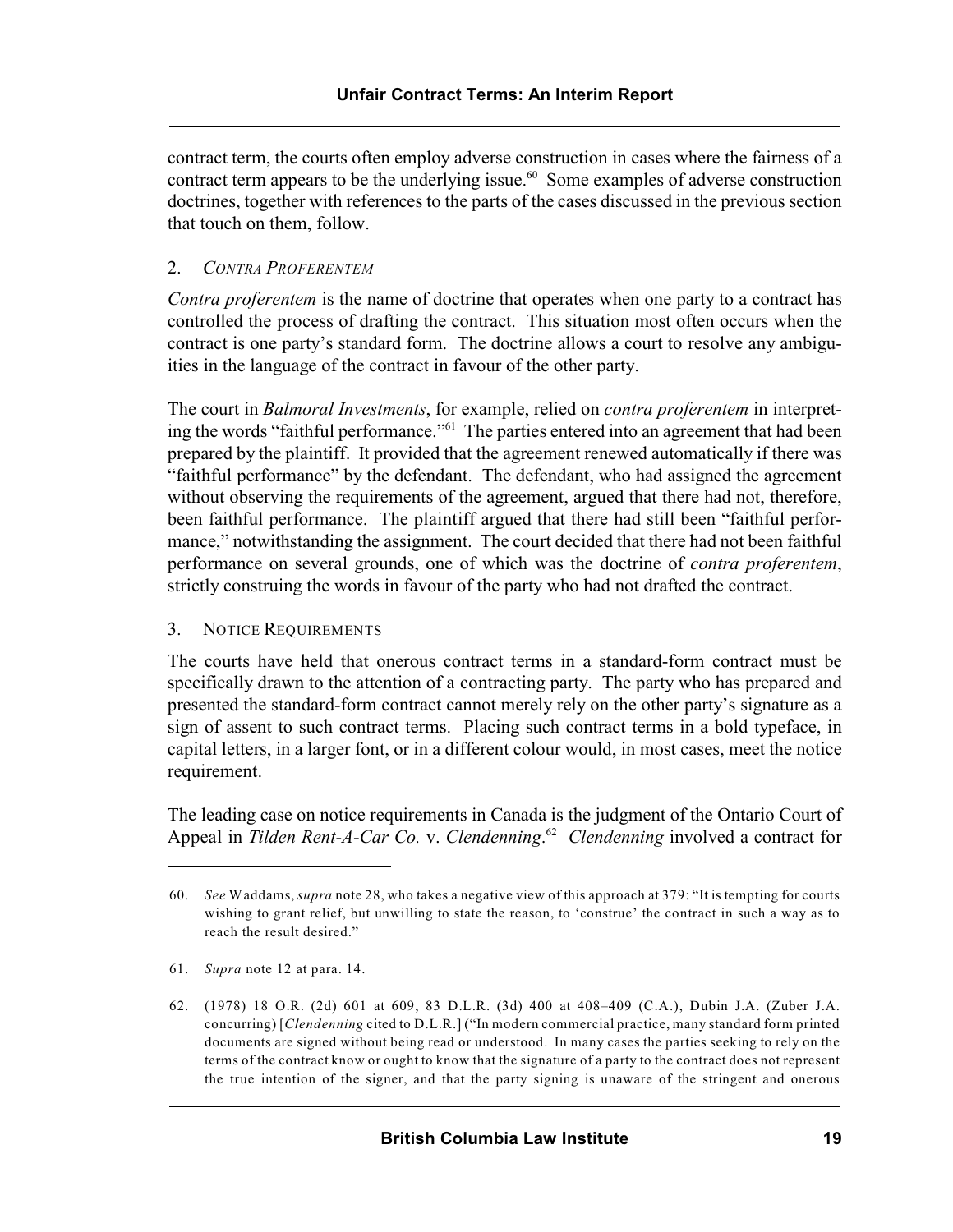contract term, the courts often employ adverse construction in cases where the fairness of a contract term appears to be the underlying issue.[60] Some examples of adverse construction doctrines, together with references to the parts of the cases discussed in the previous section that touch on them, follow.

### 2. *Contra Proferentem*

*Contra proferentem* is the name of doctrine that operates when one party to a contract has controlled the process of drafting the contract. This situation most often occurs when the contract is one party's standard form. The doctrine allows a court to resolve any ambiguities in the language of the contract in favour of the other party.

The court in *Balmoral Investments*, for example, relied on *contra proferentem* in interpreting the words "faithful performance."[61] The parties entered into an agreement that had been prepared by the plaintiff. It provided that the agreement renewed automatically if there was "faithful performance" by the defendant. The defendant, who had assigned the agreement without observing the requirements of the agreement, argued that there had not, therefore, been faithful performance. The plaintiff argued that there had still been "faithful performance," notwithstanding the assignment. The court decided that there had not been faithful performance on several grounds, one of which was the doctrine of *contra proferentem*, strictly construing the words in favour of the party who had not drafted the contract.

### 3. Notice Requirements

The courts have held that onerous contract terms in a standard-form contract must be specifically drawn to the attention of a contracting party. The party who has prepared and presented the standard-form contract cannot merely rely on the other party's signature as a sign of assent to such contract terms. Placing such contract terms in a bold typeface, in capital letters, in a larger font, or in a different colour would, in most cases, meet the notice requirement.

The leading case on notice requirements in Canada is the judgment of the Ontario Court of Appeal in *Tilden Rent-A-Car Co.* v. *Clendenning*.[62] *Clendenning* involved a contract for

---

60. *See* Waddams, *supra* note 28, who takes a negative view of this approach at 379: "It is tempting for courts wishing to grant relief, but unwilling to state the reason, to 'construe' the contract in such a way as to reach the result desired."

61. *Supra* note 12 at para. 14.

62. (1978) 18 O.R. (2d) 601 at 609, 83 D.L.R. (3d) 400 at 408–409 (C.A.), Dubin J.A. (Zuber J.A. concurring) [*Clendenning* cited to D.L.R.] ("In modern commercial practice, many standard form printed documents are signed without being read or understood. In many cases the parties seeking to rely on the terms of the contract know or ought to know that the signature of a party to the contract does not represent the true intention of the signer, and that the party signing is unaware of the stringent and onerous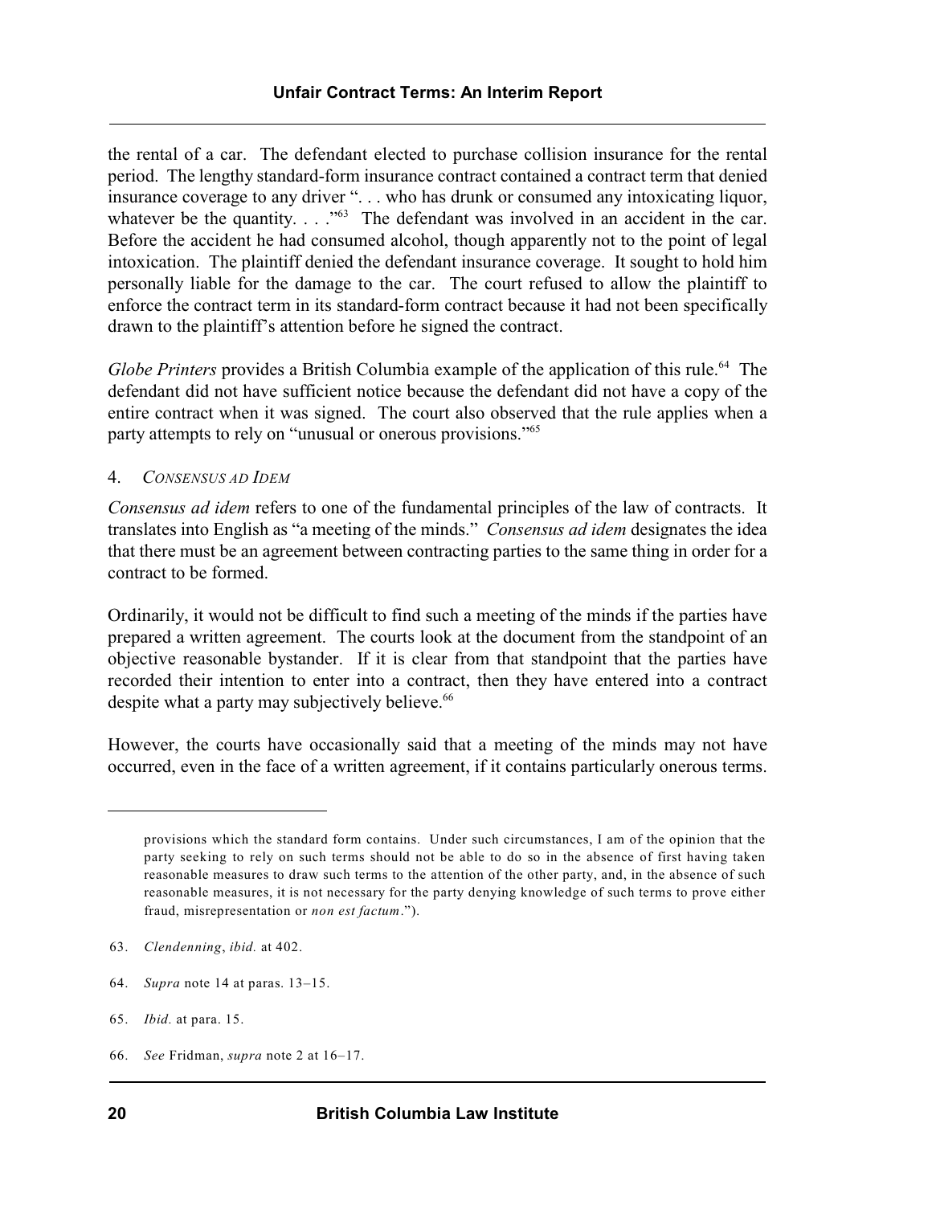the rental of a car. The defendant elected to purchase collision insurance for the rental period. The lengthy standard-form insurance contract contained a contract term that denied insurance coverage to any driver ". . . who has drunk or consumed any intoxicating liquor, whatever be the quantity. . . ."[63] The defendant was involved in an accident in the car. Before the accident he had consumed alcohol, though apparently not to the point of legal intoxication. The plaintiff denied the defendant insurance coverage. It sought to hold him personally liable for the damage to the car. The court refused to allow the plaintiff to enforce the contract term in its standard-form contract because it had not been specifically drawn to the plaintiff's attention before he signed the contract.

*Globe Printers* provides a British Columbia example of the application of this rule.[64] The defendant did not have sufficient notice because the defendant did not have a copy of the entire contract when it was signed. The court also observed that the rule applies when a party attempts to rely on "unusual or onerous provisions."[65]

4. *Consensus ad Idem*

*Consensus ad idem* refers to one of the fundamental principles of the law of contracts. It translates into English as "a meeting of the minds." *Consensus ad idem* designates the idea that there must be an agreement between contracting parties to the same thing in order for a contract to be formed.

Ordinarily, it would not be difficult to find such a meeting of the minds if the parties have prepared a written agreement. The courts look at the document from the standpoint of an objective reasonable bystander. If it is clear from that standpoint that the parties have recorded their intention to enter into a contract, then they have entered into a contract despite what a party may subjectively believe.[66]

However, the courts have occasionally said that a meeting of the minds may not have occurred, even in the face of a written agreement, if it contains particularly onerous terms.

---

provisions which the standard form contains. Under such circumstances, I am of the opinion that the party seeking to rely on such terms should not be able to do so in the absence of first having taken reasonable measures to draw such terms to the attention of the other party, and, in the absence of such reasonable measures, it is not necessary for the party denying knowledge of such terms to prove either fraud, misrepresentation or *non est factum*.").

63. *Clendenning*, *ibid.* at 402.

64. *Supra* note 14 at paras. 13–15.

65. *Ibid.* at para. 15.

66. *See* Fridman, *supra* note 2 at 16–17.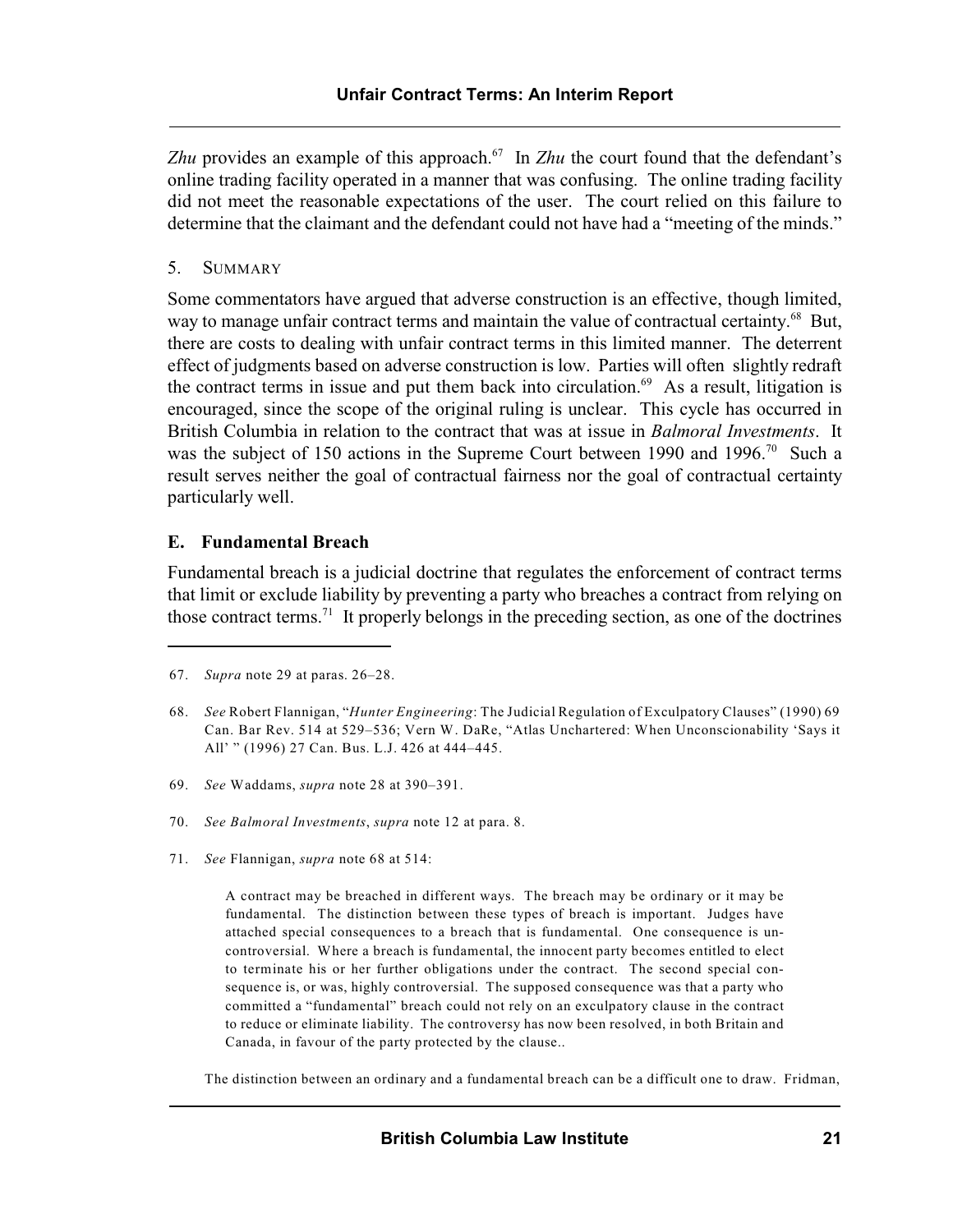*Zhu* provides an example of this approach.[67] In *Zhu* the court found that the defendant's online trading facility operated in a manner that was confusing. The online trading facility did not meet the reasonable expectations of the user. The court relied on this failure to determine that the claimant and the defendant could not have had a "meeting of the minds."

5. SUMMARY

Some commentators have argued that adverse construction is an effective, though limited, way to manage unfair contract terms and maintain the value of contractual certainty.[68] But, there are costs to dealing with unfair contract terms in this limited manner. The deterrent effect of judgments based on adverse construction is low. Parties will often slightly redraft the contract terms in issue and put them back into circulation.[69] As a result, litigation is encouraged, since the scope of the original ruling is unclear. This cycle has occurred in British Columbia in relation to the contract that was at issue in *Balmoral Investments*. It was the subject of 150 actions in the Supreme Court between 1990 and 1996.[70] Such a result serves neither the goal of contractual fairness nor the goal of contractual certainty particularly well.

### E. Fundamental Breach

Fundamental breach is a judicial doctrine that regulates the enforcement of contract terms that limit or exclude liability by preventing a party who breaches a contract from relying on those contract terms.[71] It properly belongs in the preceding section, as one of the doctrines

---

67. *Supra* note 29 at paras. 26–28.

68. *See* Robert Flannigan, "*Hunter Engineering*: The Judicial Regulation of Exculpatory Clauses" (1990) 69 Can. Bar Rev. 514 at 529–536; Vern W. DaRe, "Atlas Unchartered: When Unconscionability 'Says it All' " (1996) 27 Can. Bus. L.J. 426 at 444–445.

69. *See* Waddams, *supra* note 28 at 390–391.

70. *See Balmoral Investments*, *supra* note 12 at para. 8.

71. *See* Flannigan, *supra* note 68 at 514:

> A contract may be breached in different ways. The breach may be ordinary or it may be fundamental. The distinction between these types of breach is important. Judges have attached special consequences to a breach that is fundamental. One consequence is uncontroversial. Where a breach is fundamental, the innocent party becomes entitled to elect to terminate his or her further obligations under the contract. The second special consequence is, or was, highly controversial. The supposed consequence was that a party who committed a "fundamental" breach could not rely on an exculpatory clause in the contract to reduce or eliminate liability. The controversy has now been resolved, in both Britain and Canada, in favour of the party protected by the clause..

The distinction between an ordinary and a fundamental breach can be a difficult one to draw. Fridman,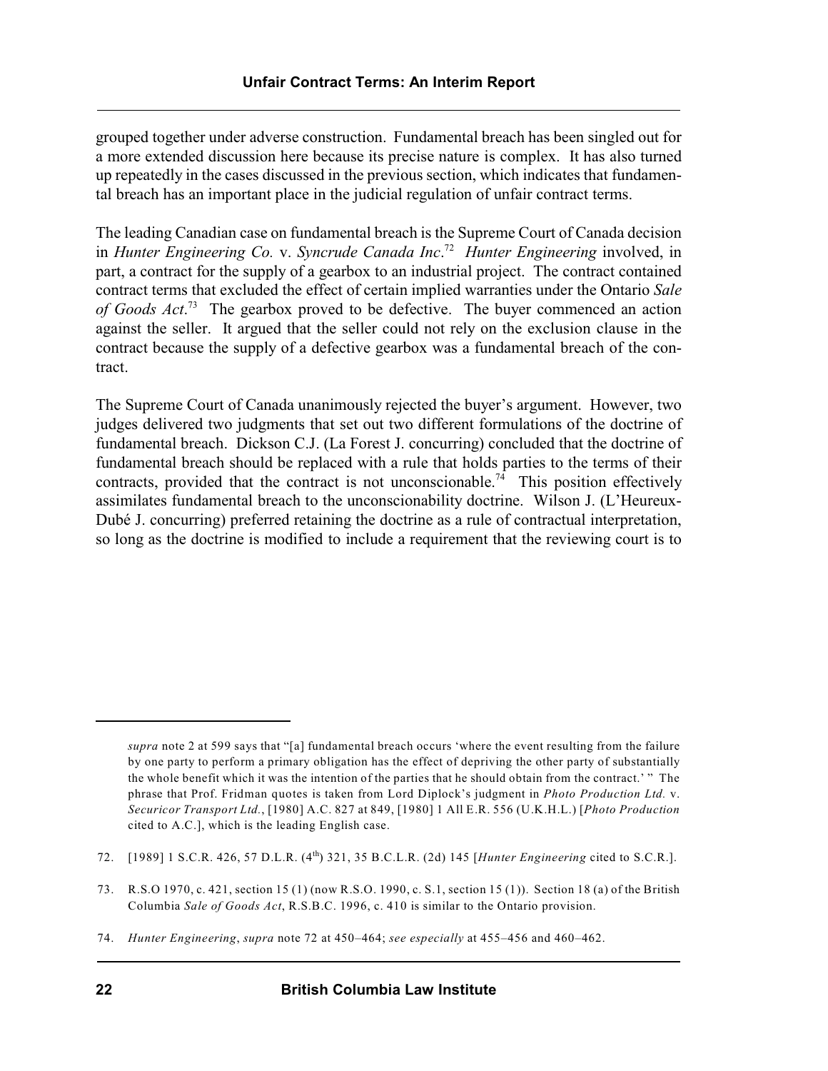grouped together under adverse construction. Fundamental breach has been singled out for a more extended discussion here because its precise nature is complex. It has also turned up repeatedly in the cases discussed in the previous section, which indicates that fundamental breach has an important place in the judicial regulation of unfair contract terms.

The leading Canadian case on fundamental breach is the Supreme Court of Canada decision in *Hunter Engineering Co.* v. *Syncrude Canada Inc*.[72] *Hunter Engineering* involved, in part, a contract for the supply of a gearbox to an industrial project. The contract contained contract terms that excluded the effect of certain implied warranties under the Ontario *Sale of Goods Act*.[73] The gearbox proved to be defective. The buyer commenced an action against the seller. It argued that the seller could not rely on the exclusion clause in the contract because the supply of a defective gearbox was a fundamental breach of the contract.

The Supreme Court of Canada unanimously rejected the buyer's argument. However, two judges delivered two judgments that set out two different formulations of the doctrine of fundamental breach. Dickson C.J. (La Forest J. concurring) concluded that the doctrine of fundamental breach should be replaced with a rule that holds parties to the terms of their contracts, provided that the contract is not unconscionable.[74] This position effectively assimilates fundamental breach to the unconscionability doctrine. Wilson J. (L'Heureux-Dubé J. concurring) preferred retaining the doctrine as a rule of contractual interpretation, so long as the doctrine is modified to include a requirement that the reviewing court is to

---

*supra* note 2 at 599 says that "[a] fundamental breach occurs 'where the event resulting from the failure by one party to perform a primary obligation has the effect of depriving the other party of substantially the whole benefit which it was the intention of the parties that he should obtain from the contract.' " The phrase that Prof. Fridman quotes is taken from Lord Diplock's judgment in *Photo Production Ltd.* v. *Securicor Transport Ltd.*, [1980] A.C. 827 at 849, [1980] 1 All E.R. 556 (U.K.H.L.) [*Photo Production* cited to A.C.], which is the leading English case.

72. [1989] 1 S.C.R. 426, 57 D.L.R. (4th) 321, 35 B.C.L.R. (2d) 145 [*Hunter Engineering* cited to S.C.R.].

73. R.S.O 1970, c. 421, section 15 (1) (now R.S.O. 1990, c. S.1, section 15 (1)). Section 18 (a) of the British Columbia *Sale of Goods Act*, R.S.B.C. 1996, c. 410 is similar to the Ontario provision.

74. *Hunter Engineering*, *supra* note 72 at 450–464; *see especially* at 455–456 and 460–462.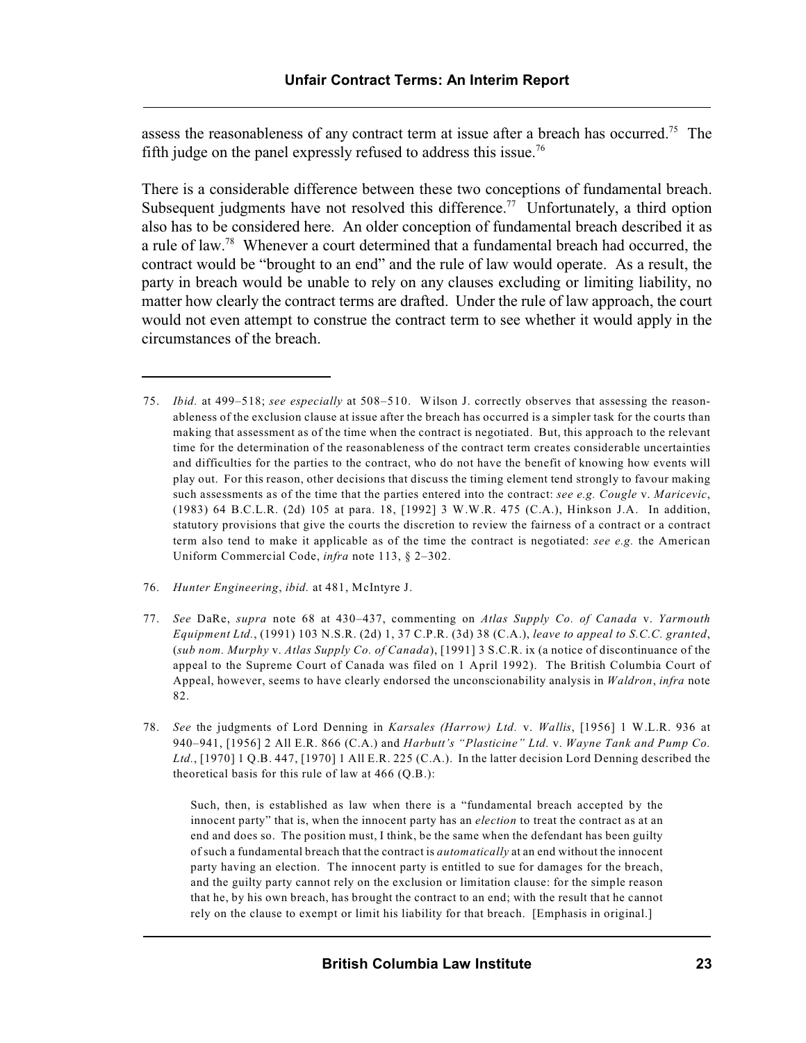assess the reasonableness of any contract term at issue after a breach has occurred.[75] The fifth judge on the panel expressly refused to address this issue.[76]

There is a considerable difference between these two conceptions of fundamental breach. Subsequent judgments have not resolved this difference.[77] Unfortunately, a third option also has to be considered here. An older conception of fundamental breach described it as a rule of law.[78] Whenever a court determined that a fundamental breach had occurred, the contract would be "brought to an end" and the rule of law would operate. As a result, the party in breach would be unable to rely on any clauses excluding or limiting liability, no matter how clearly the contract terms are drafted. Under the rule of law approach, the court would not even attempt to construe the contract term to see whether it would apply in the circumstances of the breach.

---

75. *Ibid.* at 499–518; *see especially* at 508–510. Wilson J. correctly observes that assessing the reasonableness of the exclusion clause at issue after the breach has occurred is a simpler task for the courts than making that assessment as of the time when the contract is negotiated. But, this approach to the relevant time for the determination of the reasonableness of the contract term creates considerable uncertainties and difficulties for the parties to the contract, who do not have the benefit of knowing how events will play out. For this reason, other decisions that discuss the timing element tend strongly to favour making such assessments as of the time that the parties entered into the contract: *see e.g. Cougle* v. *Maricevic*, (1983) 64 B.C.L.R. (2d) 105 at para. 18, [1992] 3 W.W.R. 475 (C.A.), Hinkson J.A. In addition, statutory provisions that give the courts the discretion to review the fairness of a contract or a contract term also tend to make it applicable as of the time the contract is negotiated: *see e.g.* the American Uniform Commercial Code, *infra* note 113, § 2–302.

76. *Hunter Engineering*, *ibid.* at 481, McIntyre J.

77. *See* DaRe, *supra* note 68 at 430–437, commenting on *Atlas Supply Co. of Canada* v. *Yarmouth Equipment Ltd.*, (1991) 103 N.S.R. (2d) 1, 37 C.P.R. (3d) 38 (C.A.), *leave to appeal to S.C.C. granted*, (*sub nom. Murphy* v. *Atlas Supply Co. of Canada*), [1991] 3 S.C.R. ix (a notice of discontinuance of the appeal to the Supreme Court of Canada was filed on 1 April 1992). The British Columbia Court of Appeal, however, seems to have clearly endorsed the unconscionability analysis in *Waldron*, *infra* note 82.

78. *See* the judgments of Lord Denning in *Karsales (Harrow) Ltd.* v. *Wallis*, [1956] 1 W.L.R. 936 at 940–941, [1956] 2 All E.R. 866 (C.A.) and *Harbutt's "Plasticine" Ltd.* v. *Wayne Tank and Pump Co. Ltd.*, [1970] 1 Q.B. 447, [1970] 1 All E.R. 225 (C.A.). In the latter decision Lord Denning described the theoretical basis for this rule of law at 466 (Q.B.):

> Such, then, is established as law when there is a "fundamental breach accepted by the innocent party" that is, when the innocent party has an *election* to treat the contract as at an end and does so. The position must, I think, be the same when the defendant has been guilty of such a fundamental breach that the contract is *automatically* at an end without the innocent party having an election. The innocent party is entitled to sue for damages for the breach, and the guilty party cannot rely on the exclusion or limitation clause: for the simple reason that he, by his own breach, has brought the contract to an end; with the result that he cannot rely on the clause to exempt or limit his liability for that breach. [Emphasis in original.]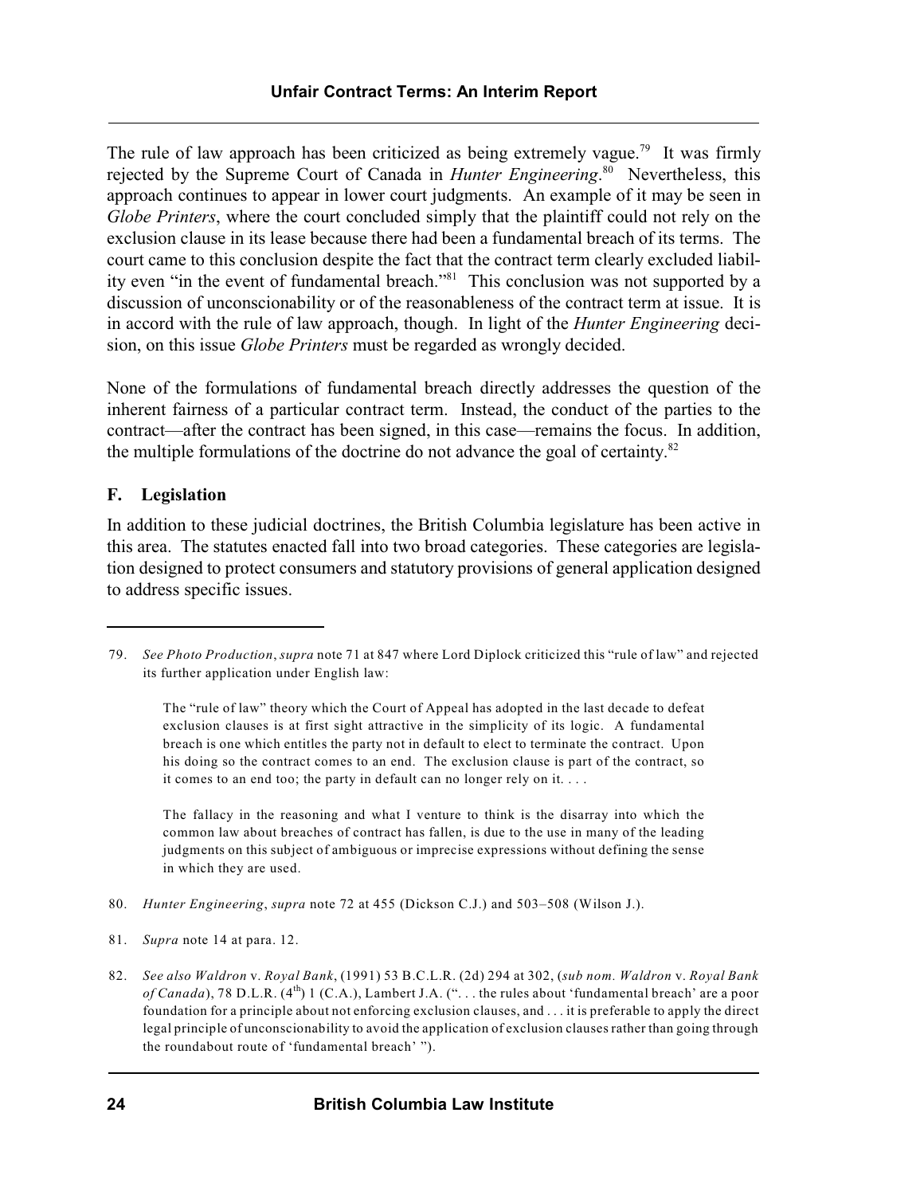The rule of law approach has been criticized as being extremely vague.[79] It was firmly rejected by the Supreme Court of Canada in *Hunter Engineering*.[80] Nevertheless, this approach continues to appear in lower court judgments. An example of it may be seen in *Globe Printers*, where the court concluded simply that the plaintiff could not rely on the exclusion clause in its lease because there had been a fundamental breach of its terms. The court came to this conclusion despite the fact that the contract term clearly excluded liability even "in the event of fundamental breach."[81] This conclusion was not supported by a discussion of unconscionability or of the reasonableness of the contract term at issue. It is in accord with the rule of law approach, though. In light of the *Hunter Engineering* decision, on this issue *Globe Printers* must be regarded as wrongly decided.

None of the formulations of fundamental breach directly addresses the question of the inherent fairness of a particular contract term. Instead, the conduct of the parties to the contract—after the contract has been signed, in this case—remains the focus. In addition, the multiple formulations of the doctrine do not advance the goal of certainty.[82]

### F. Legislation

In addition to these judicial doctrines, the British Columbia legislature has been active in this area. The statutes enacted fall into two broad categories. These categories are legislation designed to protect consumers and statutory provisions of general application designed to address specific issues.

---

79. *See Photo Production*, *supra* note 71 at 847 where Lord Diplock criticized this "rule of law" and rejected its further application under English law:

> The "rule of law" theory which the Court of Appeal has adopted in the last decade to defeat exclusion clauses is at first sight attractive in the simplicity of its logic. A fundamental breach is one which entitles the party not in default to elect to terminate the contract. Upon his doing so the contract comes to an end. The exclusion clause is part of the contract, so it comes to an end too; the party in default can no longer rely on it. . . .
>
> The fallacy in the reasoning and what I venture to think is the disarray into which the common law about breaches of contract has fallen, is due to the use in many of the leading judgments on this subject of ambiguous or imprecise expressions without defining the sense in which they are used.

80. *Hunter Engineering*, *supra* note 72 at 455 (Dickson C.J.) and 503–508 (Wilson J.).

81. *Supra* note 14 at para. 12.

82. *See also Waldron* v. *Royal Bank*, (1991) 53 B.C.L.R. (2d) 294 at 302, (*sub nom. Waldron* v. *Royal Bank of Canada*), 78 D.L.R. (4th) 1 (C.A.), Lambert J.A. (". . . the rules about 'fundamental breach' are a poor foundation for a principle about not enforcing exclusion clauses, and . . . it is preferable to apply the direct legal principle of unconscionability to avoid the application of exclusion clauses rather than going through the roundabout route of 'fundamental breach' ").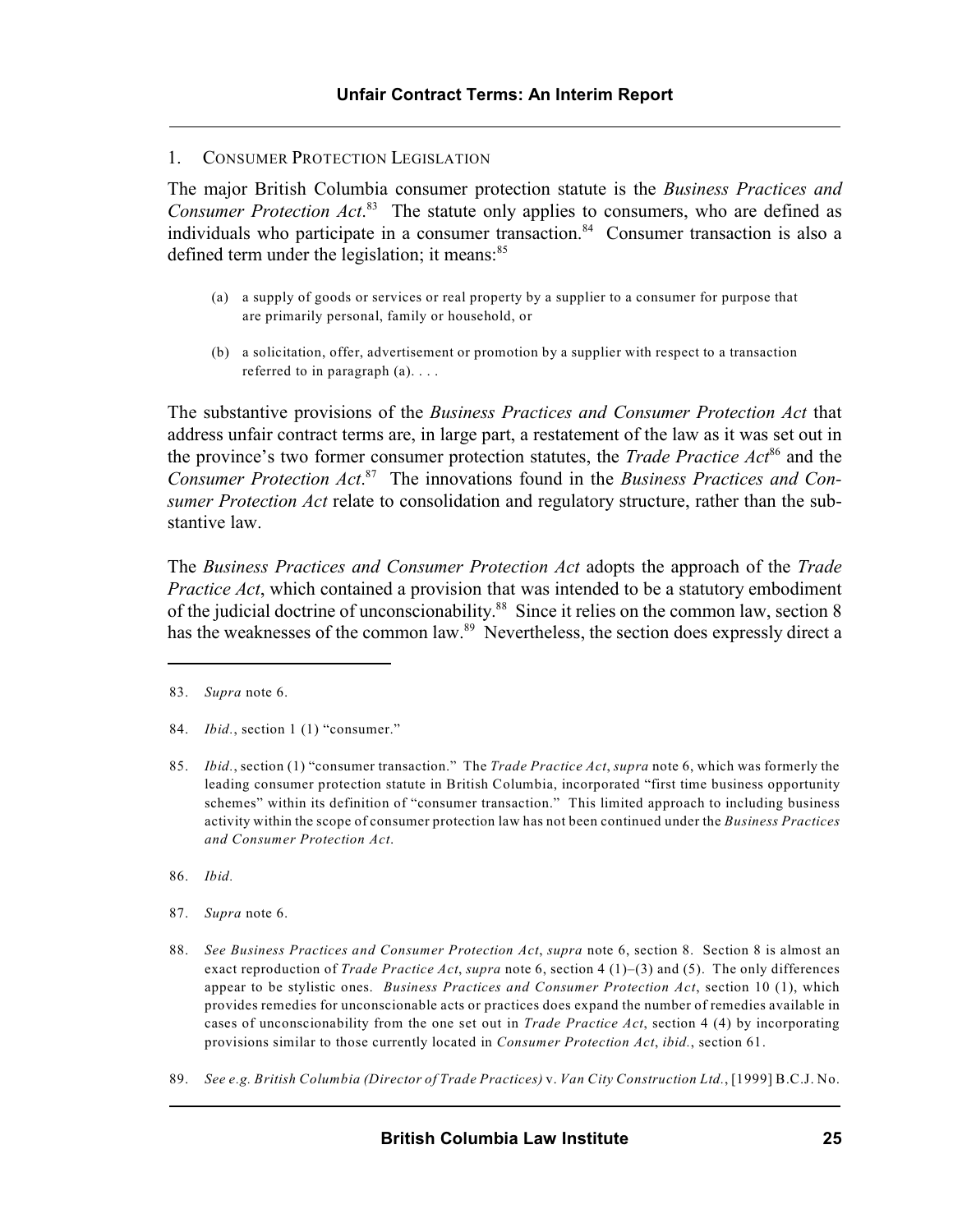### 1. Consumer Protection Legislation

The major British Columbia consumer protection statute is the *Business Practices and Consumer Protection Act*.[83] The statute only applies to consumers, who are defined as individuals who participate in a consumer transaction.[84] Consumer transaction is also a defined term under the legislation; it means:[85]

> (a) a supply of goods or services or real property by a supplier to a consumer for purpose that are primarily personal, family or household, or
>
> (b) a solicitation, offer, advertisement or promotion by a supplier with respect to a transaction referred to in paragraph (a). . . .

The substantive provisions of the *Business Practices and Consumer Protection Act* that address unfair contract terms are, in large part, a restatement of the law as it was set out in the province's two former consumer protection statutes, the *Trade Practice Act*[86] and the *Consumer Protection Act*.[87] The innovations found in the *Business Practices and Consumer Protection Act* relate to consolidation and regulatory structure, rather than the substantive law.

The *Business Practices and Consumer Protection Act* adopts the approach of the *Trade Practice Act*, which contained a provision that was intended to be a statutory embodiment of the judicial doctrine of unconscionability.[88] Since it relies on the common law, section 8 has the weaknesses of the common law.[89] Nevertheless, the section does expressly direct a

---

83. *Supra* note 6.

84. *Ibid.*, section 1 (1) "consumer."

85. *Ibid.*, section (1) "consumer transaction." The *Trade Practice Act*, *supra* note 6, which was formerly the leading consumer protection statute in British Columbia, incorporated "first time business opportunity schemes" within its definition of "consumer transaction." This limited approach to including business activity within the scope of consumer protection law has not been continued under the *Business Practices and Consumer Protection Act*.

86. *Ibid.*

87. *Supra* note 6.

88. *See Business Practices and Consumer Protection Act*, *supra* note 6, section 8. Section 8 is almost an exact reproduction of *Trade Practice Act*, *supra* note 6, section 4 (1)–(3) and (5). The only differences appear to be stylistic ones. *Business Practices and Consumer Protection Act*, section 10 (1), which provides remedies for unconscionable acts or practices does expand the number of remedies available in cases of unconscionability from the one set out in *Trade Practice Act*, section 4 (4) by incorporating provisions similar to those currently located in *Consumer Protection Act*, *ibid.*, section 61.

89. *See e.g. British Columbia (Director of Trade Practices)* v. *Van City Construction Ltd.*, [1999] B.C.J. No.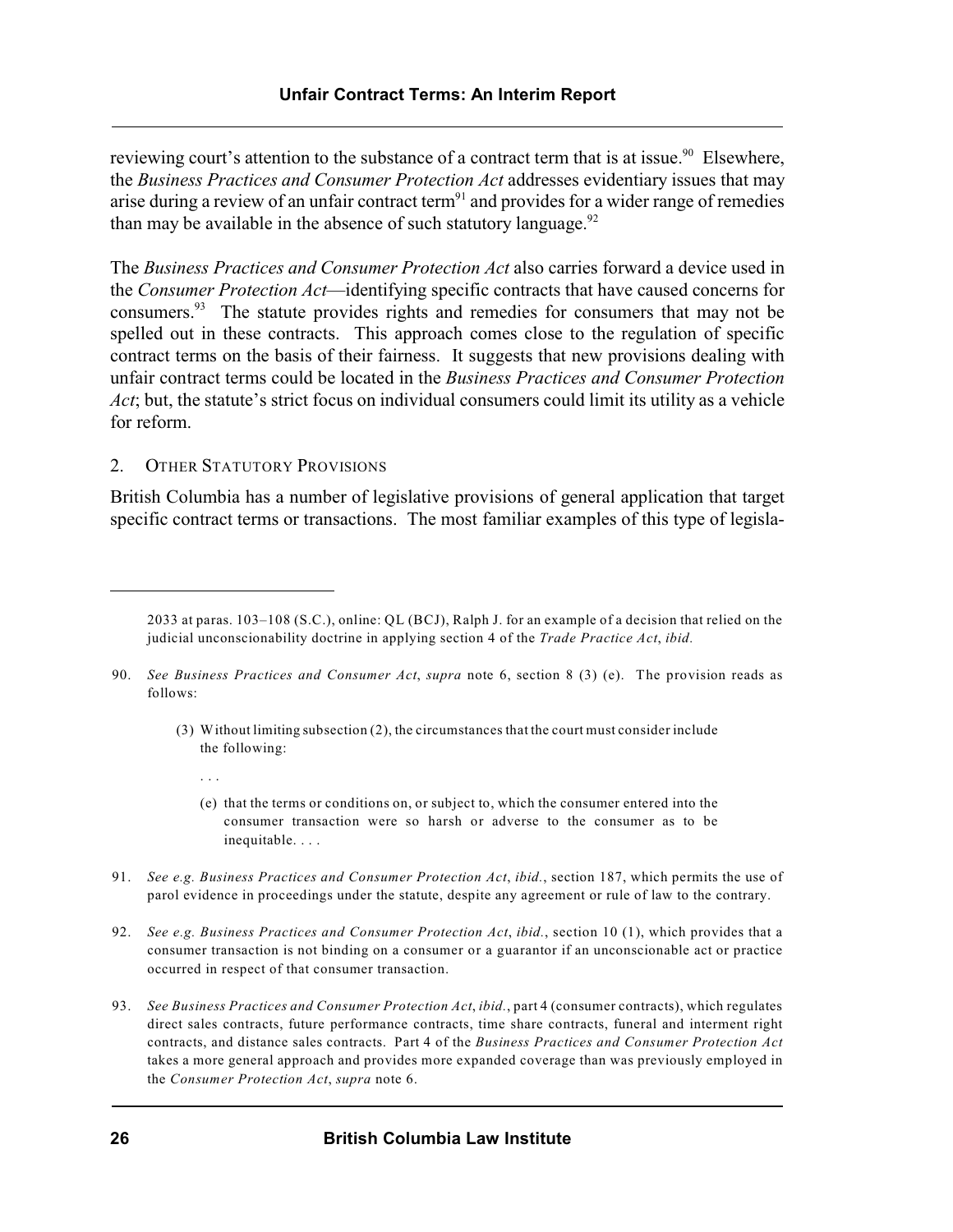reviewing court's attention to the substance of a contract term that is at issue.[90] Elsewhere, the *Business Practices and Consumer Protection Act* addresses evidentiary issues that may arise during a review of an unfair contract term[91] and provides for a wider range of remedies than may be available in the absence of such statutory language.[92]

The *Business Practices and Consumer Protection Act* also carries forward a device used in the *Consumer Protection Act*—identifying specific contracts that have caused concerns for consumers.[93] The statute provides rights and remedies for consumers that may not be spelled out in these contracts. This approach comes close to the regulation of specific contract terms on the basis of their fairness. It suggests that new provisions dealing with unfair contract terms could be located in the *Business Practices and Consumer Protection Act*; but, the statute's strict focus on individual consumers could limit its utility as a vehicle for reform.

### 2. Other Statutory Provisions

British Columbia has a number of legislative provisions of general application that target specific contract terms or transactions. The most familiar examples of this type of legisla-

---

2033 at paras. 103–108 (S.C.), online: QL (BCJ), Ralph J. for an example of a decision that relied on the judicial unconscionability doctrine in applying section 4 of the *Trade Practice Act*, *ibid.*

90. *See Business Practices and Consumer Act*, *supra* note 6, section 8 (3) (e). The provision reads as follows:

> (3) Without limiting subsection (2), the circumstances that the court must consider include the following:
>
> . . .
>
> (e) that the terms or conditions on, or subject to, which the consumer entered into the consumer transaction were so harsh or adverse to the consumer as to be inequitable. . . .

91. *See e.g. Business Practices and Consumer Protection Act*, *ibid.*, section 187, which permits the use of parol evidence in proceedings under the statute, despite any agreement or rule of law to the contrary.

92. *See e.g. Business Practices and Consumer Protection Act*, *ibid.*, section 10 (1), which provides that a consumer transaction is not binding on a consumer or a guarantor if an unconscionable act or practice occurred in respect of that consumer transaction.

93. *See Business Practices and Consumer Protection Act*, *ibid.*, part 4 (consumer contracts), which regulates direct sales contracts, future performance contracts, time share contracts, funeral and interment right contracts, and distance sales contracts. Part 4 of the *Business Practices and Consumer Protection Act* takes a more general approach and provides more expanded coverage than was previously employed in the *Consumer Protection Act*, *supra* note 6.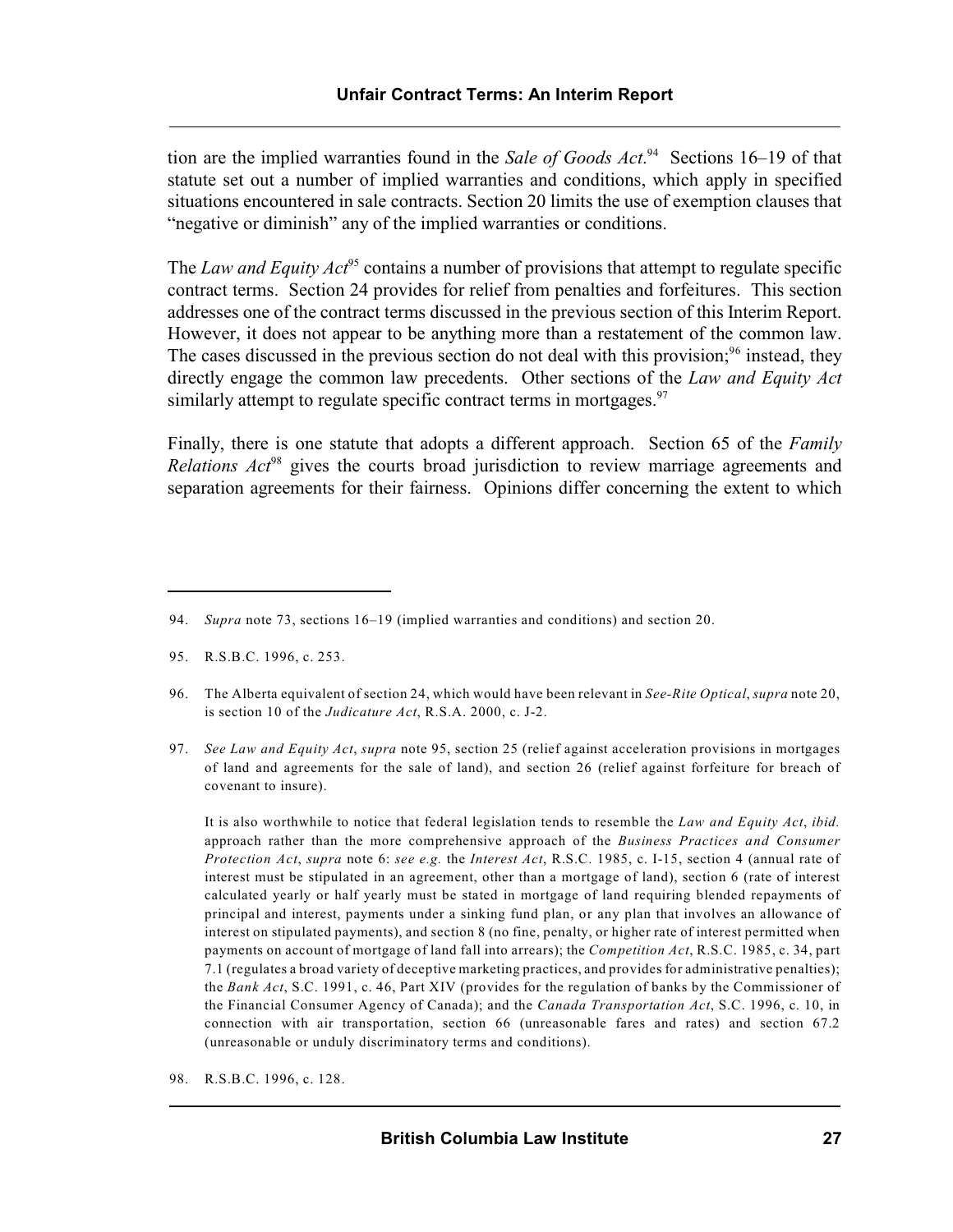tion are the implied warranties found in the *Sale of Goods Act*.[94] Sections 16–19 of that statute set out a number of implied warranties and conditions, which apply in specified situations encountered in sale contracts. Section 20 limits the use of exemption clauses that "negative or diminish" any of the implied warranties or conditions.

The *Law and Equity Act*[95] contains a number of provisions that attempt to regulate specific contract terms. Section 24 provides for relief from penalties and forfeitures. This section addresses one of the contract terms discussed in the previous section of this Interim Report. However, it does not appear to be anything more than a restatement of the common law. The cases discussed in the previous section do not deal with this provision;[96] instead, they directly engage the common law precedents. Other sections of the *Law and Equity Act* similarly attempt to regulate specific contract terms in mortgages.[97]

Finally, there is one statute that adopts a different approach. Section 65 of the *Family Relations Act*[98] gives the courts broad jurisdiction to review marriage agreements and separation agreements for their fairness. Opinions differ concerning the extent to which

---

94. *Supra* note 73, sections 16–19 (implied warranties and conditions) and section 20.

95. R.S.B.C. 1996, c. 253.

96. The Alberta equivalent of section 24, which would have been relevant in *See-Rite Optical*, *supra* note 20, is section 10 of the *Judicature Act*, R.S.A. 2000, c. J-2.

97. *See Law and Equity Act*, *supra* note 95, section 25 (relief against acceleration provisions in mortgages of land and agreements for the sale of land), and section 26 (relief against forfeiture for breach of covenant to insure).

    It is also worthwhile to notice that federal legislation tends to resemble the *Law and Equity Act*, *ibid.* approach rather than the more comprehensive approach of the *Business Practices and Consumer Protection Act*, *supra* note 6: *see e.g.* the *Interest Act*, R.S.C. 1985, c. I-15, section 4 (annual rate of interest must be stipulated in an agreement, other than a mortgage of land), section 6 (rate of interest calculated yearly or half yearly must be stated in mortgage of land requiring blended repayments of principal and interest, payments under a sinking fund plan, or any plan that involves an allowance of interest on stipulated payments), and section 8 (no fine, penalty, or higher rate of interest permitted when payments on account of mortgage of land fall into arrears); the *Competition Act*, R.S.C. 1985, c. 34, part 7.1 (regulates a broad variety of deceptive marketing practices, and provides for administrative penalties); the *Bank Act*, S.C. 1991, c. 46, Part XIV (provides for the regulation of banks by the Commissioner of the Financial Consumer Agency of Canada); and the *Canada Transportation Act*, S.C. 1996, c. 10, in connection with air transportation, section 66 (unreasonable fares and rates) and section 67.2 (unreasonable or unduly discriminatory terms and conditions).

98. R.S.B.C. 1996, c. 128.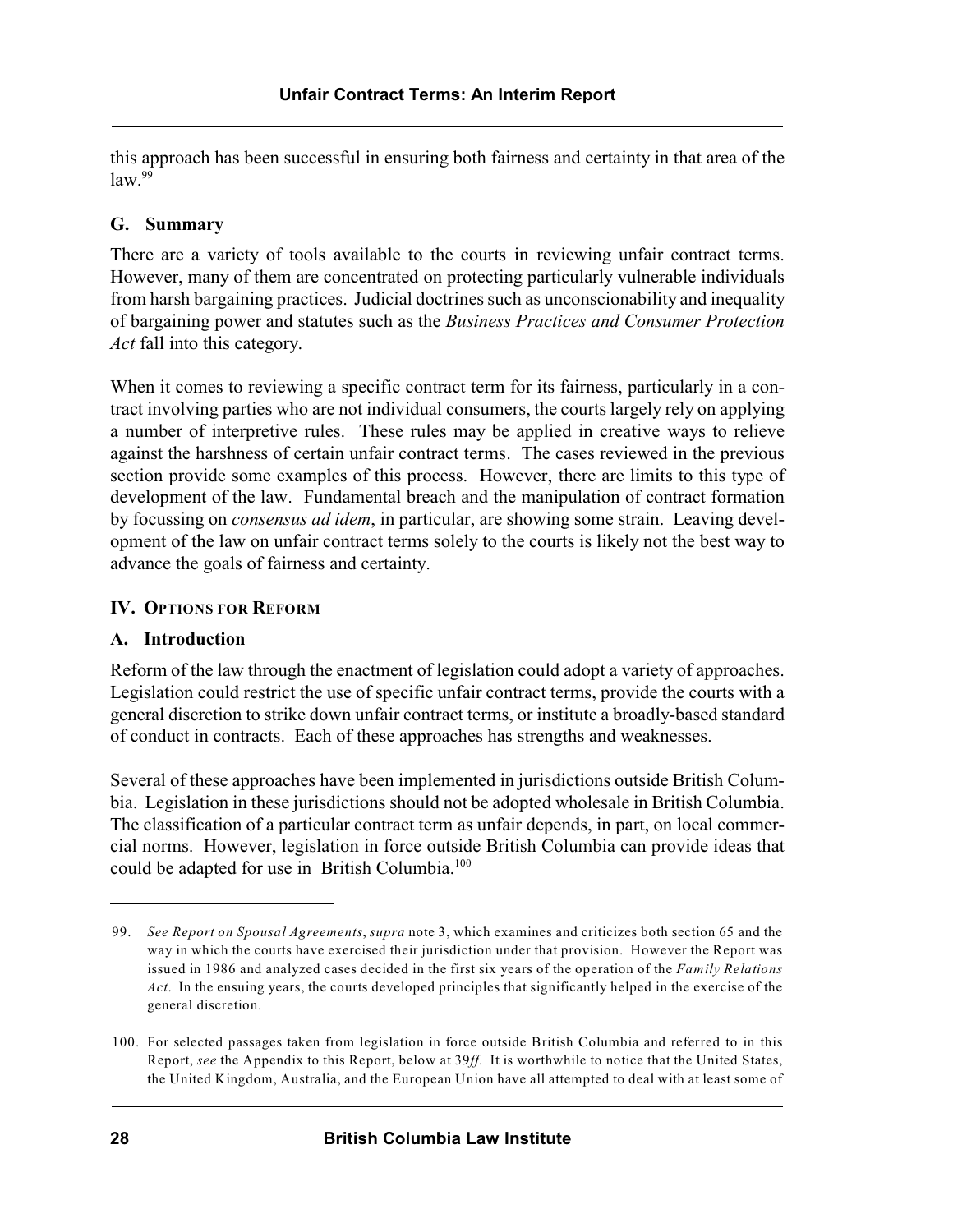this approach has been successful in ensuring both fairness and certainty in that area of the law.[99]

### G. Summary

There are a variety of tools available to the courts in reviewing unfair contract terms. However, many of them are concentrated on protecting particularly vulnerable individuals from harsh bargaining practices. Judicial doctrines such as unconscionability and inequality of bargaining power and statutes such as the *Business Practices and Consumer Protection Act* fall into this category.

When it comes to reviewing a specific contract term for its fairness, particularly in a contract involving parties who are not individual consumers, the courts largely rely on applying a number of interpretive rules. These rules may be applied in creative ways to relieve against the harshness of certain unfair contract terms. The cases reviewed in the previous section provide some examples of this process. However, there are limits to this type of development of the law. Fundamental breach and the manipulation of contract formation by focussing on *consensus ad idem*, in particular, are showing some strain. Leaving development of the law on unfair contract terms solely to the courts is likely not the best way to advance the goals of fairness and certainty.

## IV. Options for Reform

### A. Introduction

Reform of the law through the enactment of legislation could adopt a variety of approaches. Legislation could restrict the use of specific unfair contract terms, provide the courts with a general discretion to strike down unfair contract terms, or institute a broadly-based standard of conduct in contracts. Each of these approaches has strengths and weaknesses.

Several of these approaches have been implemented in jurisdictions outside British Columbia. Legislation in these jurisdictions should not be adopted wholesale in British Columbia. The classification of a particular contract term as unfair depends, in part, on local commercial norms. However, legislation in force outside British Columbia can provide ideas that could be adapted for use in British Columbia.[100]

---

99. *See Report on Spousal Agreements*, *supra* note 3, which examines and criticizes both section 65 and the way in which the courts have exercised their jurisdiction under that provision. However the Report was issued in 1986 and analyzed cases decided in the first six years of the operation of the *Family Relations Act*. In the ensuing years, the courts developed principles that significantly helped in the exercise of the general discretion.

100. For selected passages taken from legislation in force outside British Columbia and referred to in this Report, *see* the Appendix to this Report, below at 39*ff*. It is worthwhile to notice that the United States, the United Kingdom, Australia, and the European Union have all attempted to deal with at least some of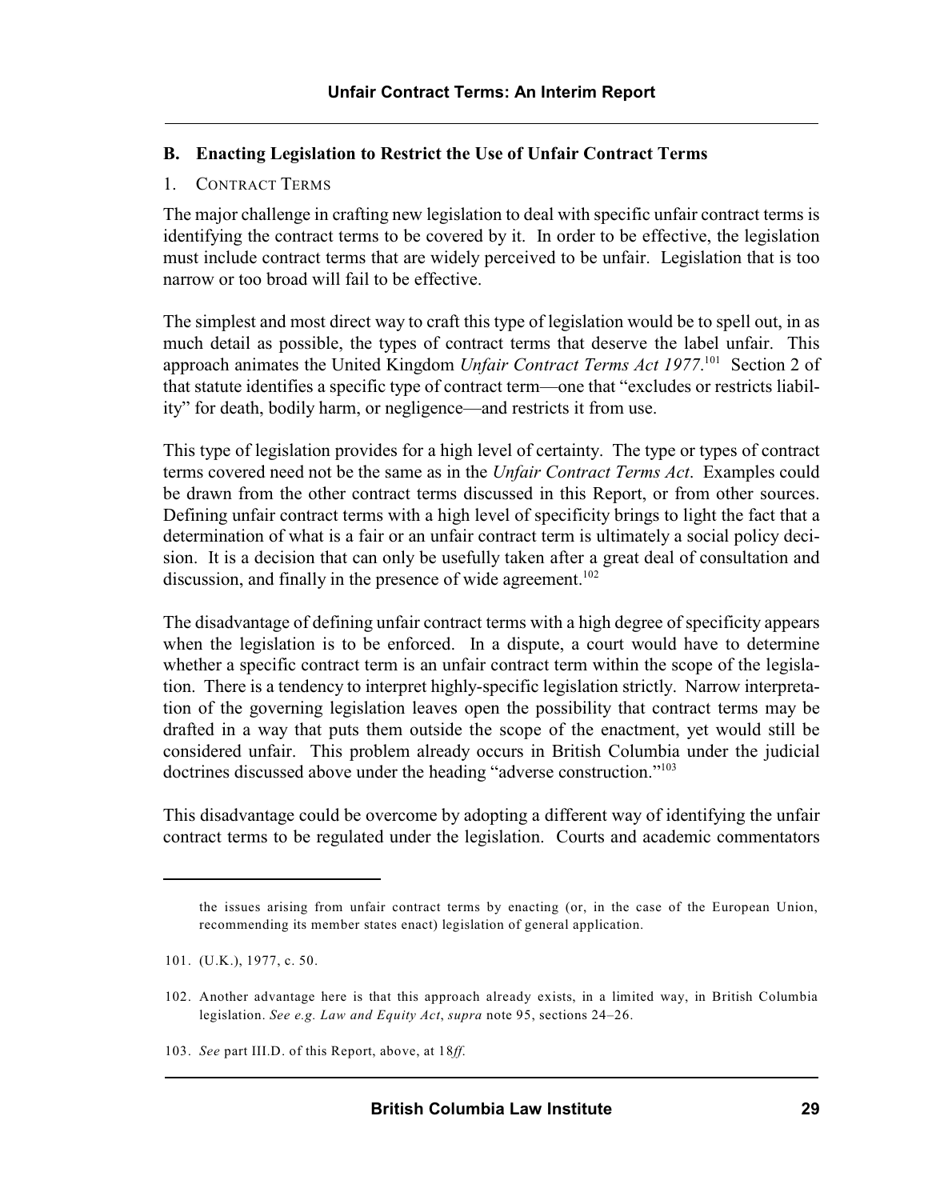## B. Enacting Legislation to Restrict the Use of Unfair Contract Terms

### 1. CONTRACT TERMS

The major challenge in crafting new legislation to deal with specific unfair contract terms is identifying the contract terms to be covered by it. In order to be effective, the legislation must include contract terms that are widely perceived to be unfair. Legislation that is too narrow or too broad will fail to be effective.

The simplest and most direct way to craft this type of legislation would be to spell out, in as much detail as possible, the types of contract terms that deserve the label unfair. This approach animates the United Kingdom *Unfair Contract Terms Act 1977*.[101] Section 2 of that statute identifies a specific type of contract term—one that "excludes or restricts liability" for death, bodily harm, or negligence—and restricts it from use.

This type of legislation provides for a high level of certainty. The type or types of contract terms covered need not be the same as in the *Unfair Contract Terms Act*. Examples could be drawn from the other contract terms discussed in this Report, or from other sources. Defining unfair contract terms with a high level of specificity brings to light the fact that a determination of what is a fair or an unfair contract term is ultimately a social policy decision. It is a decision that can only be usefully taken after a great deal of consultation and discussion, and finally in the presence of wide agreement.[102]

The disadvantage of defining unfair contract terms with a high degree of specificity appears when the legislation is to be enforced. In a dispute, a court would have to determine whether a specific contract term is an unfair contract term within the scope of the legislation. There is a tendency to interpret highly-specific legislation strictly. Narrow interpretation of the governing legislation leaves open the possibility that contract terms may be drafted in a way that puts them outside the scope of the enactment, yet would still be considered unfair. This problem already occurs in British Columbia under the judicial doctrines discussed above under the heading "adverse construction."[103]

This disadvantage could be overcome by adopting a different way of identifying the unfair contract terms to be regulated under the legislation. Courts and academic commentators

---

the issues arising from unfair contract terms by enacting (or, in the case of the European Union, recommending its member states enact) legislation of general application.

101. (U.K.), 1977, c. 50.

102. Another advantage here is that this approach already exists, in a limited way, in British Columbia legislation. *See e.g. Law and Equity Act*, *supra* note 95, sections 24–26.

103. *See* part III.D. of this Report, above, at 18*ff*.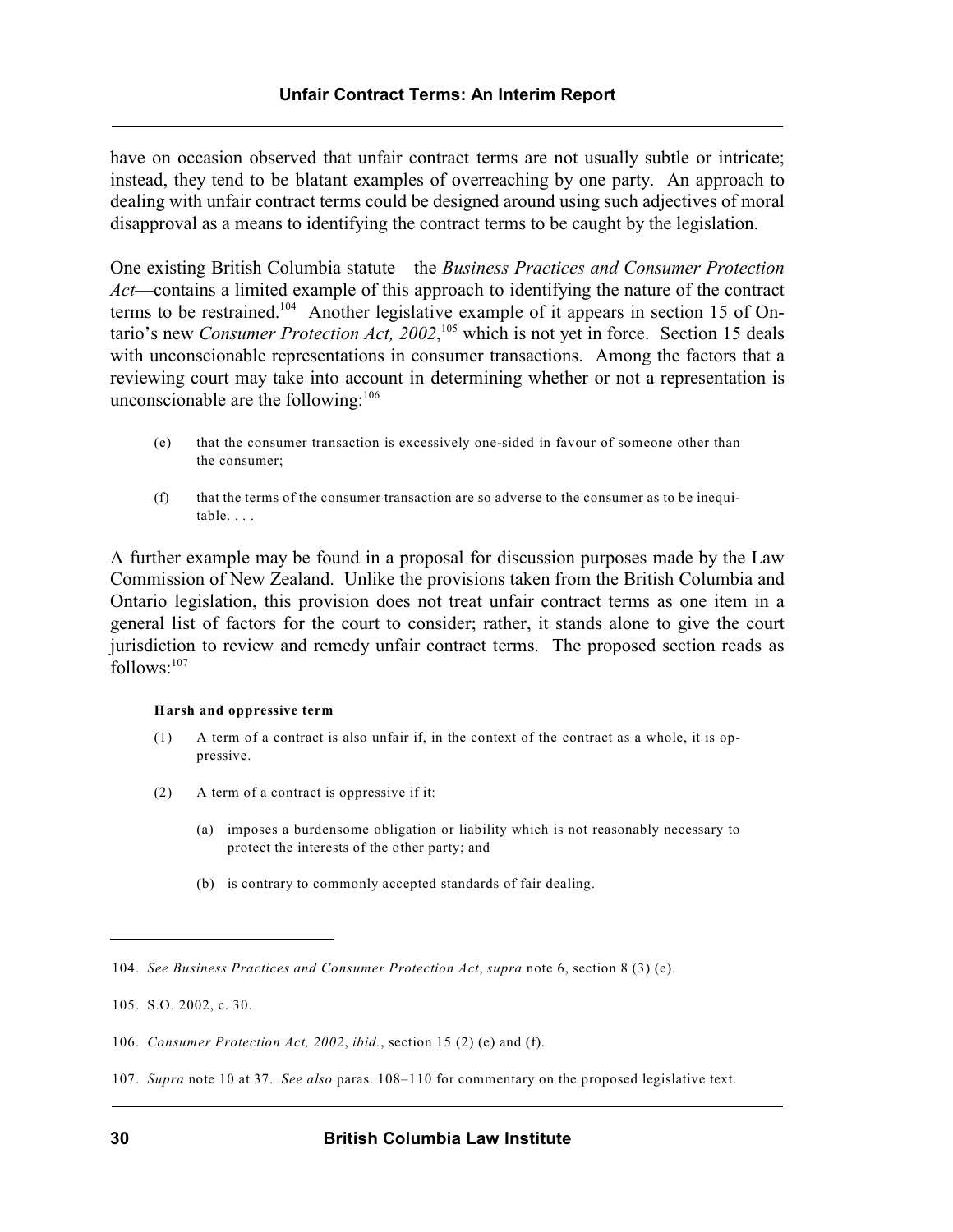have on occasion observed that unfair contract terms are not usually subtle or intricate; instead, they tend to be blatant examples of overreaching by one party. An approach to dealing with unfair contract terms could be designed around using such adjectives of moral disapproval as a means to identifying the contract terms to be caught by the legislation.

One existing British Columbia statute—the *Business Practices and Consumer Protection Act*—contains a limited example of this approach to identifying the nature of the contract terms to be restrained.[104] Another legislative example of it appears in section 15 of Ontario's new *Consumer Protection Act, 2002*,[105] which is not yet in force. Section 15 deals with unconscionable representations in consumer transactions. Among the factors that a reviewing court may take into account in determining whether or not a representation is unconscionable are the following:[106]

> (e) that the consumer transaction is excessively one-sided in favour of someone other than the consumer;
>
> (f) that the terms of the consumer transaction are so adverse to the consumer as to be inequitable. . . .

A further example may be found in a proposal for discussion purposes made by the Law Commission of New Zealand. Unlike the provisions taken from the British Columbia and Ontario legislation, this provision does not treat unfair contract terms as one item in a general list of factors for the court to consider; rather, it stands alone to give the court jurisdiction to review and remedy unfair contract terms. The proposed section reads as follows:[107]

> **Harsh and oppressive term**
>
> (1) A term of a contract is also unfair if, in the context of the contract as a whole, it is oppressive.
>
> (2) A term of a contract is oppressive if it:
>
> (a) imposes a burdensome obligation or liability which is not reasonably necessary to protect the interests of the other party; and
>
> (b) is contrary to commonly accepted standards of fair dealing.

---

104. *See Business Practices and Consumer Protection Act*, *supra* note 6, section 8 (3) (e).

105. S.O. 2002, c. 30.

106. *Consumer Protection Act, 2002*, *ibid.*, section 15 (2) (e) and (f).

107. *Supra* note 10 at 37. *See also* paras. 108–110 for commentary on the proposed legislative text.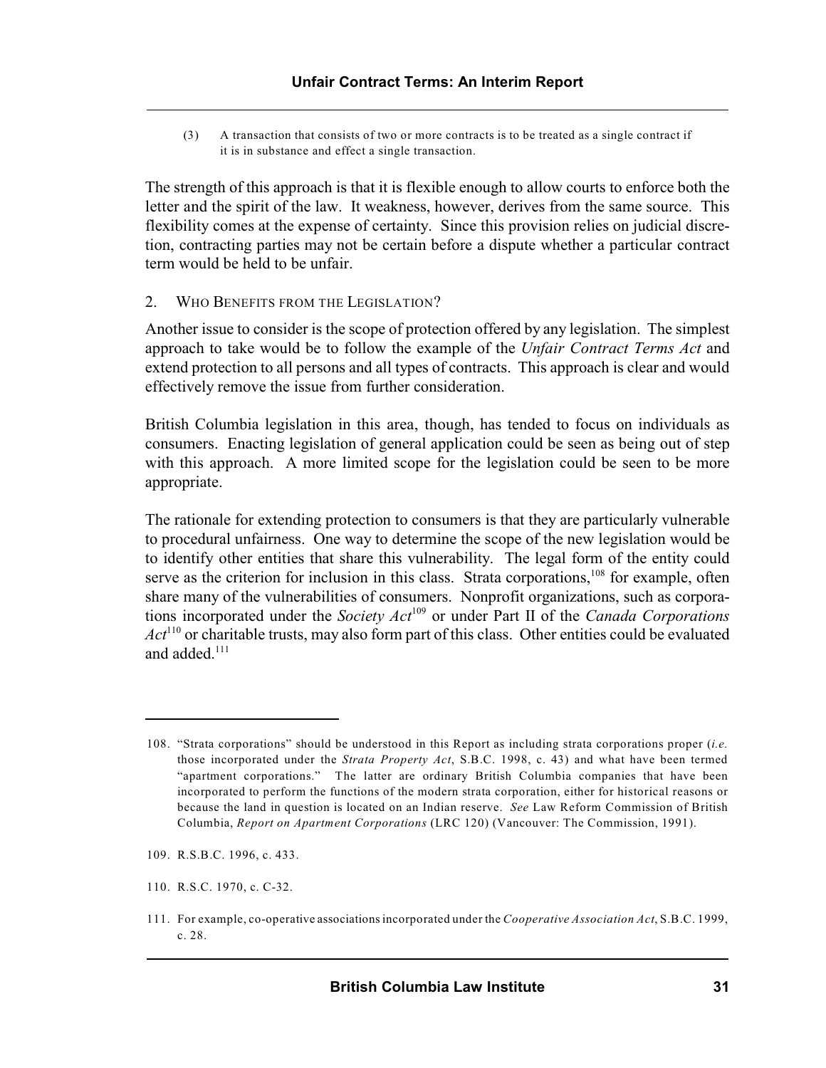(3) A transaction that consists of two or more contracts is to be treated as a single contract if it is in substance and effect a single transaction.

The strength of this approach is that it is flexible enough to allow courts to enforce both the letter and the spirit of the law. It weakness, however, derives from the same source. This flexibility comes at the expense of certainty. Since this provision relies on judicial discretion, contracting parties may not be certain before a dispute whether a particular contract term would be held to be unfair.

### 2. WHO BENEFITS FROM THE LEGISLATION?

Another issue to consider is the scope of protection offered by any legislation. The simplest approach to take would be to follow the example of the *Unfair Contract Terms Act* and extend protection to all persons and all types of contracts. This approach is clear and would effectively remove the issue from further consideration.

British Columbia legislation in this area, though, has tended to focus on individuals as consumers. Enacting legislation of general application could be seen as being out of step with this approach. A more limited scope for the legislation could be seen to be more appropriate.

The rationale for extending protection to consumers is that they are particularly vulnerable to procedural unfairness. One way to determine the scope of the new legislation would be to identify other entities that share this vulnerability. The legal form of the entity could serve as the criterion for inclusion in this class. Strata corporations,[108] for example, often share many of the vulnerabilities of consumers. Nonprofit organizations, such as corporations incorporated under the *Society Act*[109] or under Part II of the *Canada Corporations Act*[110] or charitable trusts, may also form part of this class. Other entities could be evaluated and added.[111]

---

108. "Strata corporations" should be understood in this Report as including strata corporations proper (*i.e.* those incorporated under the *Strata Property Act*, S.B.C. 1998, c. 43) and what have been termed "apartment corporations." The latter are ordinary British Columbia companies that have been incorporated to perform the functions of the modern strata corporation, either for historical reasons or because the land in question is located on an Indian reserve. *See* Law Reform Commission of British Columbia, *Report on Apartment Corporations* (LRC 120) (Vancouver: The Commission, 1991).

109. R.S.B.C. 1996, c. 433.

110. R.S.C. 1970, c. C-32.

111. For example, co-operative associations incorporated under the *Cooperative Association Act*, S.B.C. 1999, c. 28.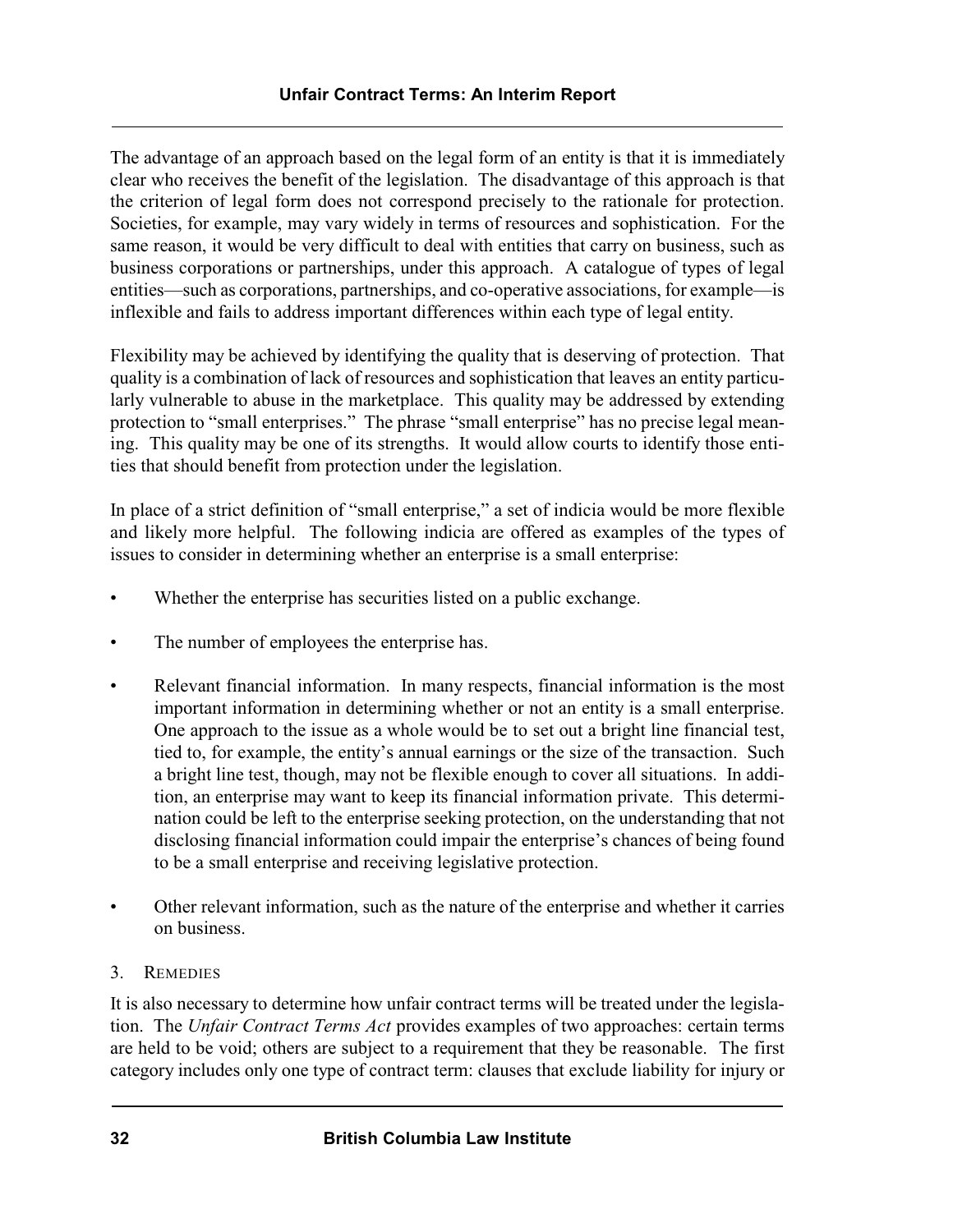The advantage of an approach based on the legal form of an entity is that it is immediately clear who receives the benefit of the legislation. The disadvantage of this approach is that the criterion of legal form does not correspond precisely to the rationale for protection. Societies, for example, may vary widely in terms of resources and sophistication. For the same reason, it would be very difficult to deal with entities that carry on business, such as business corporations or partnerships, under this approach. A catalogue of types of legal entities—such as corporations, partnerships, and co-operative associations, for example—is inflexible and fails to address important differences within each type of legal entity.

Flexibility may be achieved by identifying the quality that is deserving of protection. That quality is a combination of lack of resources and sophistication that leaves an entity particularly vulnerable to abuse in the marketplace. This quality may be addressed by extending protection to "small enterprises." The phrase "small enterprise" has no precise legal meaning. This quality may be one of its strengths. It would allow courts to identify those entities that should benefit from protection under the legislation.

In place of a strict definition of "small enterprise," a set of indicia would be more flexible and likely more helpful. The following indicia are offered as examples of the types of issues to consider in determining whether an enterprise is a small enterprise:

- Whether the enterprise has securities listed on a public exchange.
- The number of employees the enterprise has.
- Relevant financial information. In many respects, financial information is the most important information in determining whether or not an entity is a small enterprise. One approach to the issue as a whole would be to set out a bright line financial test, tied to, for example, the entity's annual earnings or the size of the transaction. Such a bright line test, though, may not be flexible enough to cover all situations. In addition, an enterprise may want to keep its financial information private. This determination could be left to the enterprise seeking protection, on the understanding that not disclosing financial information could impair the enterprise's chances of being found to be a small enterprise and receiving legislative protection.
- Other relevant information, such as the nature of the enterprise and whether it carries on business.

### 3. Remedies

It is also necessary to determine how unfair contract terms will be treated under the legislation. The *Unfair Contract Terms Act* provides examples of two approaches: certain terms are held to be void; others are subject to a requirement that they be reasonable. The first category includes only one type of contract term: clauses that exclude liability for injury or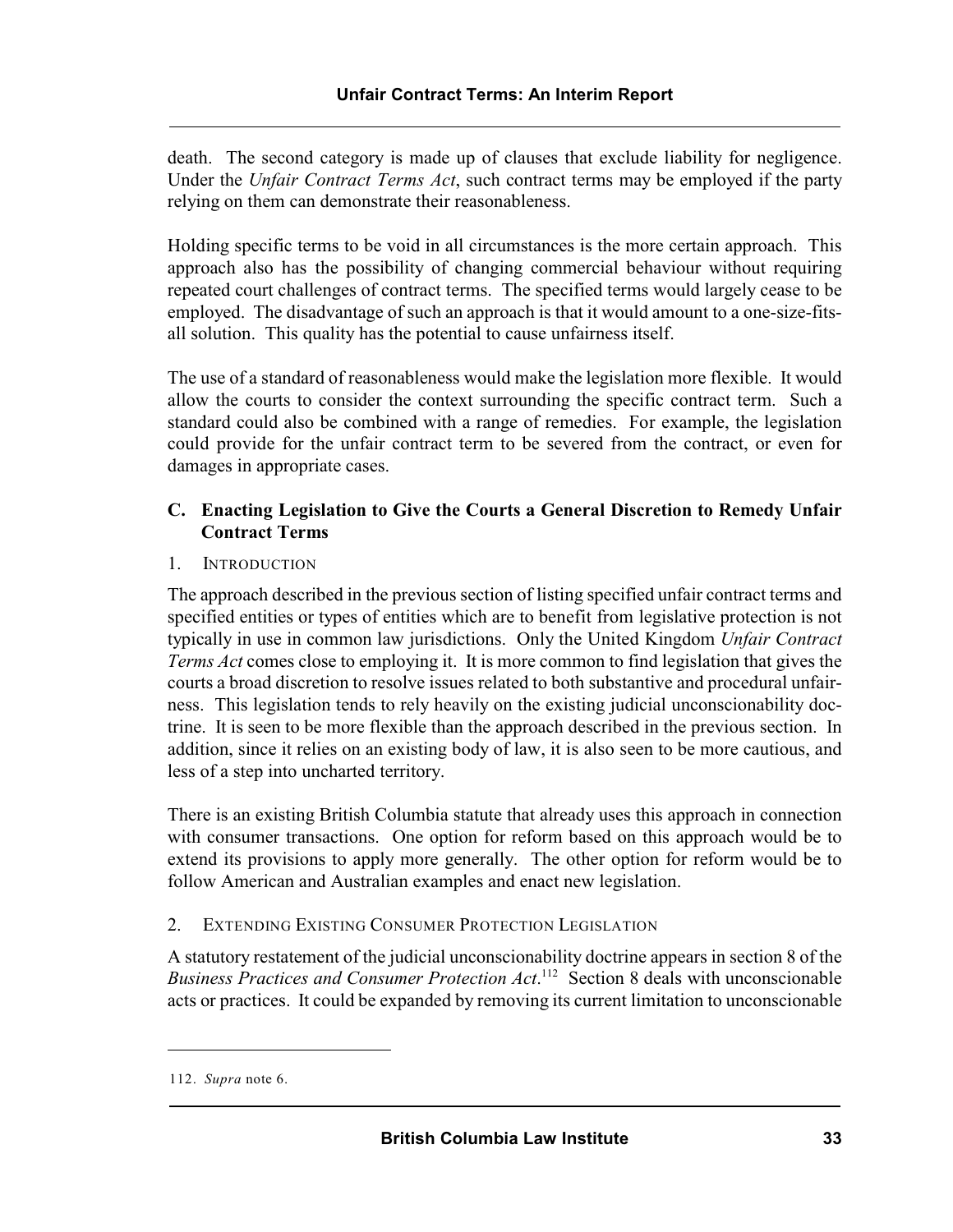death. The second category is made up of clauses that exclude liability for negligence. Under the *Unfair Contract Terms Act*, such contract terms may be employed if the party relying on them can demonstrate their reasonableness.

Holding specific terms to be void in all circumstances is the more certain approach. This approach also has the possibility of changing commercial behaviour without requiring repeated court challenges of contract terms. The specified terms would largely cease to be employed. The disadvantage of such an approach is that it would amount to a one-size-fits-all solution. This quality has the potential to cause unfairness itself.

The use of a standard of reasonableness would make the legislation more flexible. It would allow the courts to consider the context surrounding the specific contract term. Such a standard could also be combined with a range of remedies. For example, the legislation could provide for the unfair contract term to be severed from the contract, or even for damages in appropriate cases.

### C. Enacting Legislation to Give the Courts a General Discretion to Remedy Unfair Contract Terms

#### 1. Introduction

The approach described in the previous section of listing specified unfair contract terms and specified entities or types of entities which are to benefit from legislative protection is not typically in use in common law jurisdictions. Only the United Kingdom *Unfair Contract Terms Act* comes close to employing it. It is more common to find legislation that gives the courts a broad discretion to resolve issues related to both substantive and procedural unfairness. This legislation tends to rely heavily on the existing judicial unconscionability doctrine. It is seen to be more flexible than the approach described in the previous section. In addition, since it relies on an existing body of law, it is also seen to be more cautious, and less of a step into uncharted territory.

There is an existing British Columbia statute that already uses this approach in connection with consumer transactions. One option for reform based on this approach would be to extend its provisions to apply more generally. The other option for reform would be to follow American and Australian examples and enact new legislation.

#### 2. Extending Existing Consumer Protection Legislation

A statutory restatement of the judicial unconscionability doctrine appears in section 8 of the *Business Practices and Consumer Protection Act*.[112] Section 8 deals with unconscionable acts or practices. It could be expanded by removing its current limitation to unconscionable

112. *Supra* note 6.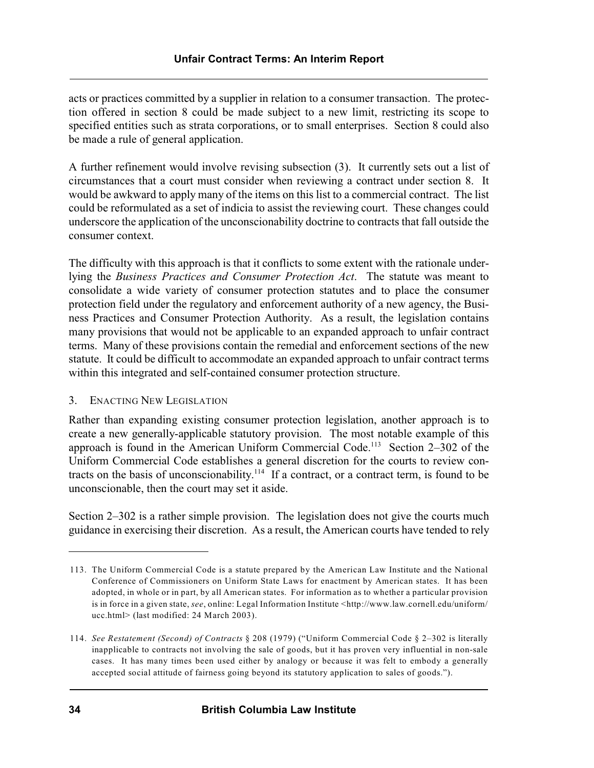acts or practices committed by a supplier in relation to a consumer transaction. The protection offered in section 8 could be made subject to a new limit, restricting its scope to specified entities such as strata corporations, or to small enterprises. Section 8 could also be made a rule of general application.

A further refinement would involve revising subsection (3). It currently sets out a list of circumstances that a court must consider when reviewing a contract under section 8. It would be awkward to apply many of the items on this list to a commercial contract. The list could be reformulated as a set of indicia to assist the reviewing court. These changes could underscore the application of the unconscionability doctrine to contracts that fall outside the consumer context.

The difficulty with this approach is that it conflicts to some extent with the rationale underlying the *Business Practices and Consumer Protection Act*. The statute was meant to consolidate a wide variety of consumer protection statutes and to place the consumer protection field under the regulatory and enforcement authority of a new agency, the Business Practices and Consumer Protection Authority. As a result, the legislation contains many provisions that would not be applicable to an expanded approach to unfair contract terms. Many of these provisions contain the remedial and enforcement sections of the new statute. It could be difficult to accommodate an expanded approach to unfair contract terms within this integrated and self-contained consumer protection structure.

### 3. Enacting New Legislation

Rather than expanding existing consumer protection legislation, another approach is to create a new generally-applicable statutory provision. The most notable example of this approach is found in the American Uniform Commercial Code.[113] Section 2–302 of the Uniform Commercial Code establishes a general discretion for the courts to review contracts on the basis of unconscionability.[114] If a contract, or a contract term, is found to be unconscionable, then the court may set it aside.

Section 2–302 is a rather simple provision. The legislation does not give the courts much guidance in exercising their discretion. As a result, the American courts have tended to rely

---

113. The Uniform Commercial Code is a statute prepared by the American Law Institute and the National Conference of Commissioners on Uniform State Laws for enactment by American states. It has been adopted, in whole or in part, by all American states. For information as to whether a particular provision is in force in a given state, *see*, online: Legal Information Institute <http://www.law.cornell.edu/uniform/ucc.html> (last modified: 24 March 2003).

114. *See Restatement (Second) of Contracts* § 208 (1979) ("Uniform Commercial Code § 2–302 is literally inapplicable to contracts not involving the sale of goods, but it has proven very influential in non-sale cases. It has many times been used either by analogy or because it was felt to embody a generally accepted social attitude of fairness going beyond its statutory application to sales of goods.").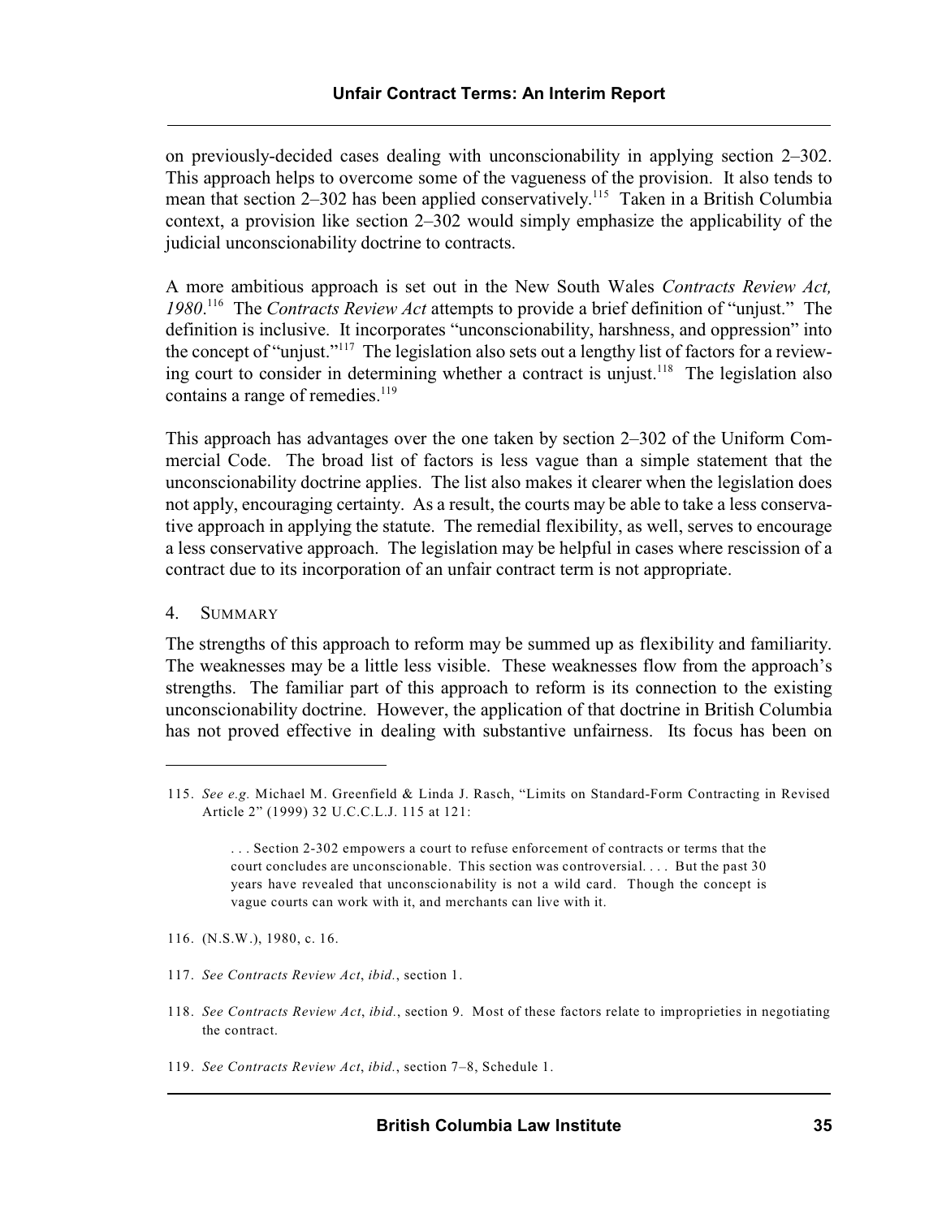on previously-decided cases dealing with unconscionability in applying section 2–302. This approach helps to overcome some of the vagueness of the provision. It also tends to mean that section 2–302 has been applied conservatively.[115] Taken in a British Columbia context, a provision like section 2–302 would simply emphasize the applicability of the judicial unconscionability doctrine to contracts.

A more ambitious approach is set out in the New South Wales *Contracts Review Act, 1980*.[116] The *Contracts Review Act* attempts to provide a brief definition of "unjust." The definition is inclusive. It incorporates "unconscionability, harshness, and oppression" into the concept of "unjust."[117] The legislation also sets out a lengthy list of factors for a reviewing court to consider in determining whether a contract is unjust.[118] The legislation also contains a range of remedies.[119]

This approach has advantages over the one taken by section 2–302 of the Uniform Commercial Code. The broad list of factors is less vague than a simple statement that the unconscionability doctrine applies. The list also makes it clearer when the legislation does not apply, encouraging certainty. As a result, the courts may be able to take a less conservative approach in applying the statute. The remedial flexibility, as well, serves to encourage a less conservative approach. The legislation may be helpful in cases where rescission of a contract due to its incorporation of an unfair contract term is not appropriate.

### 4. SUMMARY

The strengths of this approach to reform may be summed up as flexibility and familiarity. The weaknesses may be a little less visible. These weaknesses flow from the approach's strengths. The familiar part of this approach to reform is its connection to the existing unconscionability doctrine. However, the application of that doctrine in British Columbia has not proved effective in dealing with substantive unfairness. Its focus has been on

---

115. *See e.g.* Michael M. Greenfield & Linda J. Rasch, "Limits on Standard-Form Contracting in Revised Article 2" (1999) 32 U.C.C.L.J. 115 at 121:

> . . . Section 2-302 empowers a court to refuse enforcement of contracts or terms that the court concludes are unconscionable. This section was controversial. . . . But the past 30 years have revealed that unconscionability is not a wild card. Though the concept is vague courts can work with it, and merchants can live with it.

116. (N.S.W.), 1980, c. 16.

117. *See Contracts Review Act*, *ibid.*, section 1.

118. *See Contracts Review Act*, *ibid.*, section 9. Most of these factors relate to improprieties in negotiating the contract.

119. *See Contracts Review Act*, *ibid.*, section 7–8, Schedule 1.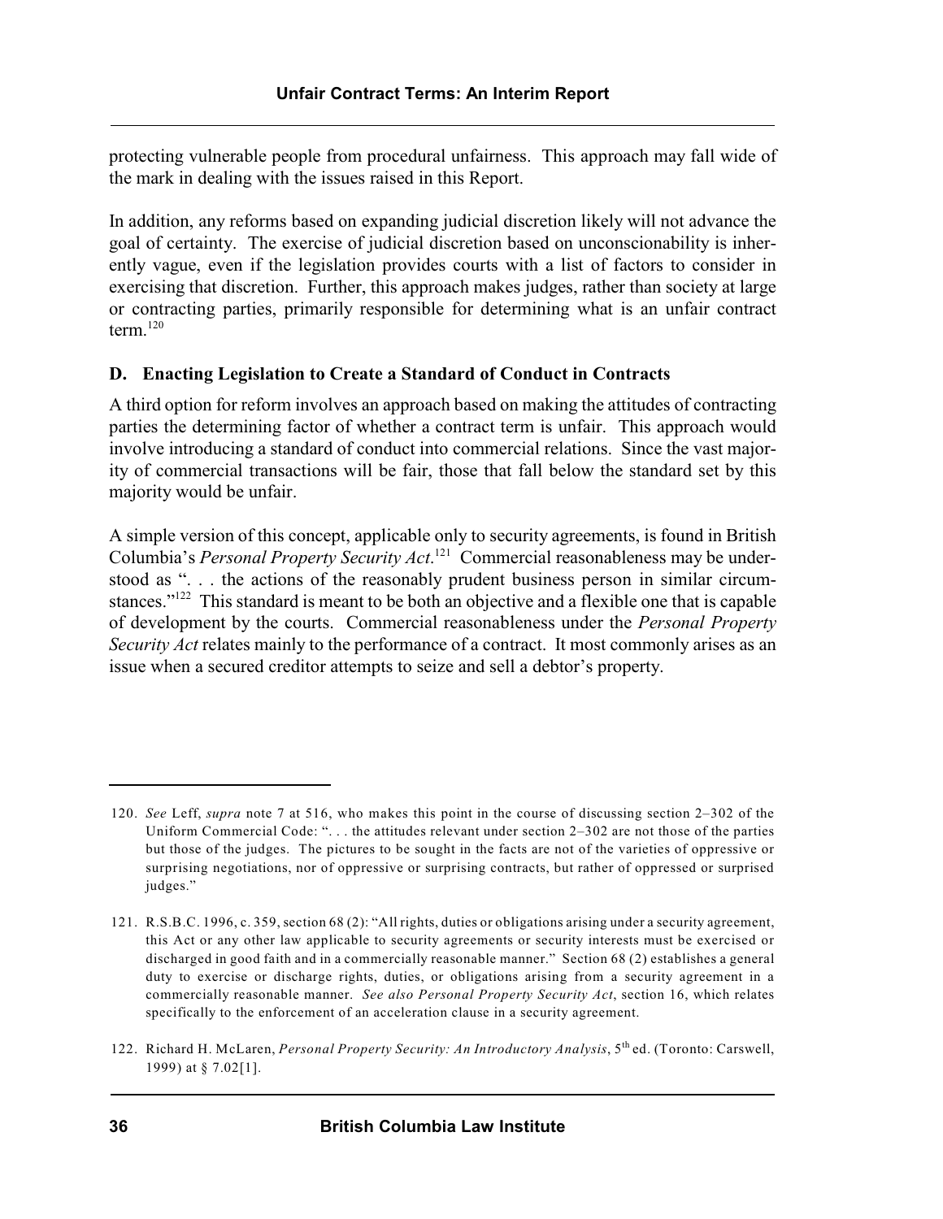protecting vulnerable people from procedural unfairness. This approach may fall wide of the mark in dealing with the issues raised in this Report.

In addition, any reforms based on expanding judicial discretion likely will not advance the goal of certainty. The exercise of judicial discretion based on unconscionability is inherently vague, even if the legislation provides courts with a list of factors to consider in exercising that discretion. Further, this approach makes judges, rather than society at large or contracting parties, primarily responsible for determining what is an unfair contract term.[120]

### D. Enacting Legislation to Create a Standard of Conduct in Contracts

A third option for reform involves an approach based on making the attitudes of contracting parties the determining factor of whether a contract term is unfair. This approach would involve introducing a standard of conduct into commercial relations. Since the vast majority of commercial transactions will be fair, those that fall below the standard set by this majority would be unfair.

A simple version of this concept, applicable only to security agreements, is found in British Columbia's *Personal Property Security Act*.[121] Commercial reasonableness may be understood as ". . . the actions of the reasonably prudent business person in similar circumstances."[122] This standard is meant to be both an objective and a flexible one that is capable of development by the courts. Commercial reasonableness under the *Personal Property Security Act* relates mainly to the performance of a contract. It most commonly arises as an issue when a secured creditor attempts to seize and sell a debtor's property.

---

120. *See* Leff, *supra* note 7 at 516, who makes this point in the course of discussing section 2–302 of the Uniform Commercial Code: ". . . the attitudes relevant under section 2–302 are not those of the parties but those of the judges. The pictures to be sought in the facts are not of the varieties of oppressive or surprising negotiations, nor of oppressive or surprising contracts, but rather of oppressed or surprised judges."

121. R.S.B.C. 1996, c. 359, section 68 (2): "All rights, duties or obligations arising under a security agreement, this Act or any other law applicable to security agreements or security interests must be exercised or discharged in good faith and in a commercially reasonable manner." Section 68 (2) establishes a general duty to exercise or discharge rights, duties, or obligations arising from a security agreement in a commercially reasonable manner. *See also Personal Property Security Act*, section 16, which relates specifically to the enforcement of an acceleration clause in a security agreement.

122. Richard H. McLaren, *Personal Property Security: An Introductory Analysis*, 5th ed. (Toronto: Carswell, 1999) at § 7.02[1].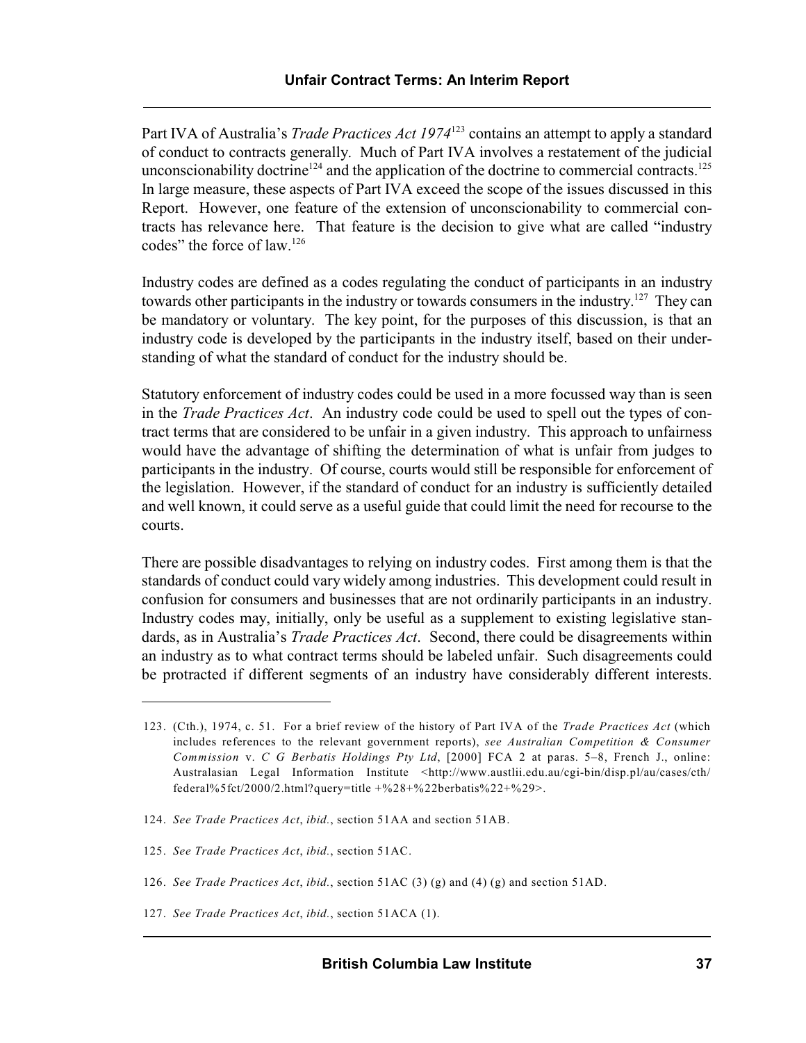Part IVA of Australia's *Trade Practices Act 1974*[123] contains an attempt to apply a standard of conduct to contracts generally. Much of Part IVA involves a restatement of the judicial unconscionability doctrine[124] and the application of the doctrine to commercial contracts.[125] In large measure, these aspects of Part IVA exceed the scope of the issues discussed in this Report. However, one feature of the extension of unconscionability to commercial contracts has relevance here. That feature is the decision to give what are called "industry codes" the force of law.[126]

Industry codes are defined as a codes regulating the conduct of participants in an industry towards other participants in the industry or towards consumers in the industry.[127] They can be mandatory or voluntary. The key point, for the purposes of this discussion, is that an industry code is developed by the participants in the industry itself, based on their understanding of what the standard of conduct for the industry should be.

Statutory enforcement of industry codes could be used in a more focussed way than is seen in the *Trade Practices Act*. An industry code could be used to spell out the types of contract terms that are considered to be unfair in a given industry. This approach to unfairness would have the advantage of shifting the determination of what is unfair from judges to participants in the industry. Of course, courts would still be responsible for enforcement of the legislation. However, if the standard of conduct for an industry is sufficiently detailed and well known, it could serve as a useful guide that could limit the need for recourse to the courts.

There are possible disadvantages to relying on industry codes. First among them is that the standards of conduct could vary widely among industries. This development could result in confusion for consumers and businesses that are not ordinarily participants in an industry. Industry codes may, initially, only be useful as a supplement to existing legislative standards, as in Australia's *Trade Practices Act*. Second, there could be disagreements within an industry as to what contract terms should be labeled unfair. Such disagreements could be protracted if different segments of an industry have considerably different interests.

---

123. (Cth.), 1974, c. 51. For a brief review of the history of Part IVA of the *Trade Practices Act* (which includes references to the relevant government reports), *see Australian Competition & Consumer Commission* v. *C G Berbatis Holdings Pty Ltd*, [2000] FCA 2 at paras. 5–8, French J., online: Australasian Legal Information Institute <http://www.austlii.edu.au/cgi-bin/disp.pl/au/cases/cth/federal%5fct/2000/2.html?query=title +%28+%22berbatis%22+%29>.

124. *See Trade Practices Act*, *ibid.*, section 51AA and section 51AB.

125. *See Trade Practices Act*, *ibid.*, section 51AC.

126. *See Trade Practices Act*, *ibid.*, section 51AC (3) (g) and (4) (g) and section 51AD.

127. *See Trade Practices Act*, *ibid.*, section 51ACA (1).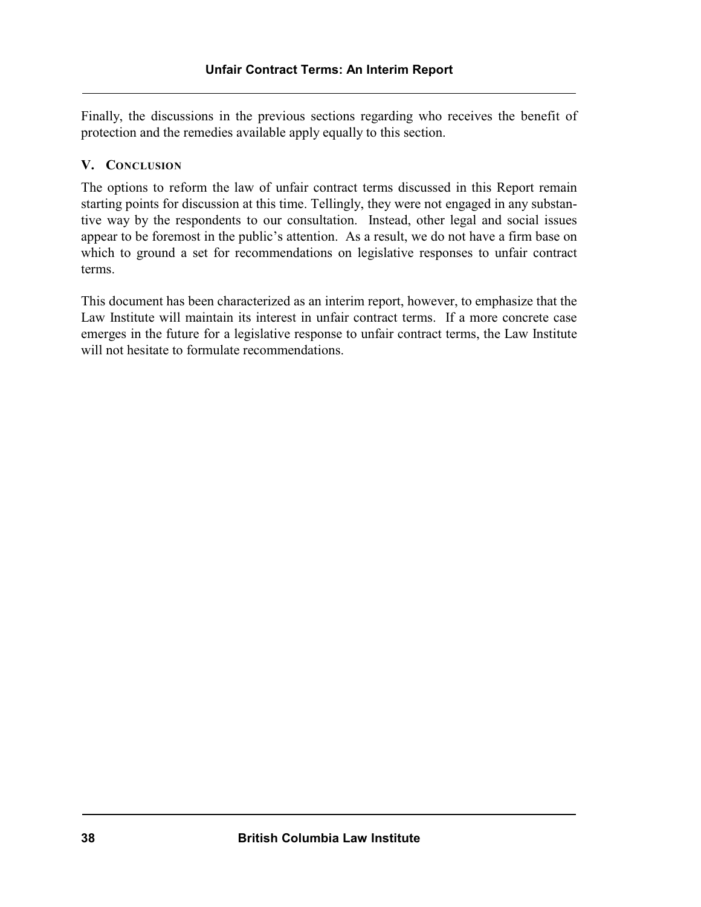Finally, the discussions in the previous sections regarding who receives the benefit of protection and the remedies available apply equally to this section.

## V. Conclusion

The options to reform the law of unfair contract terms discussed in this Report remain starting points for discussion at this time. Tellingly, they were not engaged in any substantive way by the respondents to our consultation. Instead, other legal and social issues appear to be foremost in the public's attention. As a result, we do not have a firm base on which to ground a set for recommendations on legislative responses to unfair contract terms.

This document has been characterized as an interim report, however, to emphasize that the Law Institute will maintain its interest in unfair contract terms. If a more concrete case emerges in the future for a legislative response to unfair contract terms, the Law Institute will not hesitate to formulate recommendations.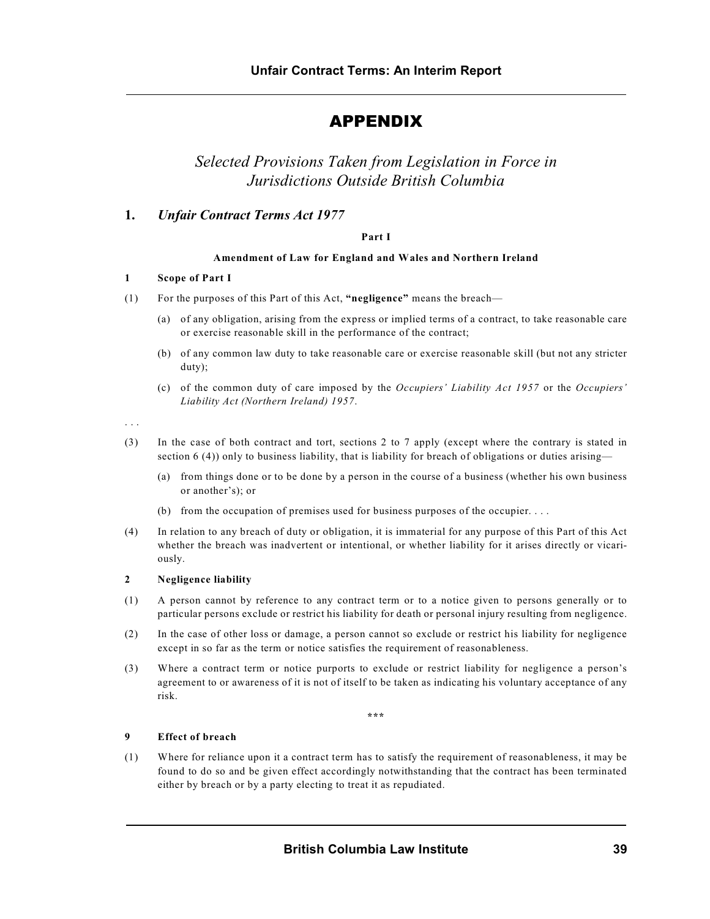# APPENDIX

## *Selected Provisions Taken from Legislation in Force in Jurisdictions Outside British Columbia*

### 1. *Unfair Contract Terms Act 1977*

**Part I**

**Amendment of Law for England and Wales and Northern Ireland**

**1 Scope of Part I**

(1) For the purposes of this Part of this Act, **"negligence"** means the breach—

(a) of any obligation, arising from the express or implied terms of a contract, to take reasonable care or exercise reasonable skill in the performance of the contract;

(b) of any common law duty to take reasonable care or exercise reasonable skill (but not any stricter duty);

(c) of the common duty of care imposed by the *Occupiers' Liability Act 1957* or the *Occupiers' Liability Act (Northern Ireland) 1957*.

. . .

(3) In the case of both contract and tort, sections 2 to 7 apply (except where the contrary is stated in section 6 (4)) only to business liability, that is liability for breach of obligations or duties arising—

(a) from things done or to be done by a person in the course of a business (whether his own business or another's); or

(b) from the occupation of premises used for business purposes of the occupier. . . .

(4) In relation to any breach of duty or obligation, it is immaterial for any purpose of this Part of this Act whether the breach was inadvertent or intentional, or whether liability for it arises directly or vicariously.

**2 Negligence liability**

(1) A person cannot by reference to any contract term or to a notice given to persons generally or to particular persons exclude or restrict his liability for death or personal injury resulting from negligence.

(2) In the case of other loss or damage, a person cannot so exclude or restrict his liability for negligence except in so far as the term or notice satisfies the requirement of reasonableness.

(3) Where a contract term or notice purports to exclude or restrict liability for negligence a person's agreement to or awareness of it is not of itself to be taken as indicating his voluntary acceptance of any risk.

***

**9 Effect of breach**

(1) Where for reliance upon it a contract term has to satisfy the requirement of reasonableness, it may be found to do so and be given effect accordingly notwithstanding that the contract has been terminated either by breach or by a party electing to treat it as repudiated.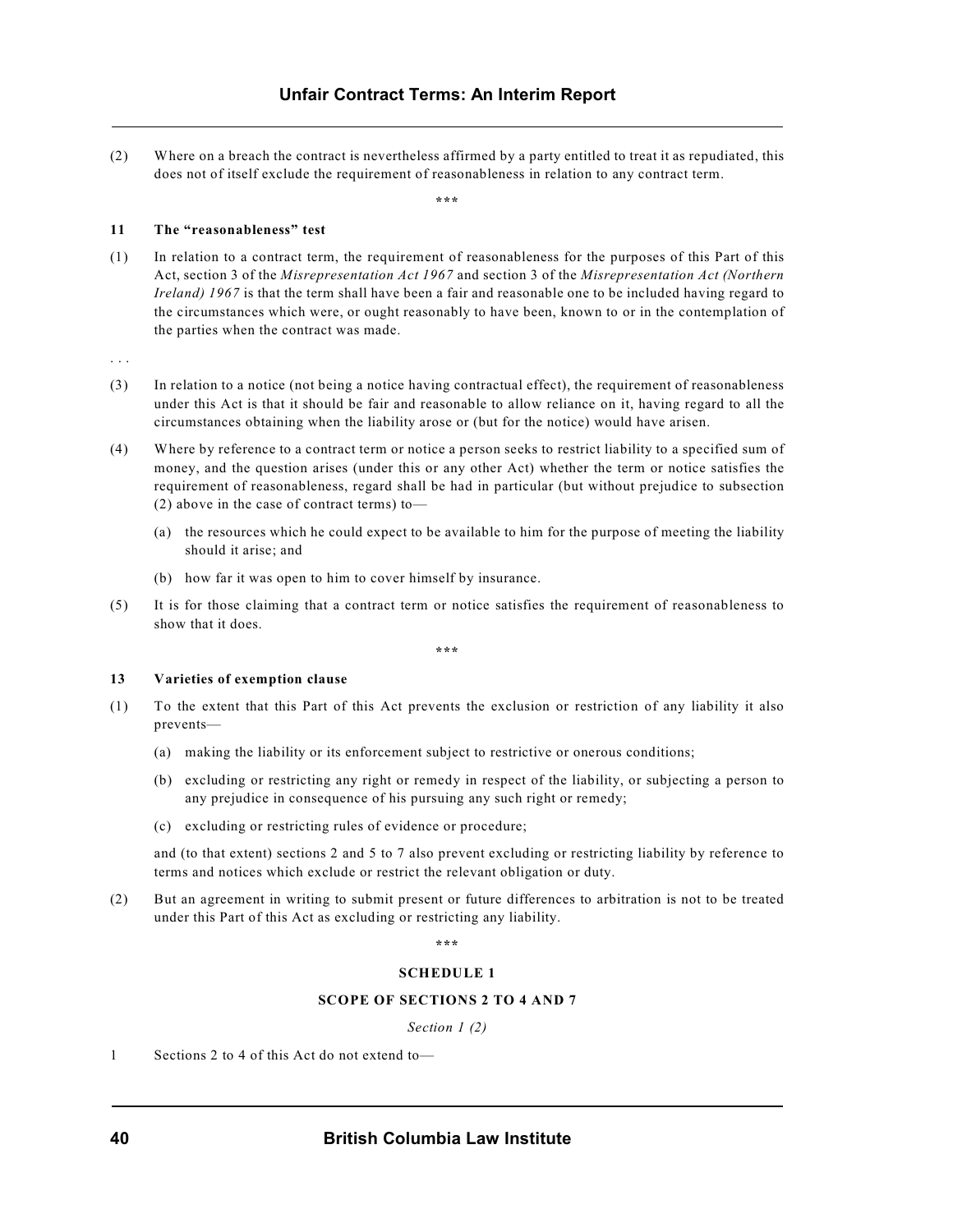(2) Where on a breach the contract is nevertheless affirmed by a party entitled to treat it as repudiated, this does not of itself exclude the requirement of reasonableness in relation to any contract term.

\*\*\*

**11 The "reasonableness" test**

(1) In relation to a contract term, the requirement of reasonableness for the purposes of this Part of this Act, section 3 of the *Misrepresentation Act 1967* and section 3 of the *Misrepresentation Act (Northern Ireland) 1967* is that the term shall have been a fair and reasonable one to be included having regard to the circumstances which were, or ought reasonably to have been, known to or in the contemplation of the parties when the contract was made.

. . .

(3) In relation to a notice (not being a notice having contractual effect), the requirement of reasonableness under this Act is that it should be fair and reasonable to allow reliance on it, having regard to all the circumstances obtaining when the liability arose or (but for the notice) would have arisen.

(4) Where by reference to a contract term or notice a person seeks to restrict liability to a specified sum of money, and the question arises (under this or any other Act) whether the term or notice satisfies the requirement of reasonableness, regard shall be had in particular (but without prejudice to subsection (2) above in the case of contract terms) to—

(a) the resources which he could expect to be available to him for the purpose of meeting the liability should it arise; and

(b) how far it was open to him to cover himself by insurance.

(5) It is for those claiming that a contract term or notice satisfies the requirement of reasonableness to show that it does.

\*\*\*

**13 Varieties of exemption clause**

(1) To the extent that this Part of this Act prevents the exclusion or restriction of any liability it also prevents—

(a) making the liability or its enforcement subject to restrictive or onerous conditions;

(b) excluding or restricting any right or remedy in respect of the liability, or subjecting a person to any prejudice in consequence of his pursuing any such right or remedy;

(c) excluding or restricting rules of evidence or procedure;

and (to that extent) sections 2 and 5 to 7 also prevent excluding or restricting liability by reference to terms and notices which exclude or restrict the relevant obligation or duty.

(2) But an agreement in writing to submit present or future differences to arbitration is not to be treated under this Part of this Act as excluding or restricting any liability.

\*\*\*

**SCHEDULE 1**

**SCOPE OF SECTIONS 2 TO 4 AND 7**

*Section 1 (2)*

1 Sections 2 to 4 of this Act do not extend to—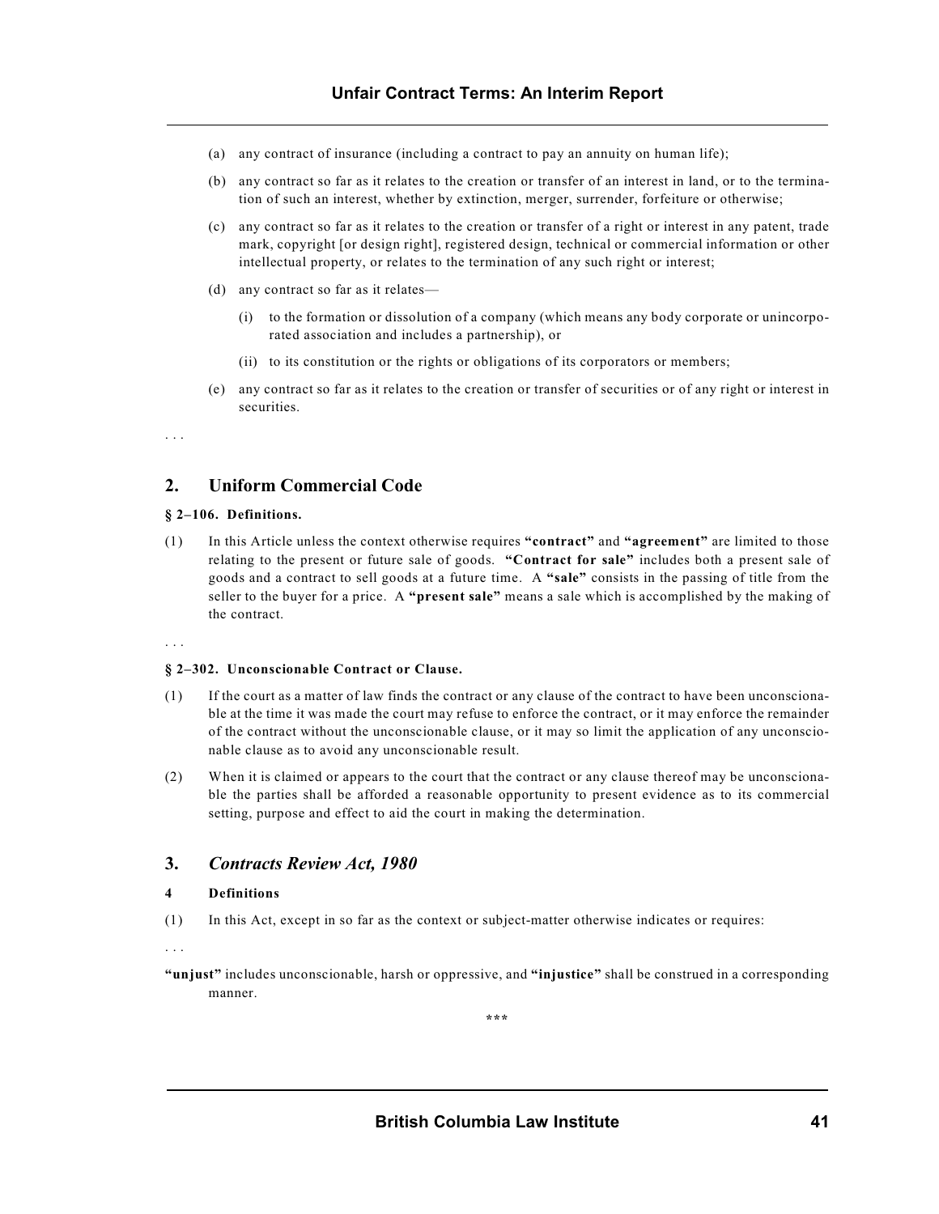(a) any contract of insurance (including a contract to pay an annuity on human life);

(b) any contract so far as it relates to the creation or transfer of an interest in land, or to the termination of such an interest, whether by extinction, merger, surrender, forfeiture or otherwise;

(c) any contract so far as it relates to the creation or transfer of a right or interest in any patent, trade mark, copyright [or design right], registered design, technical or commercial information or other intellectual property, or relates to the termination of any such right or interest;

(d) any contract so far as it relates—

  (i) to the formation or dissolution of a company (which means any body corporate or unincorporated association and includes a partnership), or

  (ii) to its constitution or the rights or obligations of its corporators or members;

(e) any contract so far as it relates to the creation or transfer of securities or of any right or interest in securities.

. . .

## 2. Uniform Commercial Code

**§ 2–106. Definitions.**

(1) In this Article unless the context otherwise requires **"contract"** and **"agreement"** are limited to those relating to the present or future sale of goods. **"Contract for sale"** includes both a present sale of goods and a contract to sell goods at a future time. A **"sale"** consists in the passing of title from the seller to the buyer for a price. A **"present sale"** means a sale which is accomplished by the making of the contract.

. . .

**§ 2–302. Unconscionable Contract or Clause.**

(1) If the court as a matter of law finds the contract or any clause of the contract to have been unconscionable at the time it was made the court may refuse to enforce the contract, or it may enforce the remainder of the contract without the unconscionable clause, or it may so limit the application of any unconscionable clause as to avoid any unconscionable result.

(2) When it is claimed or appears to the court that the contract or any clause thereof may be unconscionable the parties shall be afforded a reasonable opportunity to present evidence as to its commercial setting, purpose and effect to aid the court in making the determination.

## 3. *Contracts Review Act, 1980*

**4 Definitions**

(1) In this Act, except in so far as the context or subject-matter otherwise indicates or requires:

. . .

**"unjust"** includes unconscionable, harsh or oppressive, and **"injustice"** shall be construed in a corresponding manner.

\*\*\*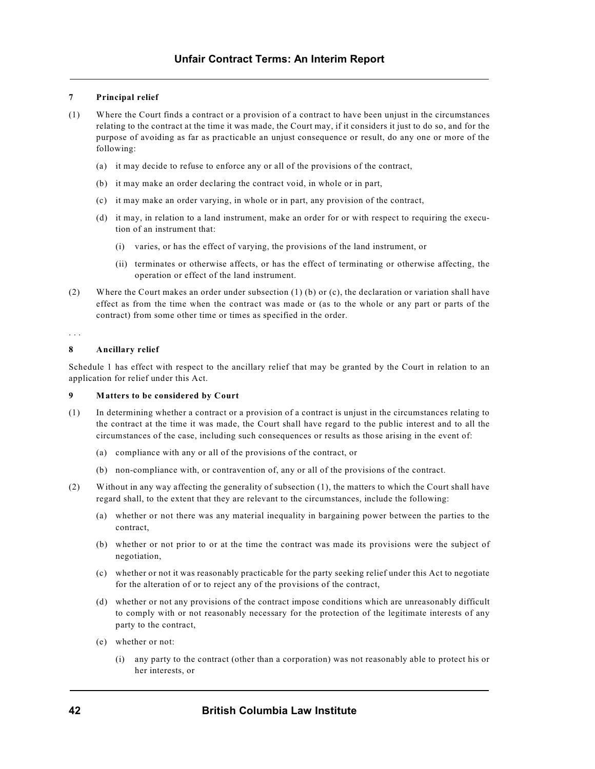**7 Principal relief**

(1) Where the Court finds a contract or a provision of a contract to have been unjust in the circumstances relating to the contract at the time it was made, the Court may, if it considers it just to do so, and for the purpose of avoiding as far as practicable an unjust consequence or result, do any one or more of the following:

(a) it may decide to refuse to enforce any or all of the provisions of the contract,

(b) it may make an order declaring the contract void, in whole or in part,

(c) it may make an order varying, in whole or in part, any provision of the contract,

(d) it may, in relation to a land instrument, make an order for or with respect to requiring the execution of an instrument that:

(i) varies, or has the effect of varying, the provisions of the land instrument, or

(ii) terminates or otherwise affects, or has the effect of terminating or otherwise affecting, the operation or effect of the land instrument.

(2) Where the Court makes an order under subsection (1) (b) or (c), the declaration or variation shall have effect as from the time when the contract was made or (as to the whole or any part or parts of the contract) from some other time or times as specified in the order.

. . .

**8 Ancillary relief**

Schedule 1 has effect with respect to the ancillary relief that may be granted by the Court in relation to an application for relief under this Act.

**9 Matters to be considered by Court**

(1) In determining whether a contract or a provision of a contract is unjust in the circumstances relating to the contract at the time it was made, the Court shall have regard to the public interest and to all the circumstances of the case, including such consequences or results as those arising in the event of:

(a) compliance with any or all of the provisions of the contract, or

(b) non-compliance with, or contravention of, any or all of the provisions of the contract.

(2) Without in any way affecting the generality of subsection (1), the matters to which the Court shall have regard shall, to the extent that they are relevant to the circumstances, include the following:

(a) whether or not there was any material inequality in bargaining power between the parties to the contract,

(b) whether or not prior to or at the time the contract was made its provisions were the subject of negotiation,

(c) whether or not it was reasonably practicable for the party seeking relief under this Act to negotiate for the alteration of or to reject any of the provisions of the contract,

(d) whether or not any provisions of the contract impose conditions which are unreasonably difficult to comply with or not reasonably necessary for the protection of the legitimate interests of any party to the contract,

(e) whether or not:

(i) any party to the contract (other than a corporation) was not reasonably able to protect his or her interests, or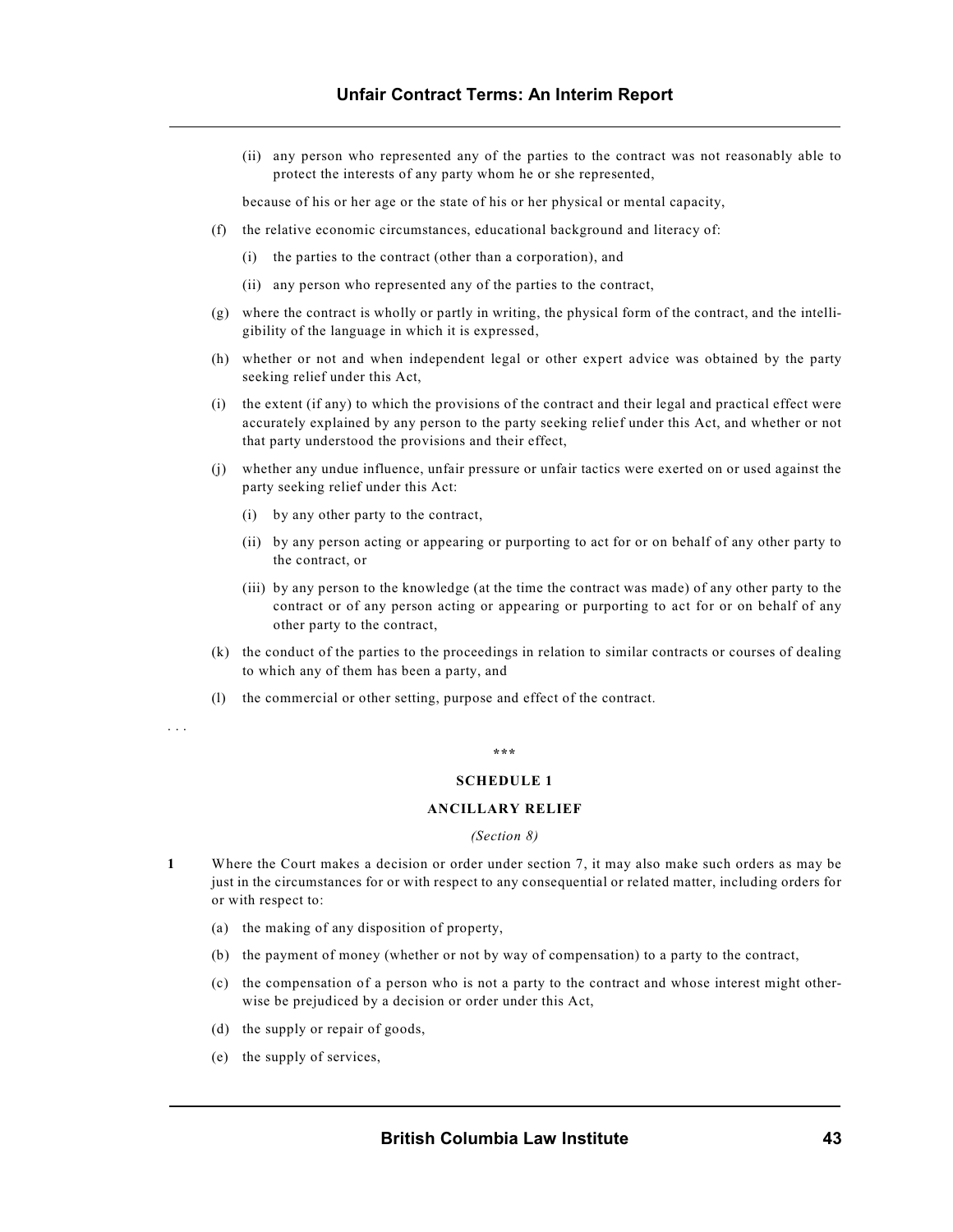(ii) any person who represented any of the parties to the contract was not reasonably able to protect the interests of any party whom he or she represented,

because of his or her age or the state of his or her physical or mental capacity,

(f) the relative economic circumstances, educational background and literacy of:

(i) the parties to the contract (other than a corporation), and

(ii) any person who represented any of the parties to the contract,

(g) where the contract is wholly or partly in writing, the physical form of the contract, and the intelligibility of the language in which it is expressed,

(h) whether or not and when independent legal or other expert advice was obtained by the party seeking relief under this Act,

(i) the extent (if any) to which the provisions of the contract and their legal and practical effect were accurately explained by any person to the party seeking relief under this Act, and whether or not that party understood the provisions and their effect,

(j) whether any undue influence, unfair pressure or unfair tactics were exerted on or used against the party seeking relief under this Act:

(i) by any other party to the contract,

(ii) by any person acting or appearing or purporting to act for or on behalf of any other party to the contract, or

(iii) by any person to the knowledge (at the time the contract was made) of any other party to the contract or of any person acting or appearing or purporting to act for or on behalf of any other party to the contract,

(k) the conduct of the parties to the proceedings in relation to similar contracts or courses of dealing to which any of them has been a party, and

(l) the commercial or other setting, purpose and effect of the contract.

. . .

\*\*\*

**SCHEDULE 1**

**ANCILLARY RELIEF**

*(Section 8)*

**1** Where the Court makes a decision or order under section 7, it may also make such orders as may be just in the circumstances for or with respect to any consequential or related matter, including orders for or with respect to:

(a) the making of any disposition of property,

(b) the payment of money (whether or not by way of compensation) to a party to the contract,

(c) the compensation of a person who is not a party to the contract and whose interest might otherwise be prejudiced by a decision or order under this Act,

(d) the supply or repair of goods,

(e) the supply of services,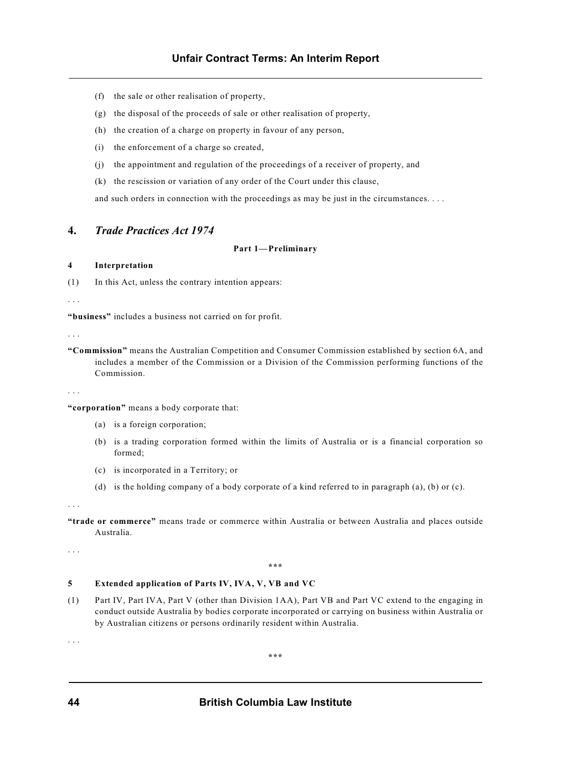(f) the sale or other realisation of property,

(g) the disposal of the proceeds of sale or other realisation of property,

(h) the creation of a charge on property in favour of any person,

(i) the enforcement of a charge so created,

(j) the appointment and regulation of the proceedings of a receiver of property, and

(k) the rescission or variation of any order of the Court under this clause,

and such orders in connection with the proceedings as may be just in the circumstances. . . .

## 4. *Trade Practices Act 1974*

**Part 1—Preliminary**

**4 Interpretation**

(1) In this Act, unless the contrary intention appears:

. . .

**"business"** includes a business not carried on for profit.

. . .

**"Commission"** means the Australian Competition and Consumer Commission established by section 6A, and includes a member of the Commission or a Division of the Commission performing functions of the Commission.

. . .

**"corporation"** means a body corporate that:

(a) is a foreign corporation;

(b) is a trading corporation formed within the limits of Australia or is a financial corporation so formed;

(c) is incorporated in a Territory; or

(d) is the holding company of a body corporate of a kind referred to in paragraph (a), (b) or (c).

. . .

**"trade or commerce"** means trade or commerce within Australia or between Australia and places outside Australia.

. . .

\*\*\*

**5 Extended application of Parts IV, IVA, V, VB and VC**

(1) Part IV, Part IVA, Part V (other than Division 1AA), Part VB and Part VC extend to the engaging in conduct outside Australia by bodies corporate incorporated or carrying on business within Australia or by Australian citizens or persons ordinarily resident within Australia.

. . .

\*\*\*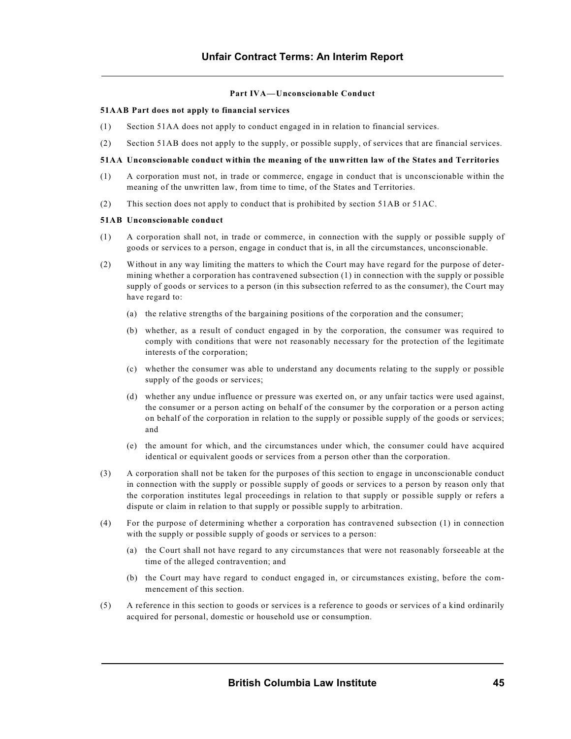### Part IVA—Unconscionable Conduct

**51AAB Part does not apply to financial services**

(1) Section 51AA does not apply to conduct engaged in in relation to financial services.

(2) Section 51AB does not apply to the supply, or possible supply, of services that are financial services.

**51AA Unconscionable conduct within the meaning of the unwritten law of the States and Territories**

(1) A corporation must not, in trade or commerce, engage in conduct that is unconscionable within the meaning of the unwritten law, from time to time, of the States and Territories.

(2) This section does not apply to conduct that is prohibited by section 51AB or 51AC.

**51AB Unconscionable conduct**

(1) A corporation shall not, in trade or commerce, in connection with the supply or possible supply of goods or services to a person, engage in conduct that is, in all the circumstances, unconscionable.

(2) Without in any way limiting the matters to which the Court may have regard for the purpose of determining whether a corporation has contravened subsection (1) in connection with the supply or possible supply of goods or services to a person (in this subsection referred to as the consumer), the Court may have regard to:

  (a) the relative strengths of the bargaining positions of the corporation and the consumer;

  (b) whether, as a result of conduct engaged in by the corporation, the consumer was required to comply with conditions that were not reasonably necessary for the protection of the legitimate interests of the corporation;

  (c) whether the consumer was able to understand any documents relating to the supply or possible supply of the goods or services;

  (d) whether any undue influence or pressure was exerted on, or any unfair tactics were used against, the consumer or a person acting on behalf of the consumer by the corporation or a person acting on behalf of the corporation in relation to the supply or possible supply of the goods or services; and

  (e) the amount for which, and the circumstances under which, the consumer could have acquired identical or equivalent goods or services from a person other than the corporation.

(3) A corporation shall not be taken for the purposes of this section to engage in unconscionable conduct in connection with the supply or possible supply of goods or services to a person by reason only that the corporation institutes legal proceedings in relation to that supply or possible supply or refers a dispute or claim in relation to that supply or possible supply to arbitration.

(4) For the purpose of determining whether a corporation has contravened subsection (1) in connection with the supply or possible supply of goods or services to a person:

  (a) the Court shall not have regard to any circumstances that were not reasonably forseeable at the time of the alleged contravention; and

  (b) the Court may have regard to conduct engaged in, or circumstances existing, before the commencement of this section.

(5) A reference in this section to goods or services is a reference to goods or services of a kind ordinarily acquired for personal, domestic or household use or consumption.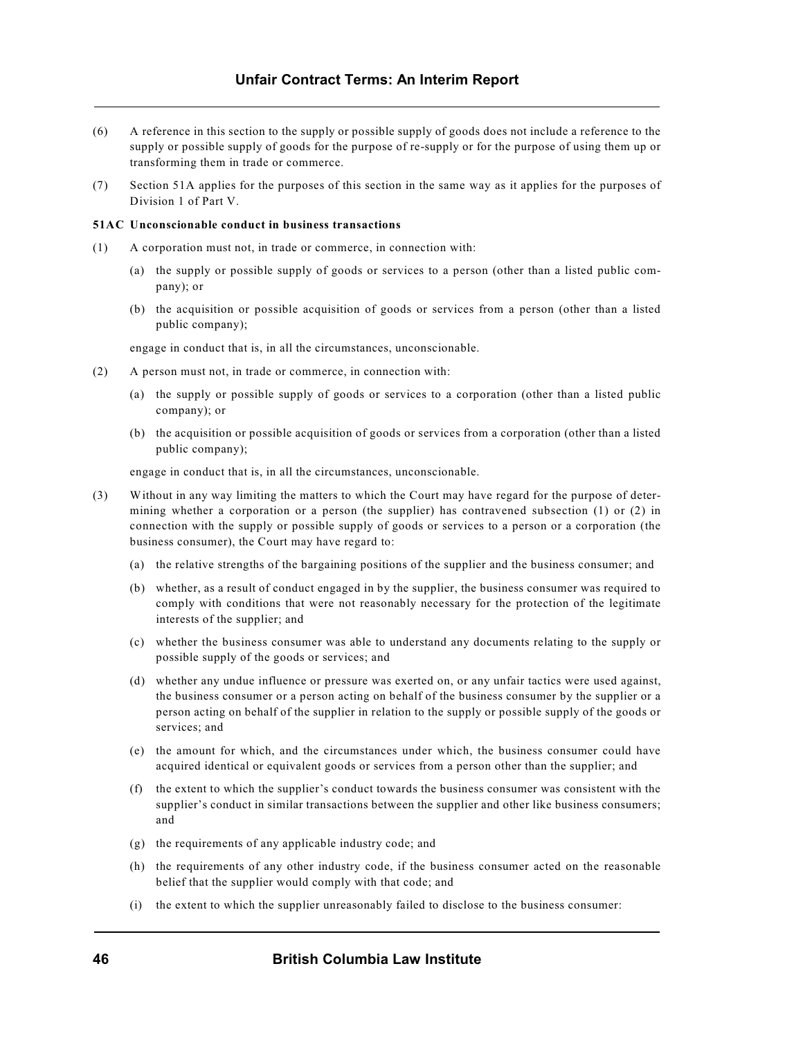(6) A reference in this section to the supply or possible supply of goods does not include a reference to the supply or possible supply of goods for the purpose of re-supply or for the purpose of using them up or transforming them in trade or commerce.

(7) Section 51A applies for the purposes of this section in the same way as it applies for the purposes of Division 1 of Part V.

**51AC Unconscionable conduct in business transactions**

(1) A corporation must not, in trade or commerce, in connection with:

   (a) the supply or possible supply of goods or services to a person (other than a listed public company); or

   (b) the acquisition or possible acquisition of goods or services from a person (other than a listed public company);

   engage in conduct that is, in all the circumstances, unconscionable.

(2) A person must not, in trade or commerce, in connection with:

   (a) the supply or possible supply of goods or services to a corporation (other than a listed public company); or

   (b) the acquisition or possible acquisition of goods or services from a corporation (other than a listed public company);

   engage in conduct that is, in all the circumstances, unconscionable.

(3) Without in any way limiting the matters to which the Court may have regard for the purpose of determining whether a corporation or a person (the supplier) has contravened subsection (1) or (2) in connection with the supply or possible supply of goods or services to a person or a corporation (the business consumer), the Court may have regard to:

   (a) the relative strengths of the bargaining positions of the supplier and the business consumer; and

   (b) whether, as a result of conduct engaged in by the supplier, the business consumer was required to comply with conditions that were not reasonably necessary for the protection of the legitimate interests of the supplier; and

   (c) whether the business consumer was able to understand any documents relating to the supply or possible supply of the goods or services; and

   (d) whether any undue influence or pressure was exerted on, or any unfair tactics were used against, the business consumer or a person acting on behalf of the business consumer by the supplier or a person acting on behalf of the supplier in relation to the supply or possible supply of the goods or services; and

   (e) the amount for which, and the circumstances under which, the business consumer could have acquired identical or equivalent goods or services from a person other than the supplier; and

   (f) the extent to which the supplier's conduct towards the business consumer was consistent with the supplier's conduct in similar transactions between the supplier and other like business consumers; and

   (g) the requirements of any applicable industry code; and

   (h) the requirements of any other industry code, if the business consumer acted on the reasonable belief that the supplier would comply with that code; and

   (i) the extent to which the supplier unreasonably failed to disclose to the business consumer: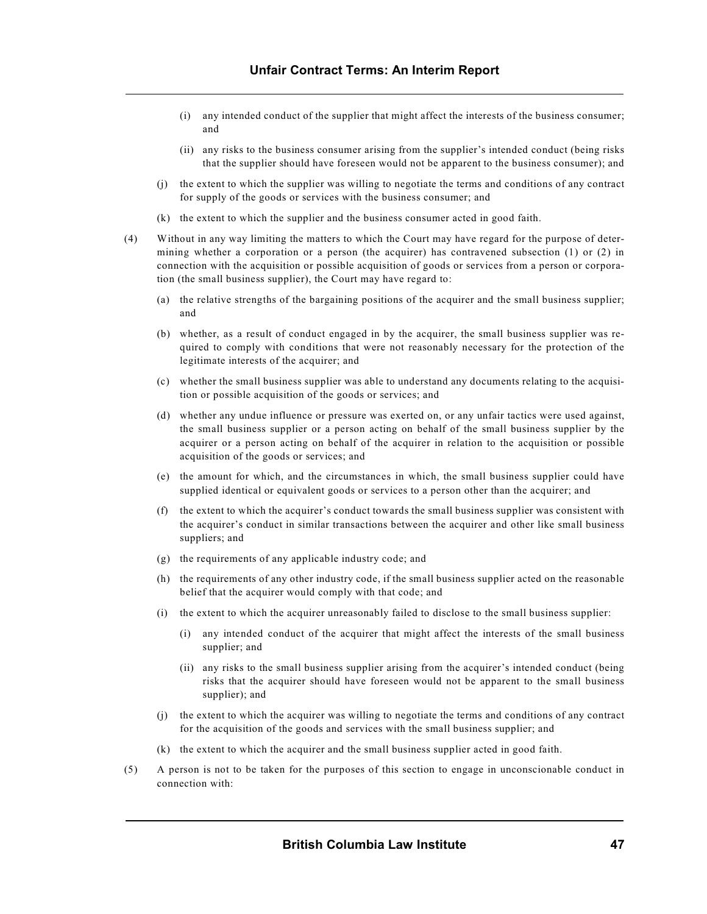(i) any intended conduct of the supplier that might affect the interests of the business consumer; and

   (ii) any risks to the business consumer arising from the supplier's intended conduct (being risks that the supplier should have foreseen would not be apparent to the business consumer); and

(j) the extent to which the supplier was willing to negotiate the terms and conditions of any contract for supply of the goods or services with the business consumer; and

(k) the extent to which the supplier and the business consumer acted in good faith.

(4) Without in any way limiting the matters to which the Court may have regard for the purpose of determining whether a corporation or a person (the acquirer) has contravened subsection (1) or (2) in connection with the acquisition or possible acquisition of goods or services from a person or corporation (the small business supplier), the Court may have regard to:

   (a) the relative strengths of the bargaining positions of the acquirer and the small business supplier; and

   (b) whether, as a result of conduct engaged in by the acquirer, the small business supplier was required to comply with conditions that were not reasonably necessary for the protection of the legitimate interests of the acquirer; and

   (c) whether the small business supplier was able to understand any documents relating to the acquisition or possible acquisition of the goods or services; and

   (d) whether any undue influence or pressure was exerted on, or any unfair tactics were used against, the small business supplier or a person acting on behalf of the small business supplier by the acquirer or a person acting on behalf of the acquirer in relation to the acquisition or possible acquisition of the goods or services; and

   (e) the amount for which, and the circumstances in which, the small business supplier could have supplied identical or equivalent goods or services to a person other than the acquirer; and

   (f) the extent to which the acquirer's conduct towards the small business supplier was consistent with the acquirer's conduct in similar transactions between the acquirer and other like small business suppliers; and

   (g) the requirements of any applicable industry code; and

   (h) the requirements of any other industry code, if the small business supplier acted on the reasonable belief that the acquirer would comply with that code; and

   (i) the extent to which the acquirer unreasonably failed to disclose to the small business supplier:

      (i) any intended conduct of the acquirer that might affect the interests of the small business supplier; and

      (ii) any risks to the small business supplier arising from the acquirer's intended conduct (being risks that the acquirer should have foreseen would not be apparent to the small business supplier); and

   (j) the extent to which the acquirer was willing to negotiate the terms and conditions of any contract for the acquisition of the goods and services with the small business supplier; and

   (k) the extent to which the acquirer and the small business supplier acted in good faith.

(5) A person is not to be taken for the purposes of this section to engage in unconscionable conduct in connection with: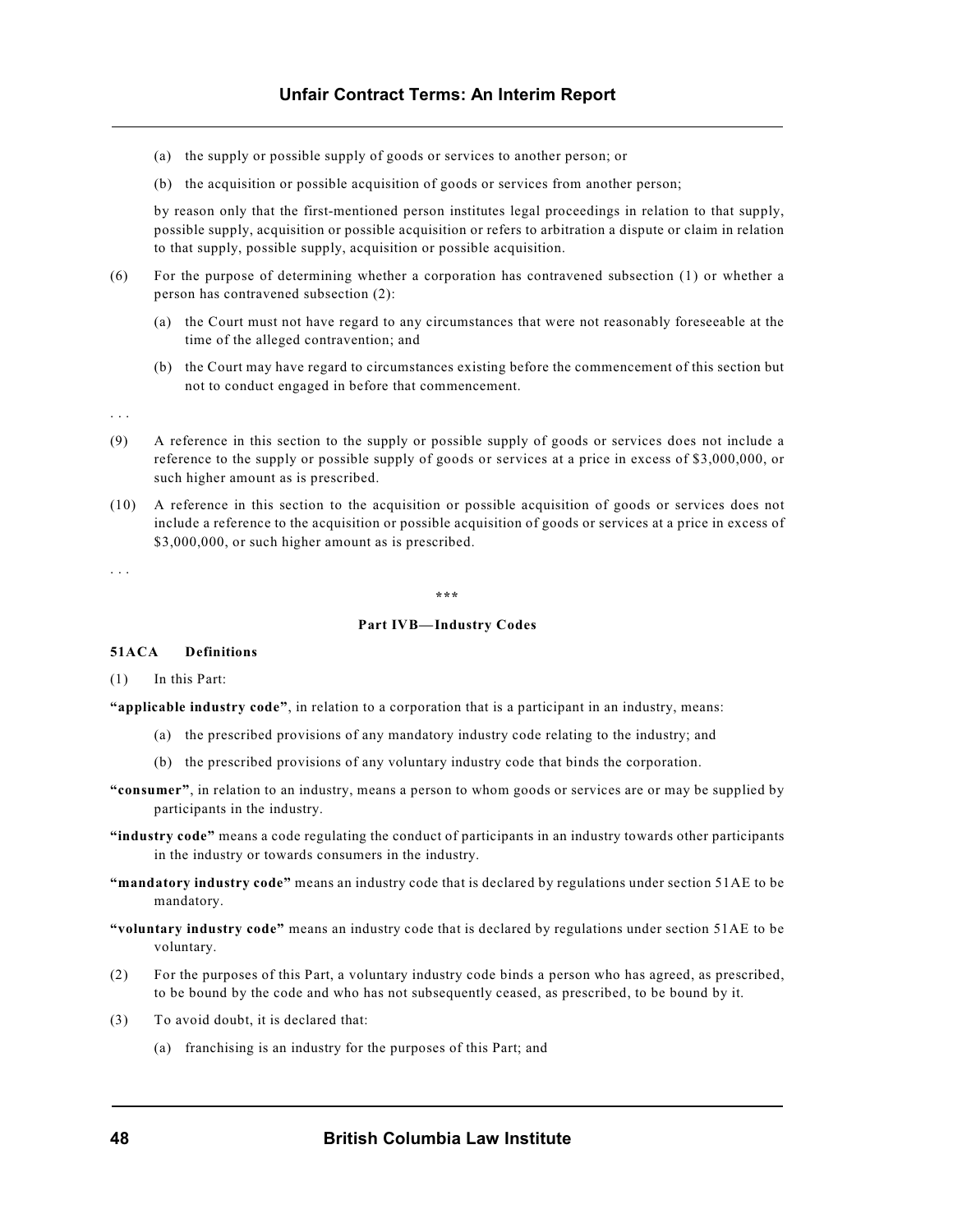(a) the supply or possible supply of goods or services to another person; or

(b) the acquisition or possible acquisition of goods or services from another person;

by reason only that the first-mentioned person institutes legal proceedings in relation to that supply, possible supply, acquisition or possible acquisition or refers to arbitration a dispute or claim in relation to that supply, possible supply, acquisition or possible acquisition.

(6) For the purpose of determining whether a corporation has contravened subsection (1) or whether a person has contravened subsection (2):

(a) the Court must not have regard to any circumstances that were not reasonably foreseeable at the time of the alleged contravention; and

(b) the Court may have regard to circumstances existing before the commencement of this section but not to conduct engaged in before that commencement.

. . .

(9) A reference in this section to the supply or possible supply of goods or services does not include a reference to the supply or possible supply of goods or services at a price in excess of $3,000,000, or such higher amount as is prescribed.

(10) A reference in this section to the acquisition or possible acquisition of goods or services does not include a reference to the acquisition or possible acquisition of goods or services at a price in excess of $3,000,000, or such higher amount as is prescribed.

. . .

\*\*\*

**Part IVB—Industry Codes**

**51ACA Definitions**

(1) In this Part:

**"applicable industry code"**, in relation to a corporation that is a participant in an industry, means:

(a) the prescribed provisions of any mandatory industry code relating to the industry; and

(b) the prescribed provisions of any voluntary industry code that binds the corporation.

**"consumer"**, in relation to an industry, means a person to whom goods or services are or may be supplied by participants in the industry.

**"industry code"** means a code regulating the conduct of participants in an industry towards other participants in the industry or towards consumers in the industry.

**"mandatory industry code"** means an industry code that is declared by regulations under section 51AE to be mandatory.

**"voluntary industry code"** means an industry code that is declared by regulations under section 51AE to be voluntary.

(2) For the purposes of this Part, a voluntary industry code binds a person who has agreed, as prescribed, to be bound by the code and who has not subsequently ceased, as prescribed, to be bound by it.

(3) To avoid doubt, it is declared that:

(a) franchising is an industry for the purposes of this Part; and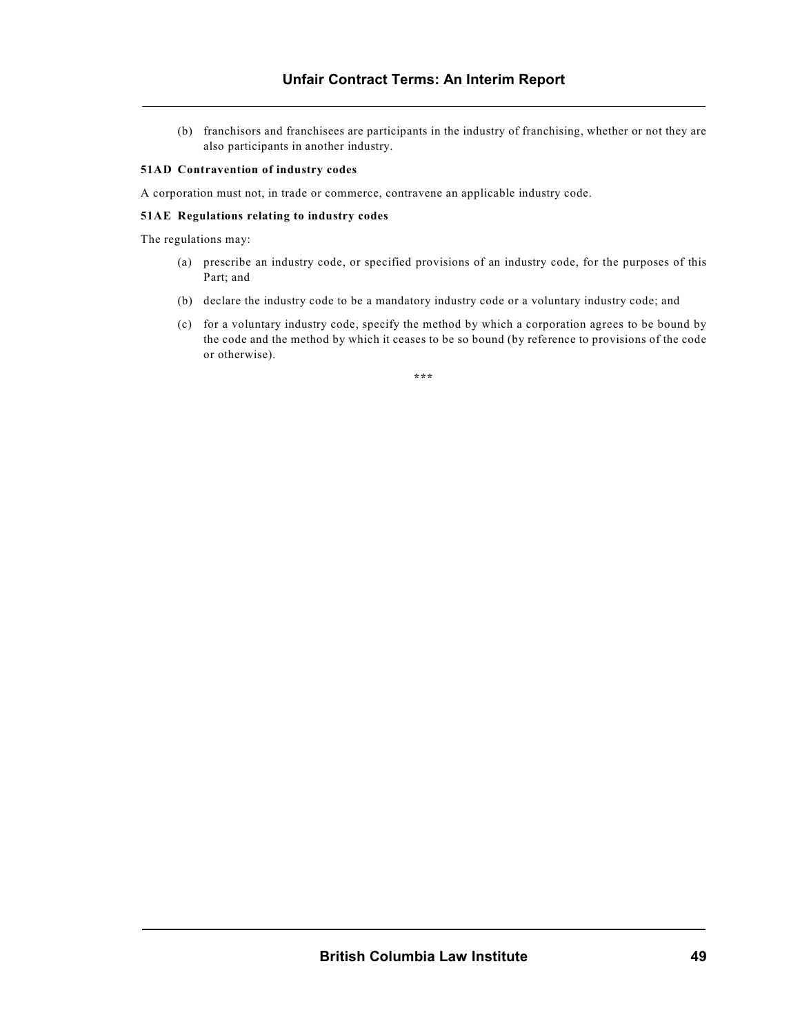(b) franchisors and franchisees are participants in the industry of franchising, whether or not they are also participants in another industry.

**51AD Contravention of industry codes**

A corporation must not, in trade or commerce, contravene an applicable industry code.

**51AE Regulations relating to industry codes**

The regulations may:

(a) prescribe an industry code, or specified provisions of an industry code, for the purposes of this Part; and

(b) declare the industry code to be a mandatory industry code or a voluntary industry code; and

(c) for a voluntary industry code, specify the method by which a corporation agrees to be bound by the code and the method by which it ceases to be so bound (by reference to provisions of the code or otherwise).

***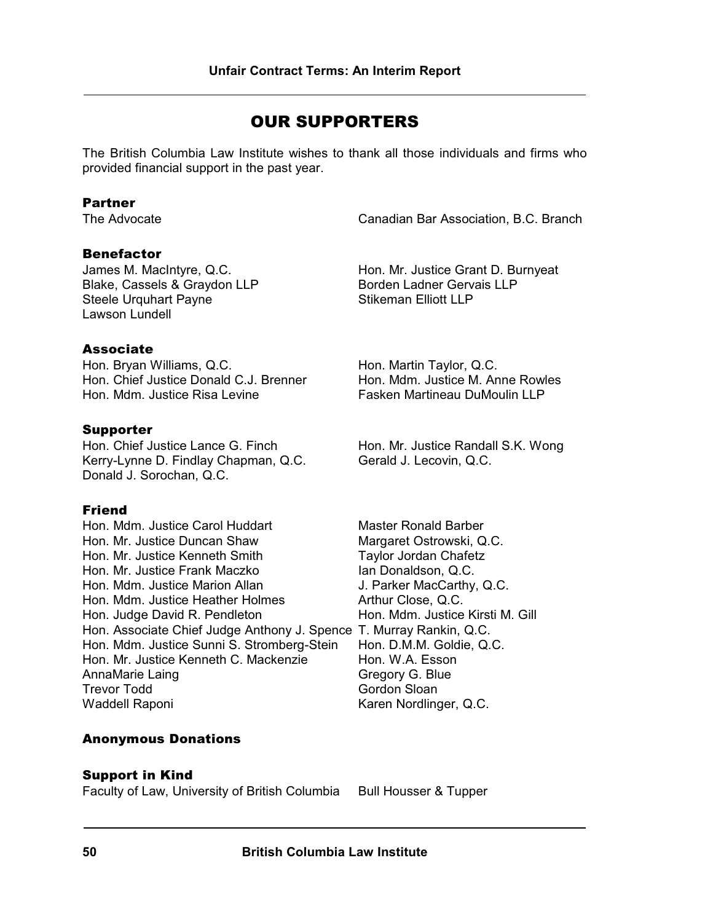# OUR SUPPORTERS

The British Columbia Law Institute wishes to thank all those individuals and firms who provided financial support in the past year.

### Partner

The Advocate
Canadian Bar Association, B.C. Branch

### Benefactor

James M. MacIntyre, Q.C.
Hon. Mr. Justice Grant D. Burnyeat
Blake, Cassels & Graydon LLP
Borden Ladner Gervais LLP
Steele Urquhart Payne
Stikeman Elliott LLP
Lawson Lundell

### Associate

Hon. Bryan Williams, Q.C.
Hon. Martin Taylor, Q.C.
Hon. Chief Justice Donald C.J. Brenner
Hon. Mdm. Justice M. Anne Rowles
Hon. Mdm. Justice Risa Levine
Fasken Martineau DuMoulin LLP

### Supporter

Hon. Chief Justice Lance G. Finch
Hon. Mr. Justice Randall S.K. Wong
Kerry-Lynne D. Findlay Chapman, Q.C.
Gerald J. Lecovin, Q.C.
Donald J. Sorochan, Q.C.

### Friend

Hon. Mdm. Justice Carol Huddart
Master Ronald Barber
Hon. Mr. Justice Duncan Shaw
Margaret Ostrowski, Q.C.
Hon. Mr. Justice Kenneth Smith
Taylor Jordan Chafetz
Hon. Mr. Justice Frank Maczko
Ian Donaldson, Q.C.
Hon. Mdm. Justice Marion Allan
J. Parker MacCarthy, Q.C.
Hon. Mdm. Justice Heather Holmes
Arthur Close, Q.C.
Hon. Judge David R. Pendleton
Hon. Mdm. Justice Kirsti M. Gill
Hon. Associate Chief Judge Anthony J. Spence
T. Murray Rankin, Q.C.
Hon. Mdm. Justice Sunni S. Stromberg-Stein
Hon. D.M.M. Goldie, Q.C.
Hon. Mr. Justice Kenneth C. Mackenzie
Hon. W.A. Esson
AnnaMarie Laing
Gregory G. Blue
Trevor Todd
Gordon Sloan
Waddell Raponi
Karen Nordlinger, Q.C.

### Anonymous Donations

### Support in Kind

Faculty of Law, University of British Columbia
Bull Housser & Tupper